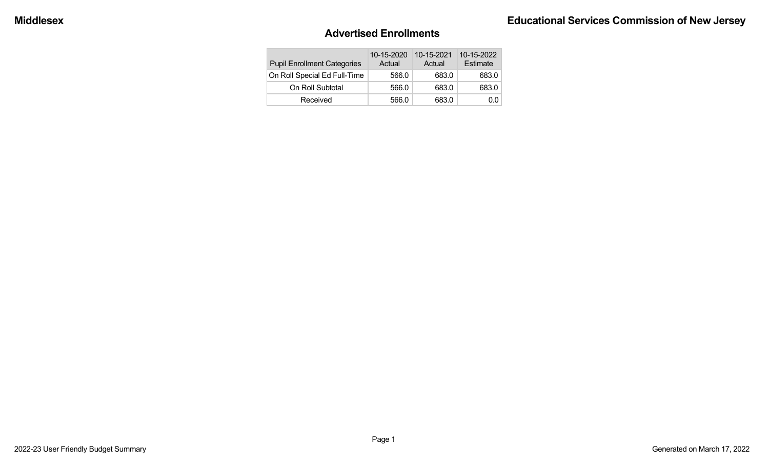# Advertised Enrollments

| Pupil Enrollment Categories | 10-15-2020 Actual | 10-15-2021 Actual | 10-15-2022 Estimate |
|---|---|---|---|
| On Roll Special Ed Full-Time | 566.0 | 683.0 | 683.0 |
| On Roll Subtotal | 566.0 | 683.0 | 683.0 |
| Received | 566.0 | 683.0 | 0.0 |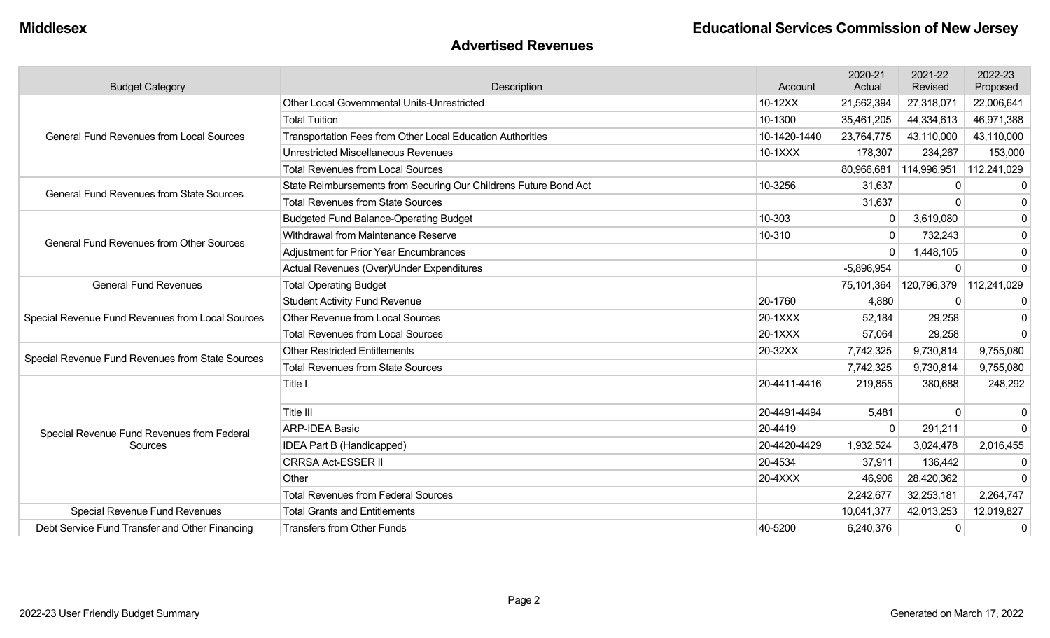**Middlesex**

**Educational Services Commission of New Jersey**

## Advertised Revenues

| Budget Category | Description | Account | 2020-21 Actual | 2021-22 Revised | 2022-23 Proposed |
|---|---|---|---|---|---|
| General Fund Revenues from Local Sources | Other Local Governmental Units-Unrestricted | 10-12XX | 21,562,394 | 27,318,071 | 22,006,641 |
| | Total Tuition | 10-1300 | 35,461,205 | 44,334,613 | 46,971,388 |
| | Transportation Fees from Other Local Education Authorities | 10-1420-1440 | 23,764,775 | 43,110,000 | 43,110,000 |
| | Unrestricted Miscellaneous Revenues | 10-1XXX | 178,307 | 234,267 | 153,000 |
| | Total Revenues from Local Sources | | 80,966,681 | 114,996,951 | 112,241,029 |
| General Fund Revenues from State Sources | State Reimbursements from Securing Our Childrens Future Bond Act | 10-3256 | 31,637 | 0 | 0 |
| | Total Revenues from State Sources | | 31,637 | 0 | 0 |
| General Fund Revenues from Other Sources | Budgeted Fund Balance-Operating Budget | 10-303 | 0 | 3,619,080 | 0 |
| | Withdrawal from Maintenance Reserve | 10-310 | 0 | 732,243 | 0 |
| | Adjustment for Prior Year Encumbrances | | 0 | 1,448,105 | 0 |
| | Actual Revenues (Over)/Under Expenditures | | -5,896,954 | 0 | 0 |
| General Fund Revenues | Total Operating Budget | | 75,101,364 | 120,796,379 | 112,241,029 |
| Special Revenue Fund Revenues from Local Sources | Student Activity Fund Revenue | 20-1760 | 4,880 | 0 | 0 |
| | Other Revenue from Local Sources | 20-1XXX | 52,184 | 29,258 | 0 |
| | Total Revenues from Local Sources | 20-1XXX | 57,064 | 29,258 | 0 |
| Special Revenue Fund Revenues from State Sources | Other Restricted Entitlements | 20-32XX | 7,742,325 | 9,730,814 | 9,755,080 |
| | Total Revenues from State Sources | | 7,742,325 | 9,730,814 | 9,755,080 |
| Special Revenue Fund Revenues from Federal Sources | Title I | 20-4411-4416 | 219,855 | 380,688 | 248,292 |
| | Title III | 20-4491-4494 | 5,481 | 0 | 0 |
| | ARP-IDEA Basic | 20-4419 | 0 | 291,211 | 0 |
| | IDEA Part B (Handicapped) | 20-4420-4429 | 1,932,524 | 3,024,478 | 2,016,455 |
| | CRRSA Act-ESSER II | 20-4534 | 37,911 | 136,442 | 0 |
| | Other | 20-4XXX | 46,906 | 28,420,362 | 0 |
| | Total Revenues from Federal Sources | | 2,242,677 | 32,253,181 | 2,264,747 |
| Special Revenue Fund Revenues | Total Grants and Entitlements | | 10,041,377 | 42,013,253 | 12,019,827 |
| Debt Service Fund Transfer and Other Financing | Transfers from Other Funds | 40-5200 | 6,240,376 | 0 | 0 |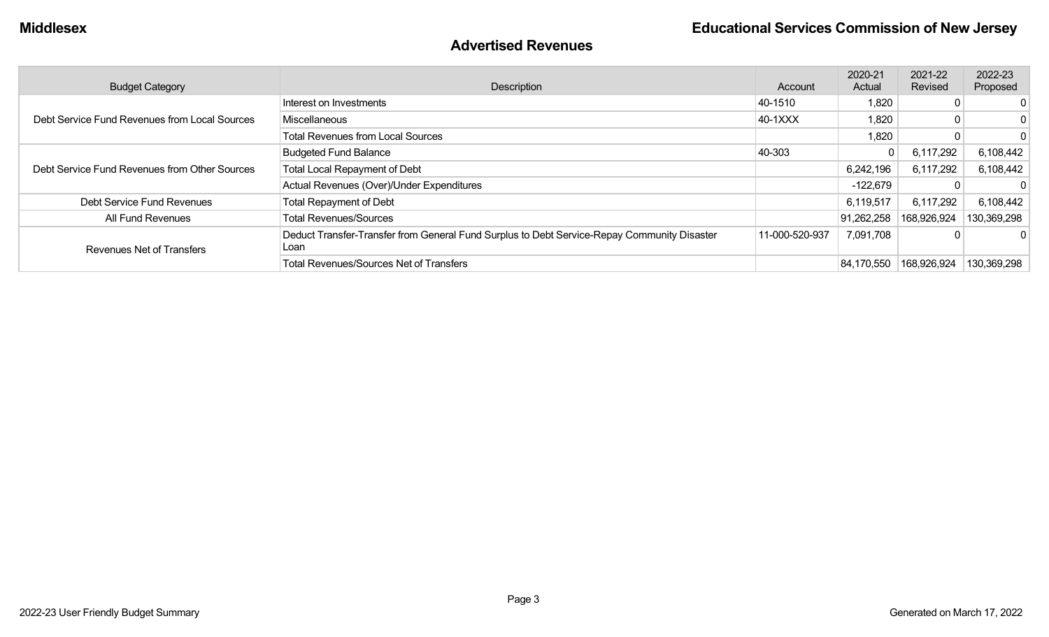## Advertised Revenues

| Budget Category | Description | Account | 2020-21 Actual | 2021-22 Revised | 2022-23 Proposed |
|---|---|---|---|---|---|
| Debt Service Fund Revenues from Local Sources | Interest on Investments | 40-1510 | 1,820 | 0 | 0 |
| | Miscellaneous | 40-1XXX | 1,820 | 0 | 0 |
| | Total Revenues from Local Sources | | 1,820 | 0 | 0 |
| Debt Service Fund Revenues from Other Sources | Budgeted Fund Balance | 40-303 | 0 | 6,117,292 | 6,108,442 |
| | Total Local Repayment of Debt | | 6,242,196 | 6,117,292 | 6,108,442 |
| | Actual Revenues (Over)/Under Expenditures | | -122,679 | 0 | 0 |
| Debt Service Fund Revenues | Total Repayment of Debt | | 6,119,517 | 6,117,292 | 6,108,442 |
| All Fund Revenues | Total Revenues/Sources | | 91,262,258 | 168,926,924 | 130,369,298 |
| Revenues Net of Transfers | Deduct Transfer-Transfer from General Fund Surplus to Debt Service-Repay Community Disaster Loan | 11-000-520-937 | 7,091,708 | 0 | 0 |
| | Total Revenues/Sources Net of Transfers | | 84,170,550 | 168,926,924 | 130,369,298 |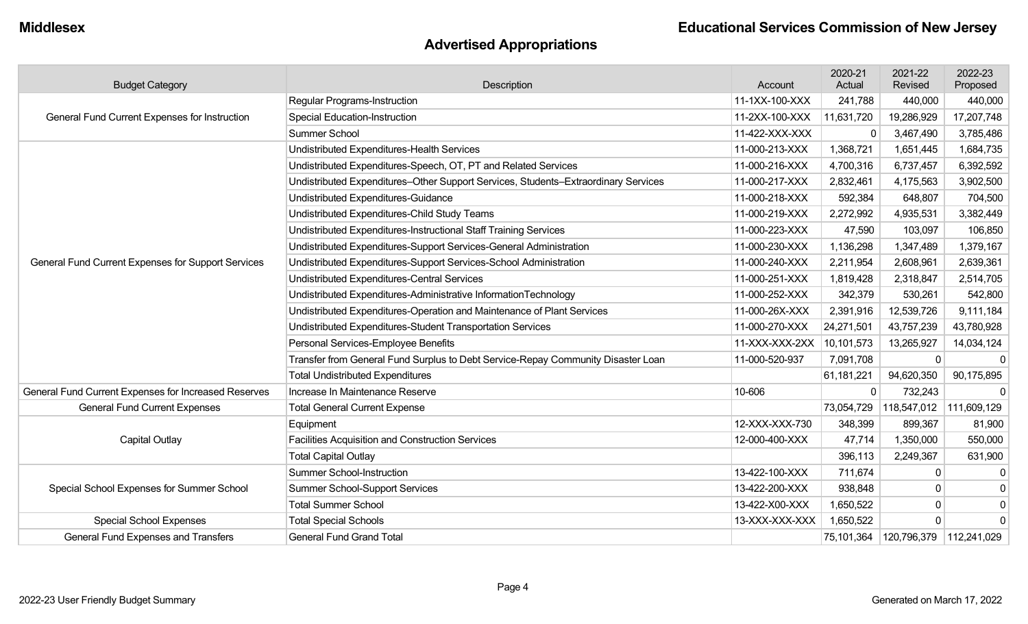**Middlesex** | **Educational Services Commission of New Jersey**

## Advertised Appropriations

| Budget Category | Description | Account | 2020-21 Actual | 2021-22 Revised | 2022-23 Proposed |
|---|---|---|---|---|---|
| General Fund Current Expenses for Instruction | Regular Programs-Instruction | 11-1XX-100-XXX | 241,788 | 440,000 | 440,000 |
| | Special Education-Instruction | 11-2XX-100-XXX | 11,631,720 | 19,286,929 | 17,207,748 |
| | Summer School | 11-422-XXX-XXX | 0 | 3,467,490 | 3,785,486 |
| General Fund Current Expenses for Support Services | Undistributed Expenditures-Health Services | 11-000-213-XXX | 1,368,721 | 1,651,445 | 1,684,735 |
| | Undistributed Expenditures-Speech, OT, PT and Related Services | 11-000-216-XXX | 4,700,316 | 6,737,457 | 6,392,592 |
| | Undistributed Expenditures–Other Support Services, Students–Extraordinary Services | 11-000-217-XXX | 2,832,461 | 4,175,563 | 3,902,500 |
| | Undistributed Expenditures-Guidance | 11-000-218-XXX | 592,384 | 648,807 | 704,500 |
| | Undistributed Expenditures-Child Study Teams | 11-000-219-XXX | 2,272,992 | 4,935,531 | 3,382,449 |
| | Undistributed Expenditures-Instructional Staff Training Services | 11-000-223-XXX | 47,590 | 103,097 | 106,850 |
| | Undistributed Expenditures-Support Services-General Administration | 11-000-230-XXX | 1,136,298 | 1,347,489 | 1,379,167 |
| | Undistributed Expenditures-Support Services-School Administration | 11-000-240-XXX | 2,211,954 | 2,608,961 | 2,639,361 |
| | Undistributed Expenditures-Central Services | 11-000-251-XXX | 1,819,428 | 2,318,847 | 2,514,705 |
| | Undistributed Expenditures-Administrative InformationTechnology | 11-000-252-XXX | 342,379 | 530,261 | 542,800 |
| | Undistributed Expenditures-Operation and Maintenance of Plant Services | 11-000-26X-XXX | 2,391,916 | 12,539,726 | 9,111,184 |
| | Undistributed Expenditures-Student Transportation Services | 11-000-270-XXX | 24,271,501 | 43,757,239 | 43,780,928 |
| | Personal Services-Employee Benefits | 11-XXX-XXX-2XX | 10,101,573 | 13,265,927 | 14,034,124 |
| | Transfer from General Fund Surplus to Debt Service-Repay Community Disaster Loan | 11-000-520-937 | 7,091,708 | 0 | 0 |
| | Total Undistributed Expenditures | | 61,181,221 | 94,620,350 | 90,175,895 |
| General Fund Current Expenses for Increased Reserves | Increase In Maintenance Reserve | 10-606 | 0 | 732,243 | 0 |
| General Fund Current Expenses | Total General Current Expense | | 73,054,729 | 118,547,012 | 111,609,129 |
| Capital Outlay | Equipment | 12-XXX-XXX-730 | 348,399 | 899,367 | 81,900 |
| | Facilities Acquisition and Construction Services | 12-000-400-XXX | 47,714 | 1,350,000 | 550,000 |
| | Total Capital Outlay | | 396,113 | 2,249,367 | 631,900 |
| Special School Expenses for Summer School | Summer School-Instruction | 13-422-100-XXX | 711,674 | 0 | 0 |
| | Summer School-Support Services | 13-422-200-XXX | 938,848 | 0 | 0 |
| | Total Summer School | 13-422-X00-XXX | 1,650,522 | 0 | 0 |
| Special School Expenses | Total Special Schools | 13-XXX-XXX-XXX | 1,650,522 | 0 | 0 |
| General Fund Expenses and Transfers | General Fund Grand Total | | 75,101,364 | 120,796,379 | 112,241,029 |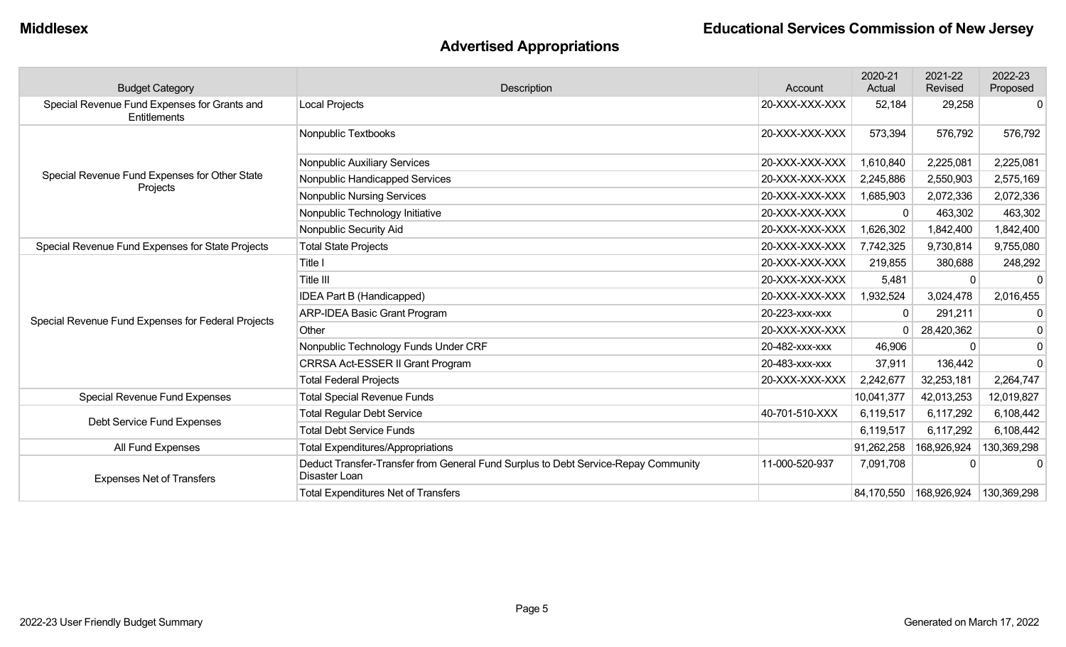## Advertised Appropriations

| Budget Category | Description | Account | 2020-21 Actual | 2021-22 Revised | 2022-23 Proposed |
|---|---|---|---|---|---|
| Special Revenue Fund Expenses for Grants and Entitlements | Local Projects | 20-XXX-XXX-XXX | 52,184 | 29,258 | 0 |
| Special Revenue Fund Expenses for Other State Projects | Nonpublic Textbooks | 20-XXX-XXX-XXX | 573,394 | 576,792 | 576,792 |
| | Nonpublic Auxiliary Services | 20-XXX-XXX-XXX | 1,610,840 | 2,225,081 | 2,225,081 |
| | Nonpublic Handicapped Services | 20-XXX-XXX-XXX | 2,245,886 | 2,550,903 | 2,575,169 |
| | Nonpublic Nursing Services | 20-XXX-XXX-XXX | 1,685,903 | 2,072,336 | 2,072,336 |
| | Nonpublic Technology Initiative | 20-XXX-XXX-XXX | 0 | 463,302 | 463,302 |
| | Nonpublic Security Aid | 20-XXX-XXX-XXX | 1,626,302 | 1,842,400 | 1,842,400 |
| Special Revenue Fund Expenses for State Projects | Total State Projects | 20-XXX-XXX-XXX | 7,742,325 | 9,730,814 | 9,755,080 |
| Special Revenue Fund Expenses for Federal Projects | Title I | 20-XXX-XXX-XXX | 219,855 | 380,688 | 248,292 |
| | Title III | 20-XXX-XXX-XXX | 5,481 | 0 | 0 |
| | IDEA Part B (Handicapped) | 20-XXX-XXX-XXX | 1,932,524 | 3,024,478 | 2,016,455 |
| | ARP-IDEA Basic Grant Program | 20-223-xxx-xxx | 0 | 291,211 | 0 |
| | Other | 20-XXX-XXX-XXX | 0 | 28,420,362 | 0 |
| | Nonpublic Technology Funds Under CRF | 20-482-xxx-xxx | 46,906 | 0 | 0 |
| | CRRSA Act-ESSER II Grant Program | 20-483-xxx-xxx | 37,911 | 136,442 | 0 |
| | Total Federal Projects | 20-XXX-XXX-XXX | 2,242,677 | 32,253,181 | 2,264,747 |
| Special Revenue Fund Expenses | Total Special Revenue Funds | | 10,041,377 | 42,013,253 | 12,019,827 |
| Debt Service Fund Expenses | Total Regular Debt Service | 40-701-510-XXX | 6,119,517 | 6,117,292 | 6,108,442 |
| | Total Debt Service Funds | | 6,119,517 | 6,117,292 | 6,108,442 |
| All Fund Expenses | Total Expenditures/Appropriations | | 91,262,258 | 168,926,924 | 130,369,298 |
| Expenses Net of Transfers | Deduct Transfer-Transfer from General Fund Surplus to Debt Service-Repay Community Disaster Loan | 11-000-520-937 | 7,091,708 | 0 | 0 |
| | Total Expenditures Net of Transfers | | 84,170,550 | 168,926,924 | 130,369,298 |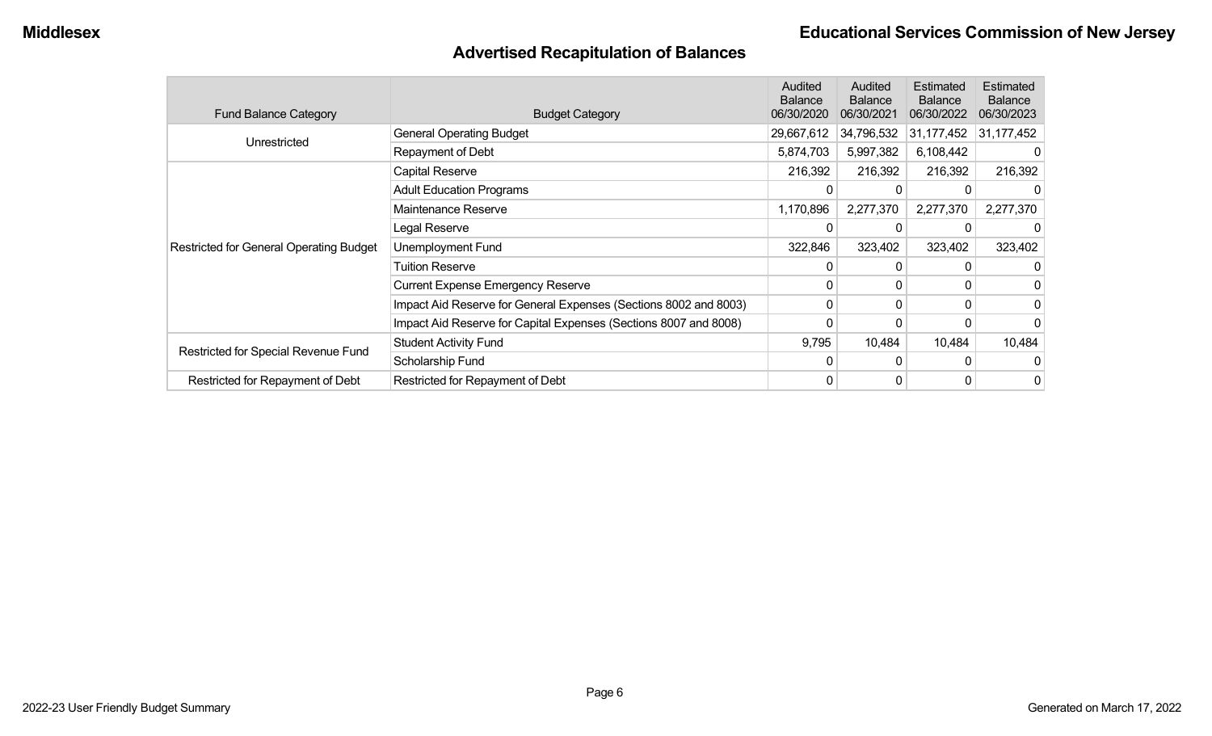## Advertised Recapitulation of Balances

| Fund Balance Category | Budget Category | Audited Balance 06/30/2020 | Audited Balance 06/30/2021 | Estimated Balance 06/30/2022 | Estimated Balance 06/30/2023 |
|---|---|---|---|---|---|
| Unrestricted | General Operating Budget | 29,667,612 | 34,796,532 | 31,177,452 | 31,177,452 |
| | Repayment of Debt | 5,874,703 | 5,997,382 | 6,108,442 | 0 |
| Restricted for General Operating Budget | Capital Reserve | 216,392 | 216,392 | 216,392 | 216,392 |
| | Adult Education Programs | 0 | 0 | 0 | 0 |
| | Maintenance Reserve | 1,170,896 | 2,277,370 | 2,277,370 | 2,277,370 |
| | Legal Reserve | 0 | 0 | 0 | 0 |
| | Unemployment Fund | 322,846 | 323,402 | 323,402 | 323,402 |
| | Tuition Reserve | 0 | 0 | 0 | 0 |
| | Current Expense Emergency Reserve | 0 | 0 | 0 | 0 |
| | Impact Aid Reserve for General Expenses (Sections 8002 and 8003) | 0 | 0 | 0 | 0 |
| | Impact Aid Reserve for Capital Expenses (Sections 8007 and 8008) | 0 | 0 | 0 | 0 |
| Restricted for Special Revenue Fund | Student Activity Fund | 9,795 | 10,484 | 10,484 | 10,484 |
| | Scholarship Fund | 0 | 0 | 0 | 0 |
| Restricted for Repayment of Debt | Restricted for Repayment of Debt | 0 | 0 | 0 | 0 |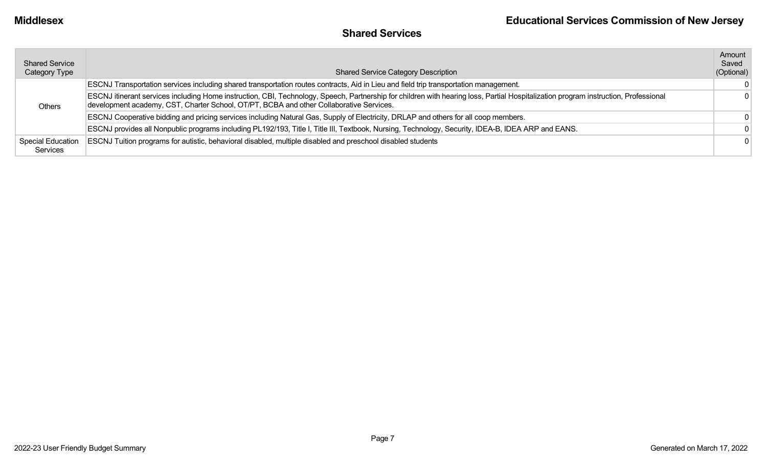## Shared Services

| Shared Service Category Type | Shared Service Category Description | Amount Saved (Optional) |
|---|---|---|
| Others | ESCNJ Transportation services including shared transportation routes contracts, Aid in Lieu and field trip transportation management. | 0 |
| | ESCNJ itinerant services including Home instruction, CBI, Technology, Speech, Partnership for children with hearing loss, Partial Hospitalization program instruction, Professional development academy, CST, Charter School, OT/PT, BCBA and other Collaborative Services. | 0 |
| | ESCNJ Cooperative bidding and pricing services including Natural Gas, Supply of Electricity, DRLAP and others for all coop members. | 0 |
| | ESCNJ provides all Nonpublic programs including PL192/193, Title I, Title III, Textbook, Nursing, Technology, Security, IDEA-B, IDEA ARP and EANS. | 0 |
| Special Education Services | ESCNJ Tuition programs for autistic, behavioral disabled, multiple disabled and preschool disabled students | 0 |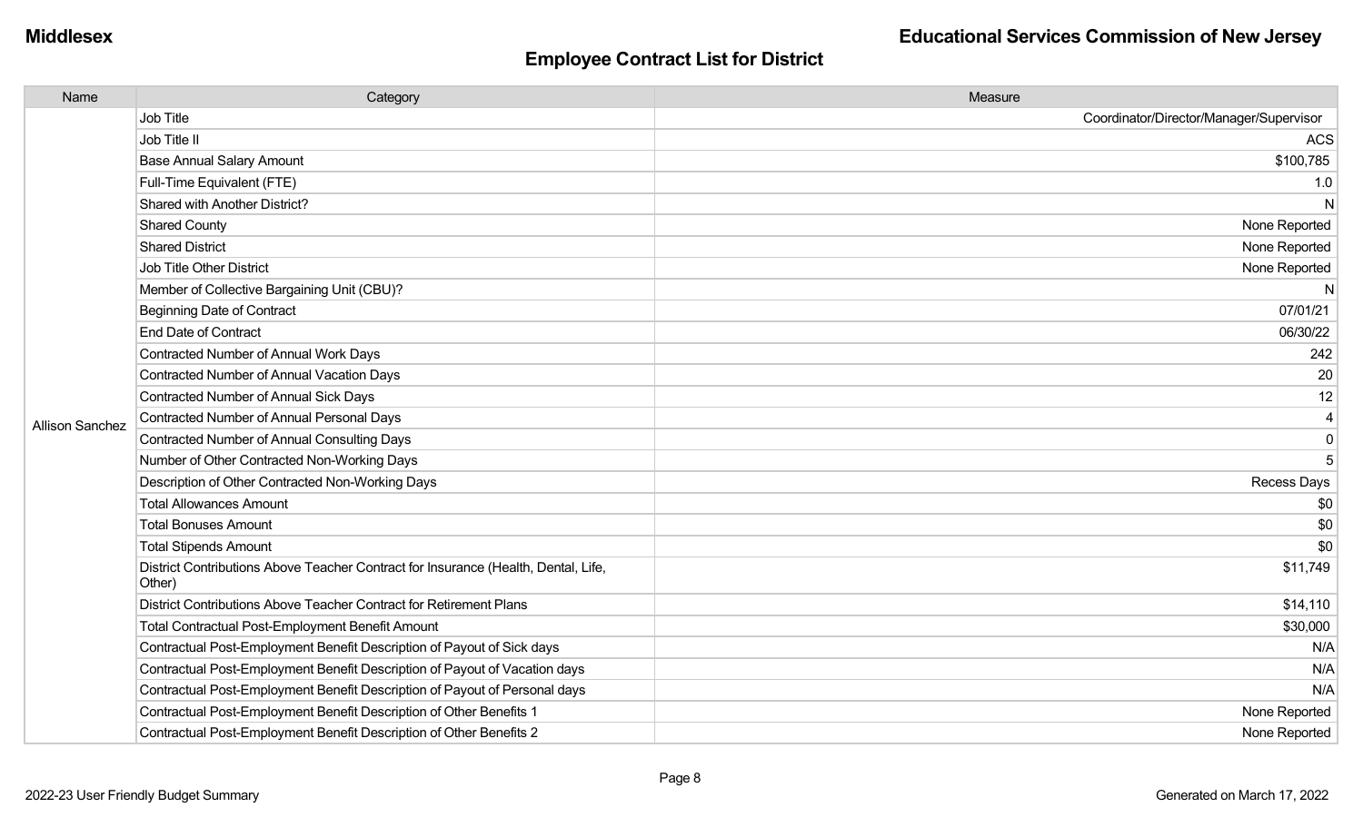## Employee Contract List for District

| Name | Category | Measure |
|---|---|---|
| Allison Sanchez | Job Title | Coordinator/Director/Manager/Supervisor |
| | Job Title II | ACS |
| | Base Annual Salary Amount | $100,785 |
| | Full-Time Equivalent (FTE) | 1.0 |
| | Shared with Another District? | N |
| | Shared County | None Reported |
| | Shared District | None Reported |
| | Job Title Other District | None Reported |
| | Member of Collective Bargaining Unit (CBU)? | N |
| | Beginning Date of Contract | 07/01/21 |
| | End Date of Contract | 06/30/22 |
| | Contracted Number of Annual Work Days | 242 |
| | Contracted Number of Annual Vacation Days | 20 |
| | Contracted Number of Annual Sick Days | 12 |
| | Contracted Number of Annual Personal Days | 4 |
| | Contracted Number of Annual Consulting Days | 0 |
| | Number of Other Contracted Non-Working Days | 5 |
| | Description of Other Contracted Non-Working Days | Recess Days |
| | Total Allowances Amount | $0 |
| | Total Bonuses Amount | $0 |
| | Total Stipends Amount | $0 |
| | District Contributions Above Teacher Contract for Insurance (Health, Dental, Life, Other) | $11,749 |
| | District Contributions Above Teacher Contract for Retirement Plans | $14,110 |
| | Total Contractual Post-Employment Benefit Amount | $30,000 |
| | Contractual Post-Employment Benefit Description of Payout of Sick days | N/A |
| | Contractual Post-Employment Benefit Description of Payout of Vacation days | N/A |
| | Contractual Post-Employment Benefit Description of Payout of Personal days | N/A |
| | Contractual Post-Employment Benefit Description of Other Benefits 1 | None Reported |
| | Contractual Post-Employment Benefit Description of Other Benefits 2 | None Reported |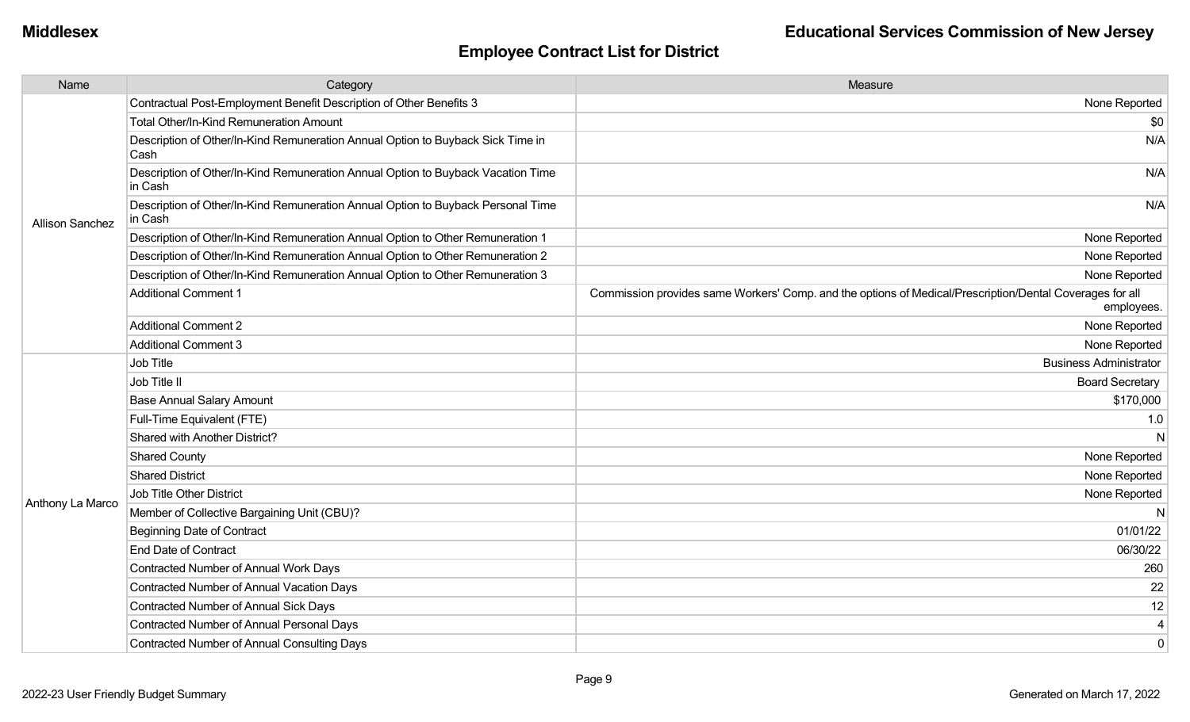## Employee Contract List for District

| Name | Category | Measure |
|---|---|---|
| Allison Sanchez | Contractual Post-Employment Benefit Description of Other Benefits 3 | None Reported |
| | Total Other/In-Kind Remuneration Amount | $0 |
| | Description of Other/In-Kind Remuneration Annual Option to Buyback Sick Time in Cash | N/A |
| | Description of Other/In-Kind Remuneration Annual Option to Buyback Vacation Time in Cash | N/A |
| | Description of Other/In-Kind Remuneration Annual Option to Buyback Personal Time in Cash | N/A |
| | Description of Other/In-Kind Remuneration Annual Option to Other Remuneration 1 | None Reported |
| | Description of Other/In-Kind Remuneration Annual Option to Other Remuneration 2 | None Reported |
| | Description of Other/In-Kind Remuneration Annual Option to Other Remuneration 3 | None Reported |
| | Additional Comment 1 | Commission provides same Workers' Comp. and the options of Medical/Prescription/Dental Coverages for all employees. |
| | Additional Comment 2 | None Reported |
| | Additional Comment 3 | None Reported |
| Anthony La Marco | Job Title | Business Administrator |
| | Job Title II | Board Secretary |
| | Base Annual Salary Amount | $170,000 |
| | Full-Time Equivalent (FTE) | 1.0 |
| | Shared with Another District? | N |
| | Shared County | None Reported |
| | Shared District | None Reported |
| | Job Title Other District | None Reported |
| | Member of Collective Bargaining Unit (CBU)? | N |
| | Beginning Date of Contract | 01/01/22 |
| | End Date of Contract | 06/30/22 |
| | Contracted Number of Annual Work Days | 260 |
| | Contracted Number of Annual Vacation Days | 22 |
| | Contracted Number of Annual Sick Days | 12 |
| | Contracted Number of Annual Personal Days | 4 |
| | Contracted Number of Annual Consulting Days | 0 |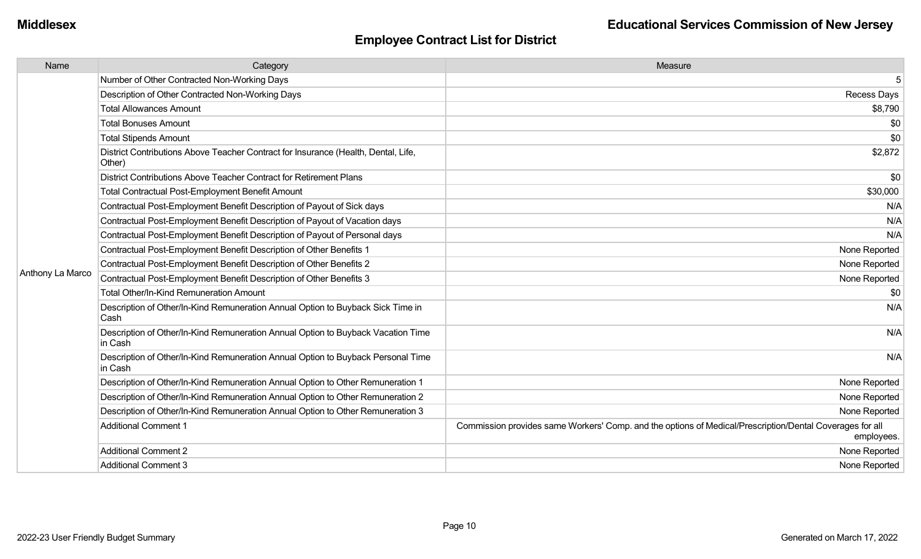## Employee Contract List for District

| Name | Category | Measure |
| --- | --- | --- |
| Anthony La Marco | Number of Other Contracted Non-Working Days | 5 |
| | Description of Other Contracted Non-Working Days | Recess Days |
| | Total Allowances Amount | $8,790 |
| | Total Bonuses Amount | $0 |
| | Total Stipends Amount | $0 |
| | District Contributions Above Teacher Contract for Insurance (Health, Dental, Life, Other) | $2,872 |
| | District Contributions Above Teacher Contract for Retirement Plans | $0 |
| | Total Contractual Post-Employment Benefit Amount | $30,000 |
| | Contractual Post-Employment Benefit Description of Payout of Sick days | N/A |
| | Contractual Post-Employment Benefit Description of Payout of Vacation days | N/A |
| | Contractual Post-Employment Benefit Description of Payout of Personal days | N/A |
| | Contractual Post-Employment Benefit Description of Other Benefits 1 | None Reported |
| | Contractual Post-Employment Benefit Description of Other Benefits 2 | None Reported |
| | Contractual Post-Employment Benefit Description of Other Benefits 3 | None Reported |
| | Total Other/In-Kind Remuneration Amount | $0 |
| | Description of Other/In-Kind Remuneration Annual Option to Buyback Sick Time in Cash | N/A |
| | Description of Other/In-Kind Remuneration Annual Option to Buyback Vacation Time in Cash | N/A |
| | Description of Other/In-Kind Remuneration Annual Option to Buyback Personal Time in Cash | N/A |
| | Description of Other/In-Kind Remuneration Annual Option to Other Remuneration 1 | None Reported |
| | Description of Other/In-Kind Remuneration Annual Option to Other Remuneration 2 | None Reported |
| | Description of Other/In-Kind Remuneration Annual Option to Other Remuneration 3 | None Reported |
| | Additional Comment 1 | Commission provides same Workers' Comp. and the options of Medical/Prescription/Dental Coverages for all employees. |
| | Additional Comment 2 | None Reported |
| | Additional Comment 3 | None Reported |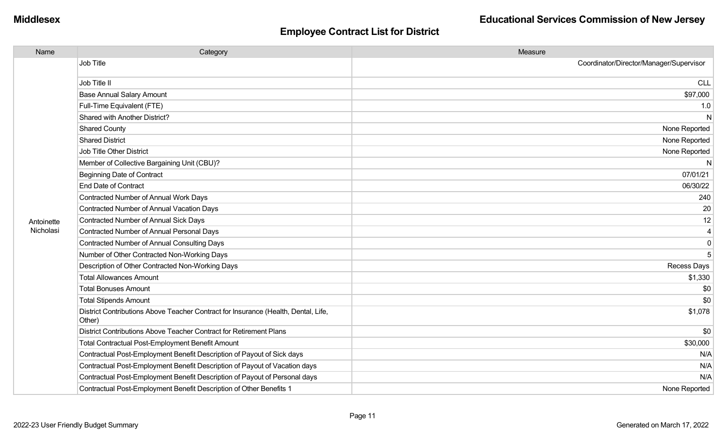Middlesex

Educational Services Commission of New Jersey

## Employee Contract List for District

| Name | Category | Measure |
|---|---|---|
| Antoinette Nicholasi | Job Title | Coordinator/Director/Manager/Supervisor |
| | Job Title II | CLL |
| | Base Annual Salary Amount | $97,000 |
| | Full-Time Equivalent (FTE) | 1.0 |
| | Shared with Another District? | N |
| | Shared County | None Reported |
| | Shared District | None Reported |
| | Job Title Other District | None Reported |
| | Member of Collective Bargaining Unit (CBU)? | N |
| | Beginning Date of Contract | 07/01/21 |
| | End Date of Contract | 06/30/22 |
| | Contracted Number of Annual Work Days | 240 |
| | Contracted Number of Annual Vacation Days | 20 |
| | Contracted Number of Annual Sick Days | 12 |
| | Contracted Number of Annual Personal Days | 4 |
| | Contracted Number of Annual Consulting Days | 0 |
| | Number of Other Contracted Non-Working Days | 5 |
| | Description of Other Contracted Non-Working Days | Recess Days |
| | Total Allowances Amount | $1,330 |
| | Total Bonuses Amount | $0 |
| | Total Stipends Amount | $0 |
| | District Contributions Above Teacher Contract for Insurance (Health, Dental, Life, Other) | $1,078 |
| | District Contributions Above Teacher Contract for Retirement Plans | $0 |
| | Total Contractual Post-Employment Benefit Amount | $30,000 |
| | Contractual Post-Employment Benefit Description of Payout of Sick days | N/A |
| | Contractual Post-Employment Benefit Description of Payout of Vacation days | N/A |
| | Contractual Post-Employment Benefit Description of Payout of Personal days | N/A |
| | Contractual Post-Employment Benefit Description of Other Benefits 1 | None Reported |

2022-23 User Friendly Budget Summary

Generated on March 17, 2022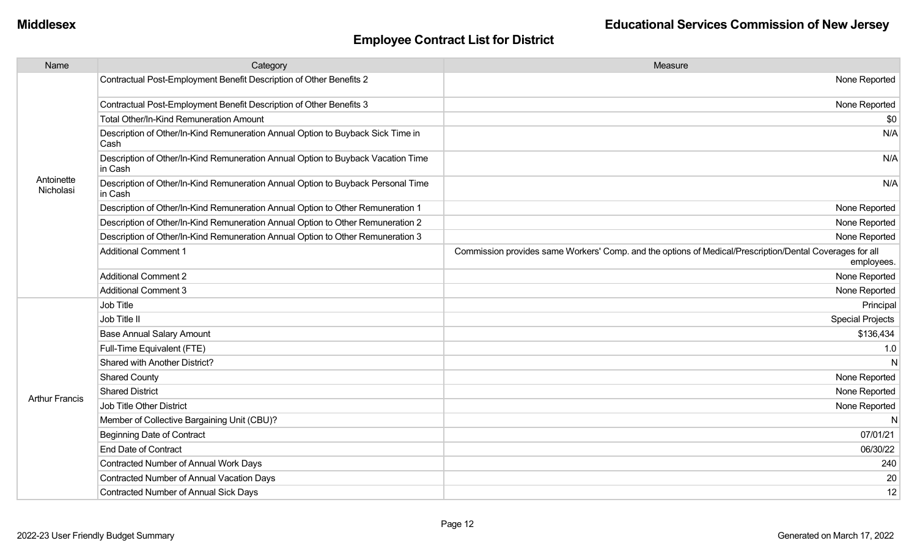## Employee Contract List for District

| Name | Category | Measure |
|---|---|---|
| Antoinette Nicholasi | Contractual Post-Employment Benefit Description of Other Benefits 2 | None Reported |
| | Contractual Post-Employment Benefit Description of Other Benefits 3 | None Reported |
| | Total Other/In-Kind Remuneration Amount | $0 |
| | Description of Other/In-Kind Remuneration Annual Option to Buyback Sick Time in Cash | N/A |
| | Description of Other/In-Kind Remuneration Annual Option to Buyback Vacation Time in Cash | N/A |
| | Description of Other/In-Kind Remuneration Annual Option to Buyback Personal Time in Cash | N/A |
| | Description of Other/In-Kind Remuneration Annual Option to Other Remuneration 1 | None Reported |
| | Description of Other/In-Kind Remuneration Annual Option to Other Remuneration 2 | None Reported |
| | Description of Other/In-Kind Remuneration Annual Option to Other Remuneration 3 | None Reported |
| | Additional Comment 1 | Commission provides same Workers' Comp. and the options of Medical/Prescription/Dental Coverages for all employees. |
| | Additional Comment 2 | None Reported |
| | Additional Comment 3 | None Reported |
| Arthur Francis | Job Title | Principal |
| | Job Title II | Special Projects |
| | Base Annual Salary Amount | $136,434 |
| | Full-Time Equivalent (FTE) | 1.0 |
| | Shared with Another District? | N |
| | Shared County | None Reported |
| | Shared District | None Reported |
| | Job Title Other District | None Reported |
| | Member of Collective Bargaining Unit (CBU)? | N |
| | Beginning Date of Contract | 07/01/21 |
| | End Date of Contract | 06/30/22 |
| | Contracted Number of Annual Work Days | 240 |
| | Contracted Number of Annual Vacation Days | 20 |
| | Contracted Number of Annual Sick Days | 12 |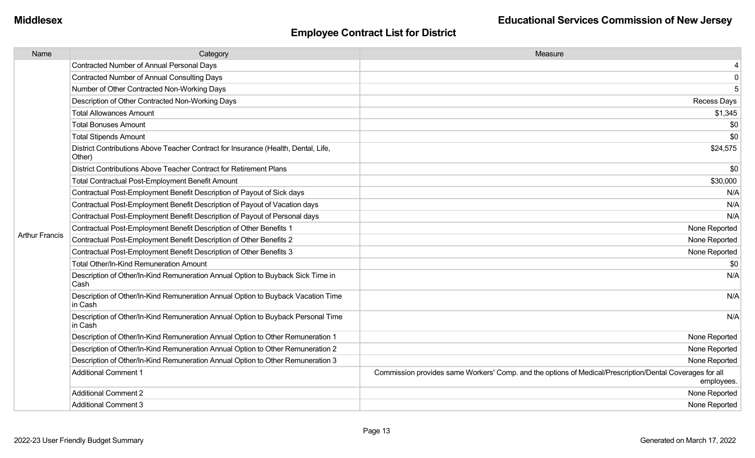## Employee Contract List for District

| Name | Category | Measure |
|---|---|---|
| Arthur Francis | Contracted Number of Annual Personal Days | 4 |
| | Contracted Number of Annual Consulting Days | 0 |
| | Number of Other Contracted Non-Working Days | 5 |
| | Description of Other Contracted Non-Working Days | Recess Days |
| | Total Allowances Amount | $1,345 |
| | Total Bonuses Amount | $0 |
| | Total Stipends Amount | $0 |
| | District Contributions Above Teacher Contract for Insurance (Health, Dental, Life, Other) | $24,575 |
| | District Contributions Above Teacher Contract for Retirement Plans | $0 |
| | Total Contractual Post-Employment Benefit Amount | $30,000 |
| | Contractual Post-Employment Benefit Description of Payout of Sick days | N/A |
| | Contractual Post-Employment Benefit Description of Payout of Vacation days | N/A |
| | Contractual Post-Employment Benefit Description of Payout of Personal days | N/A |
| | Contractual Post-Employment Benefit Description of Other Benefits 1 | None Reported |
| | Contractual Post-Employment Benefit Description of Other Benefits 2 | None Reported |
| | Contractual Post-Employment Benefit Description of Other Benefits 3 | None Reported |
| | Total Other/In-Kind Remuneration Amount | $0 |
| | Description of Other/In-Kind Remuneration Annual Option to Buyback Sick Time in Cash | N/A |
| | Description of Other/In-Kind Remuneration Annual Option to Buyback Vacation Time in Cash | N/A |
| | Description of Other/In-Kind Remuneration Annual Option to Buyback Personal Time in Cash | N/A |
| | Description of Other/In-Kind Remuneration Annual Option to Other Remuneration 1 | None Reported |
| | Description of Other/In-Kind Remuneration Annual Option to Other Remuneration 2 | None Reported |
| | Description of Other/In-Kind Remuneration Annual Option to Other Remuneration 3 | None Reported |
| | Additional Comment 1 | Commission provides same Workers' Comp. and the options of Medical/Prescription/Dental Coverages for all employees. |
| | Additional Comment 2 | None Reported |
| | Additional Comment 3 | None Reported |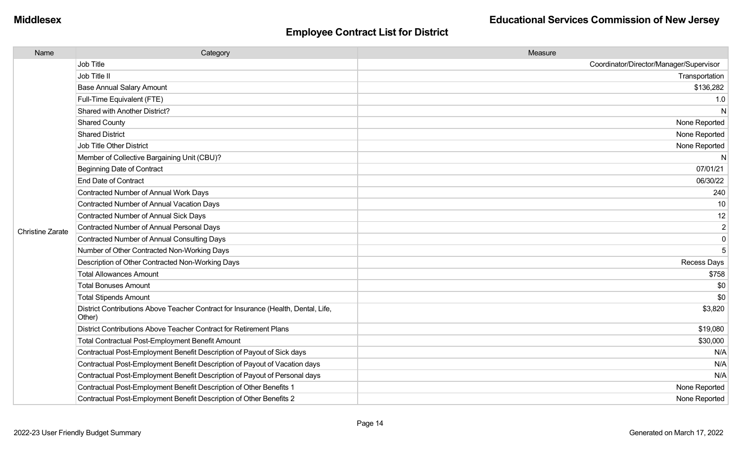## Employee Contract List for District

| Name | Category | Measure |
|---|---|---|
| Christine Zarate | Job Title | Coordinator/Director/Manager/Supervisor |
| | Job Title II | Transportation |
| | Base Annual Salary Amount | $136,282 |
| | Full-Time Equivalent (FTE) | 1.0 |
| | Shared with Another District? | N |
| | Shared County | None Reported |
| | Shared District | None Reported |
| | Job Title Other District | None Reported |
| | Member of Collective Bargaining Unit (CBU)? | N |
| | Beginning Date of Contract | 07/01/21 |
| | End Date of Contract | 06/30/22 |
| | Contracted Number of Annual Work Days | 240 |
| | Contracted Number of Annual Vacation Days | 10 |
| | Contracted Number of Annual Sick Days | 12 |
| | Contracted Number of Annual Personal Days | 2 |
| | Contracted Number of Annual Consulting Days | 0 |
| | Number of Other Contracted Non-Working Days | 5 |
| | Description of Other Contracted Non-Working Days | Recess Days |
| | Total Allowances Amount | $758 |
| | Total Bonuses Amount | $0 |
| | Total Stipends Amount | $0 |
| | District Contributions Above Teacher Contract for Insurance (Health, Dental, Life, Other) | $3,820 |
| | District Contributions Above Teacher Contract for Retirement Plans | $19,080 |
| | Total Contractual Post-Employment Benefit Amount | $30,000 |
| | Contractual Post-Employment Benefit Description of Payout of Sick days | N/A |
| | Contractual Post-Employment Benefit Description of Payout of Vacation days | N/A |
| | Contractual Post-Employment Benefit Description of Payout of Personal days | N/A |
| | Contractual Post-Employment Benefit Description of Other Benefits 1 | None Reported |
| | Contractual Post-Employment Benefit Description of Other Benefits 2 | None Reported |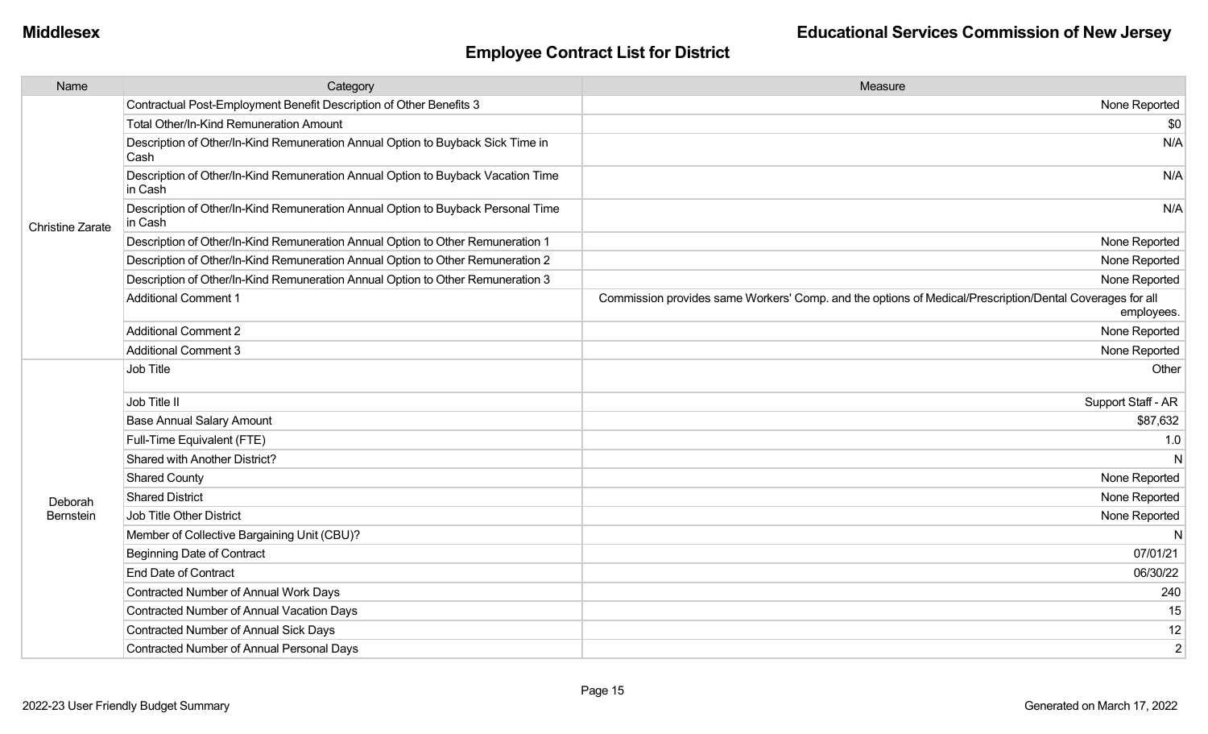## Employee Contract List for District

| Name | Category | Measure |
|---|---|---|
| Christine Zarate | Contractual Post-Employment Benefit Description of Other Benefits 3 | None Reported |
| | Total Other/In-Kind Remuneration Amount | $0 |
| | Description of Other/In-Kind Remuneration Annual Option to Buyback Sick Time in Cash | N/A |
| | Description of Other/In-Kind Remuneration Annual Option to Buyback Vacation Time in Cash | N/A |
| | Description of Other/In-Kind Remuneration Annual Option to Buyback Personal Time in Cash | N/A |
| | Description of Other/In-Kind Remuneration Annual Option to Other Remuneration 1 | None Reported |
| | Description of Other/In-Kind Remuneration Annual Option to Other Remuneration 2 | None Reported |
| | Description of Other/In-Kind Remuneration Annual Option to Other Remuneration 3 | None Reported |
| | Additional Comment 1 | Commission provides same Workers' Comp. and the options of Medical/Prescription/Dental Coverages for all employees. |
| | Additional Comment 2 | None Reported |
| | Additional Comment 3 | None Reported |
| Deborah Bernstein | Job Title | Other |
| | Job Title II | Support Staff - AR |
| | Base Annual Salary Amount | $87,632 |
| | Full-Time Equivalent (FTE) | 1.0 |
| | Shared with Another District? | N |
| | Shared County | None Reported |
| | Shared District | None Reported |
| | Job Title Other District | None Reported |
| | Member of Collective Bargaining Unit (CBU)? | N |
| | Beginning Date of Contract | 07/01/21 |
| | End Date of Contract | 06/30/22 |
| | Contracted Number of Annual Work Days | 240 |
| | Contracted Number of Annual Vacation Days | 15 |
| | Contracted Number of Annual Sick Days | 12 |
| | Contracted Number of Annual Personal Days | 2 |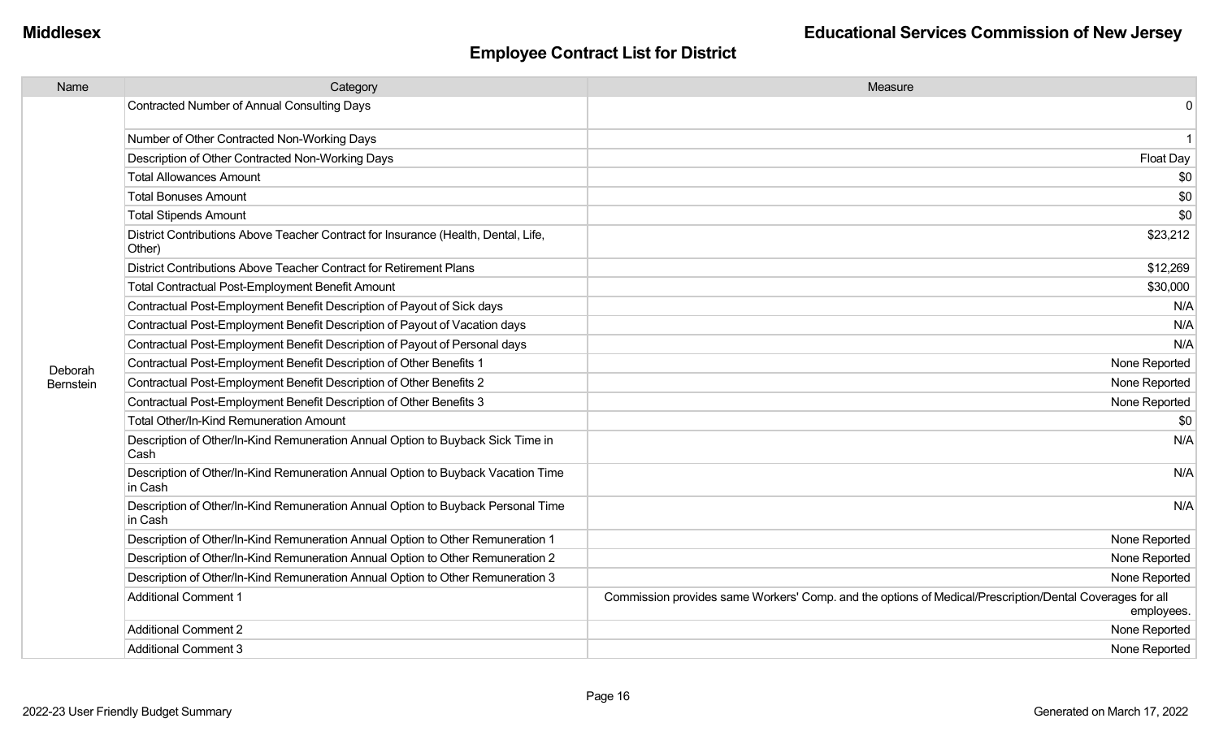## Employee Contract List for District

| Name | Category | Measure |
|---|---|---|
| Deborah Bernstein | Contracted Number of Annual Consulting Days | 0 |
| | Number of Other Contracted Non-Working Days | 1 |
| | Description of Other Contracted Non-Working Days | Float Day |
| | Total Allowances Amount | $0 |
| | Total Bonuses Amount | $0 |
| | Total Stipends Amount | $0 |
| | District Contributions Above Teacher Contract for Insurance (Health, Dental, Life, Other) | $23,212 |
| | District Contributions Above Teacher Contract for Retirement Plans | $12,269 |
| | Total Contractual Post-Employment Benefit Amount | $30,000 |
| | Contractual Post-Employment Benefit Description of Payout of Sick days | N/A |
| | Contractual Post-Employment Benefit Description of Payout of Vacation days | N/A |
| | Contractual Post-Employment Benefit Description of Payout of Personal days | N/A |
| | Contractual Post-Employment Benefit Description of Other Benefits 1 | None Reported |
| | Contractual Post-Employment Benefit Description of Other Benefits 2 | None Reported |
| | Contractual Post-Employment Benefit Description of Other Benefits 3 | None Reported |
| | Total Other/In-Kind Remuneration Amount | $0 |
| | Description of Other/In-Kind Remuneration Annual Option to Buyback Sick Time in Cash | N/A |
| | Description of Other/In-Kind Remuneration Annual Option to Buyback Vacation Time in Cash | N/A |
| | Description of Other/In-Kind Remuneration Annual Option to Buyback Personal Time in Cash | N/A |
| | Description of Other/In-Kind Remuneration Annual Option to Other Remuneration 1 | None Reported |
| | Description of Other/In-Kind Remuneration Annual Option to Other Remuneration 2 | None Reported |
| | Description of Other/In-Kind Remuneration Annual Option to Other Remuneration 3 | None Reported |
| | Additional Comment 1 | Commission provides same Workers' Comp. and the options of Medical/Prescription/Dental Coverages for all employees. |
| | Additional Comment 2 | None Reported |
| | Additional Comment 3 | None Reported |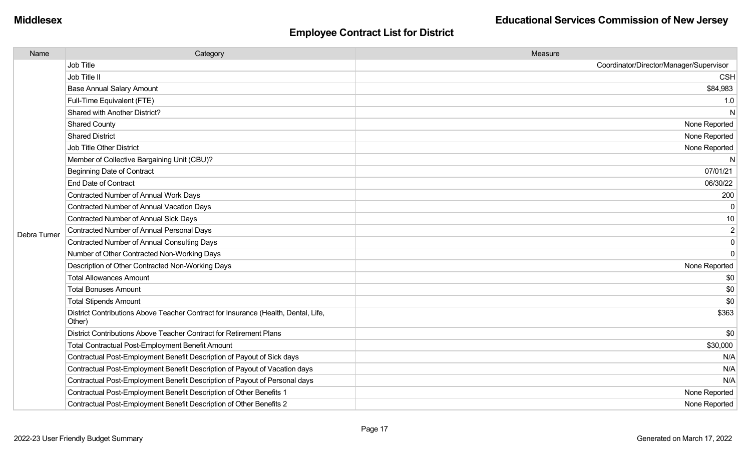# Employee Contract List for District

| Name | Category | Measure |
|---|---|---|
| Debra Turner | Job Title | Coordinator/Director/Manager/Supervisor |
| | Job Title II | CSH |
| | Base Annual Salary Amount | $84,983 |
| | Full-Time Equivalent (FTE) | 1.0 |
| | Shared with Another District? | N |
| | Shared County | None Reported |
| | Shared District | None Reported |
| | Job Title Other District | None Reported |
| | Member of Collective Bargaining Unit (CBU)? | N |
| | Beginning Date of Contract | 07/01/21 |
| | End Date of Contract | 06/30/22 |
| | Contracted Number of Annual Work Days | 200 |
| | Contracted Number of Annual Vacation Days | 0 |
| | Contracted Number of Annual Sick Days | 10 |
| | Contracted Number of Annual Personal Days | 2 |
| | Contracted Number of Annual Consulting Days | 0 |
| | Number of Other Contracted Non-Working Days | 0 |
| | Description of Other Contracted Non-Working Days | None Reported |
| | Total Allowances Amount | $0 |
| | Total Bonuses Amount | $0 |
| | Total Stipends Amount | $0 |
| | District Contributions Above Teacher Contract for Insurance (Health, Dental, Life, Other) | $363 |
| | District Contributions Above Teacher Contract for Retirement Plans | $0 |
| | Total Contractual Post-Employment Benefit Amount | $30,000 |
| | Contractual Post-Employment Benefit Description of Payout of Sick days | N/A |
| | Contractual Post-Employment Benefit Description of Payout of Vacation days | N/A |
| | Contractual Post-Employment Benefit Description of Payout of Personal days | N/A |
| | Contractual Post-Employment Benefit Description of Other Benefits 1 | None Reported |
| | Contractual Post-Employment Benefit Description of Other Benefits 2 | None Reported |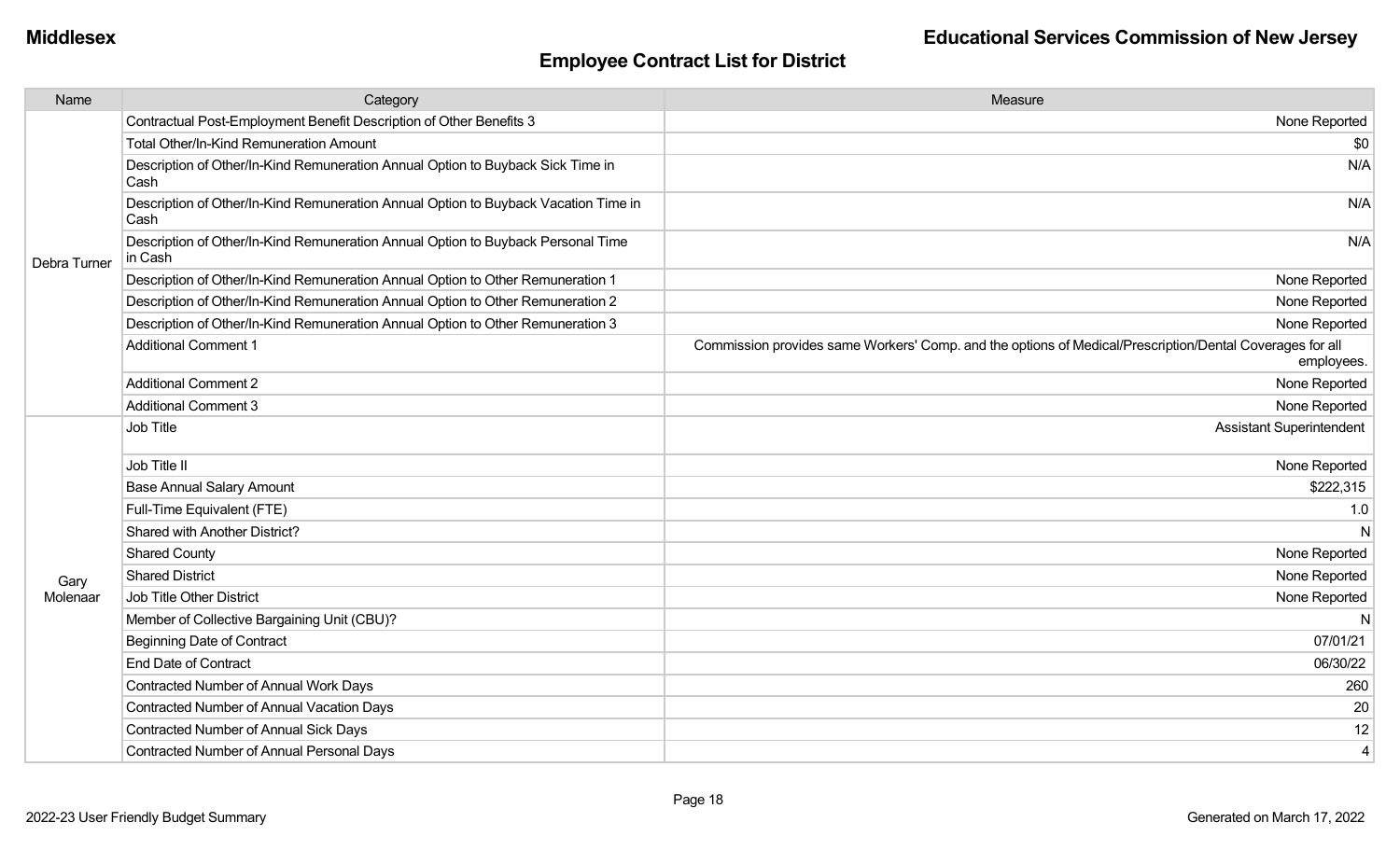# Employee Contract List for District

| Name | Category | Measure |
|---|---|---|
| Debra Turner | Contractual Post-Employment Benefit Description of Other Benefits 3 | None Reported |
| | Total Other/In-Kind Remuneration Amount | $0 |
| | Description of Other/In-Kind Remuneration Annual Option to Buyback Sick Time in Cash | N/A |
| | Description of Other/In-Kind Remuneration Annual Option to Buyback Vacation Time in Cash | N/A |
| | Description of Other/In-Kind Remuneration Annual Option to Buyback Personal Time in Cash | N/A |
| | Description of Other/In-Kind Remuneration Annual Option to Other Remuneration 1 | None Reported |
| | Description of Other/In-Kind Remuneration Annual Option to Other Remuneration 2 | None Reported |
| | Description of Other/In-Kind Remuneration Annual Option to Other Remuneration 3 | None Reported |
| | Additional Comment 1 | Commission provides same Workers' Comp. and the options of Medical/Prescription/Dental Coverages for all employees. |
| | Additional Comment 2 | None Reported |
| | Additional Comment 3 | None Reported |
| Gary Molenaar | Job Title | Assistant Superintendent |
| | Job Title II | None Reported |
| | Base Annual Salary Amount | $222,315 |
| | Full-Time Equivalent (FTE) | 1.0 |
| | Shared with Another District? | N |
| | Shared County | None Reported |
| | Shared District | None Reported |
| | Job Title Other District | None Reported |
| | Member of Collective Bargaining Unit (CBU)? | N |
| | Beginning Date of Contract | 07/01/21 |
| | End Date of Contract | 06/30/22 |
| | Contracted Number of Annual Work Days | 260 |
| | Contracted Number of Annual Vacation Days | 20 |
| | Contracted Number of Annual Sick Days | 12 |
| | Contracted Number of Annual Personal Days | 4 |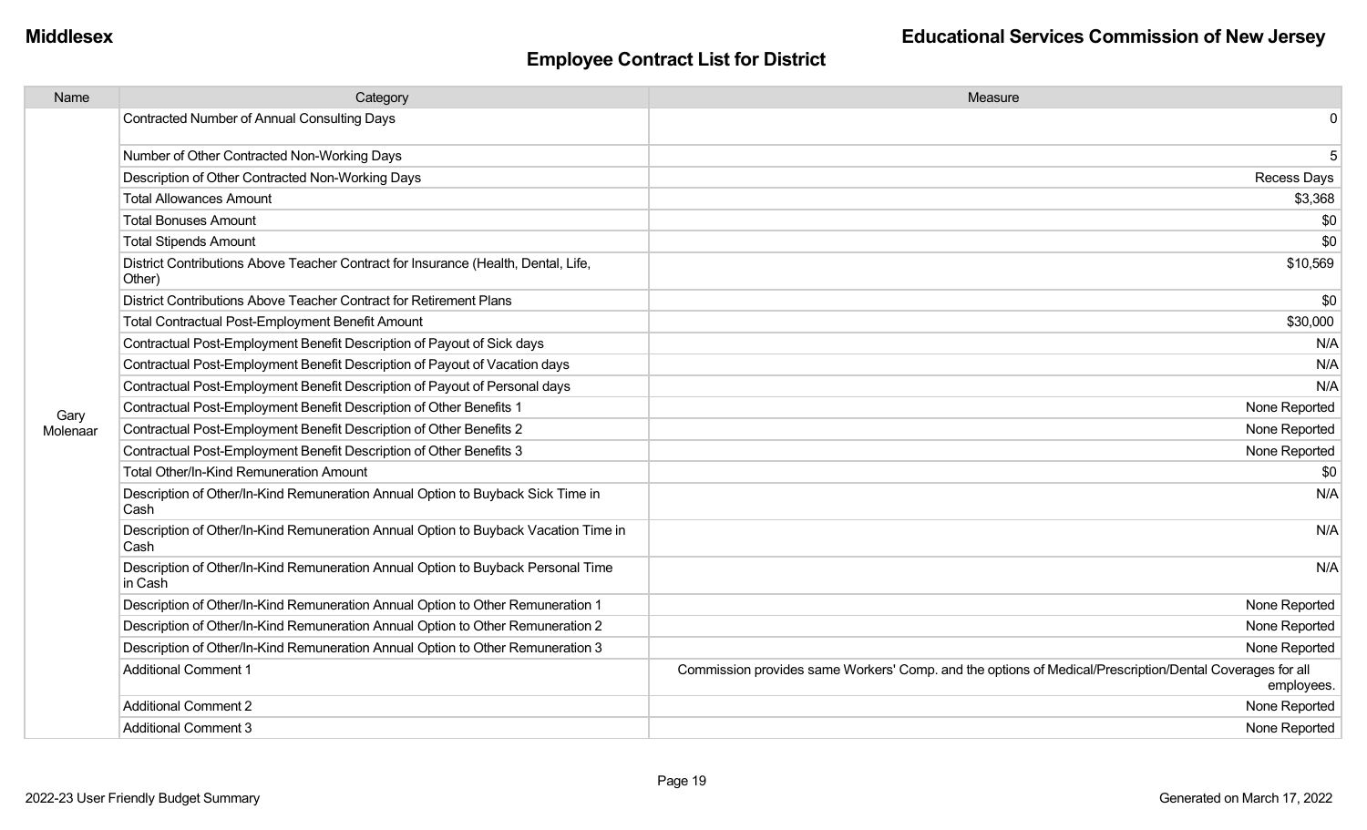## Employee Contract List for District

| Name | Category | Measure |
|---|---|---|
| Gary Molenaar | Contracted Number of Annual Consulting Days | 0 |
| | Number of Other Contracted Non-Working Days | 5 |
| | Description of Other Contracted Non-Working Days | Recess Days |
| | Total Allowances Amount | $3,368 |
| | Total Bonuses Amount | $0 |
| | Total Stipends Amount | $0 |
| | District Contributions Above Teacher Contract for Insurance (Health, Dental, Life, Other) | $10,569 |
| | District Contributions Above Teacher Contract for Retirement Plans | $0 |
| | Total Contractual Post-Employment Benefit Amount | $30,000 |
| | Contractual Post-Employment Benefit Description of Payout of Sick days | N/A |
| | Contractual Post-Employment Benefit Description of Payout of Vacation days | N/A |
| | Contractual Post-Employment Benefit Description of Payout of Personal days | N/A |
| | Contractual Post-Employment Benefit Description of Other Benefits 1 | None Reported |
| | Contractual Post-Employment Benefit Description of Other Benefits 2 | None Reported |
| | Contractual Post-Employment Benefit Description of Other Benefits 3 | None Reported |
| | Total Other/In-Kind Remuneration Amount | $0 |
| | Description of Other/In-Kind Remuneration Annual Option to Buyback Sick Time in Cash | N/A |
| | Description of Other/In-Kind Remuneration Annual Option to Buyback Vacation Time in Cash | N/A |
| | Description of Other/In-Kind Remuneration Annual Option to Buyback Personal Time in Cash | N/A |
| | Description of Other/In-Kind Remuneration Annual Option to Other Remuneration 1 | None Reported |
| | Description of Other/In-Kind Remuneration Annual Option to Other Remuneration 2 | None Reported |
| | Description of Other/In-Kind Remuneration Annual Option to Other Remuneration 3 | None Reported |
| | Additional Comment 1 | Commission provides same Workers' Comp. and the options of Medical/Prescription/Dental Coverages for all employees. |
| | Additional Comment 2 | None Reported |
| | Additional Comment 3 | None Reported |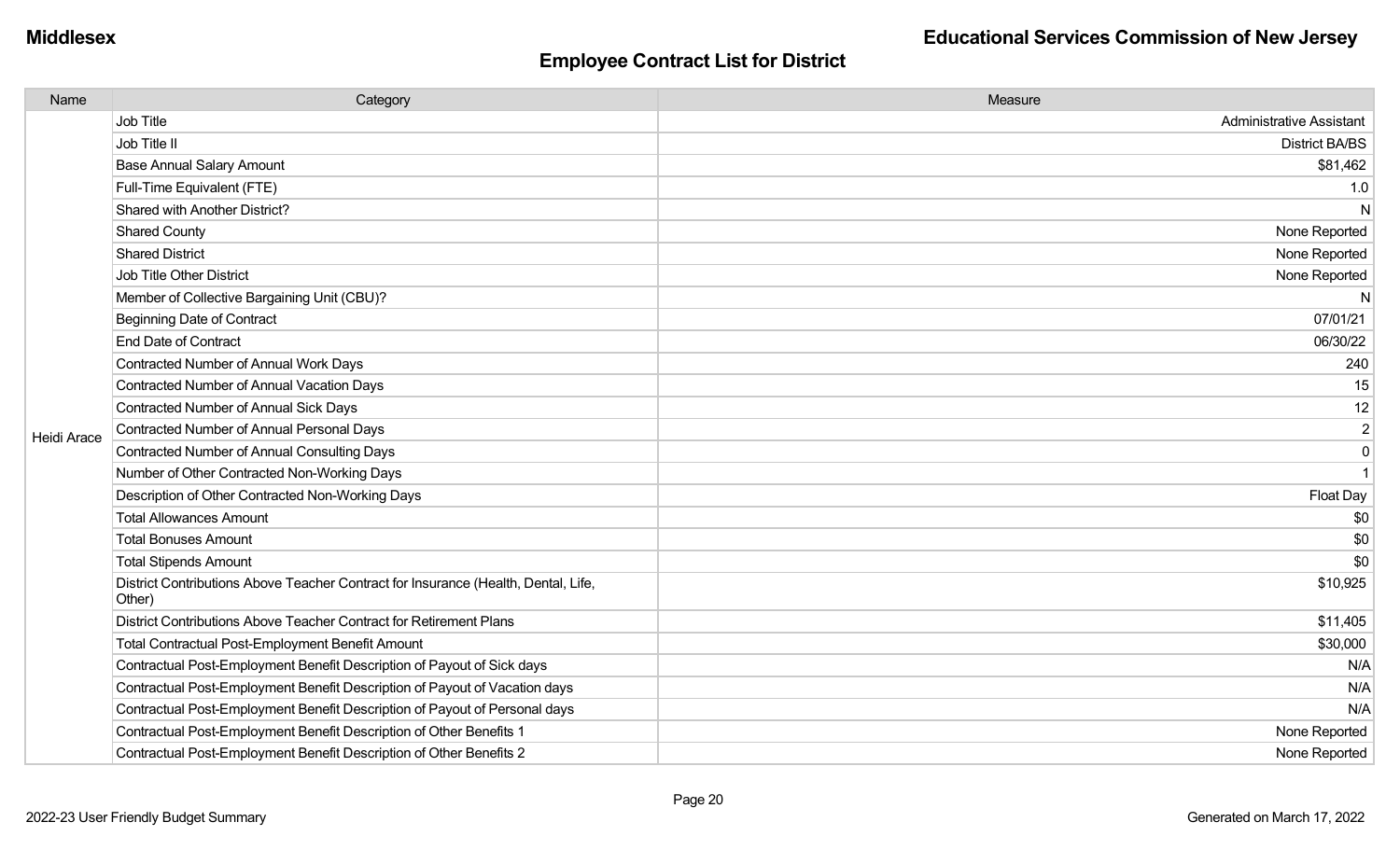## Employee Contract List for District

| Name | Category | Measure |
|---|---|---|
| Heidi Arace | Job Title | Administrative Assistant |
| | Job Title II | District BA/BS |
| | Base Annual Salary Amount | $81,462 |
| | Full-Time Equivalent (FTE) | 1.0 |
| | Shared with Another District? | N |
| | Shared County | None Reported |
| | Shared District | None Reported |
| | Job Title Other District | None Reported |
| | Member of Collective Bargaining Unit (CBU)? | N |
| | Beginning Date of Contract | 07/01/21 |
| | End Date of Contract | 06/30/22 |
| | Contracted Number of Annual Work Days | 240 |
| | Contracted Number of Annual Vacation Days | 15 |
| | Contracted Number of Annual Sick Days | 12 |
| | Contracted Number of Annual Personal Days | 2 |
| | Contracted Number of Annual Consulting Days | 0 |
| | Number of Other Contracted Non-Working Days | 1 |
| | Description of Other Contracted Non-Working Days | Float Day |
| | Total Allowances Amount | $0 |
| | Total Bonuses Amount | $0 |
| | Total Stipends Amount | $0 |
| | District Contributions Above Teacher Contract for Insurance (Health, Dental, Life, Other) | $10,925 |
| | District Contributions Above Teacher Contract for Retirement Plans | $11,405 |
| | Total Contractual Post-Employment Benefit Amount | $30,000 |
| | Contractual Post-Employment Benefit Description of Payout of Sick days | N/A |
| | Contractual Post-Employment Benefit Description of Payout of Vacation days | N/A |
| | Contractual Post-Employment Benefit Description of Payout of Personal days | N/A |
| | Contractual Post-Employment Benefit Description of Other Benefits 1 | None Reported |
| | Contractual Post-Employment Benefit Description of Other Benefits 2 | None Reported |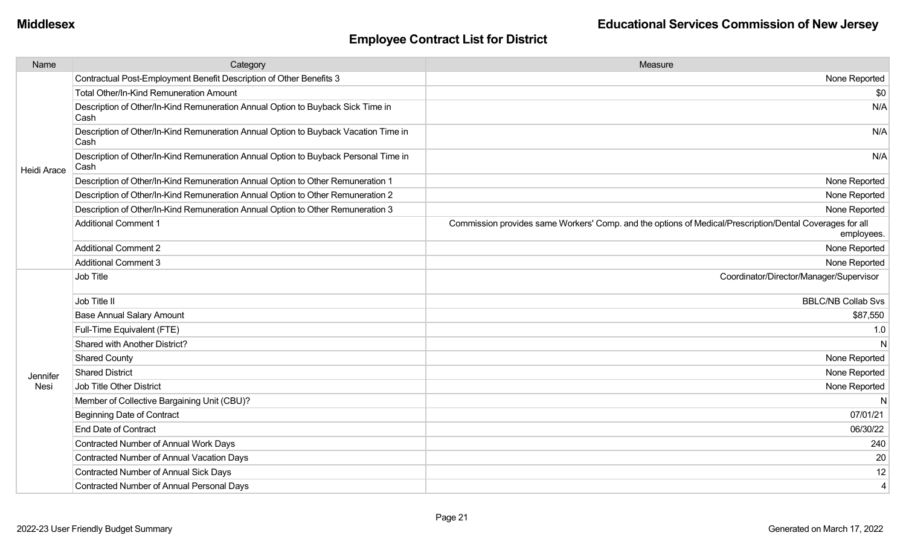## Employee Contract List for District

| Name | Category | Measure |
|---|---|---|
| Heidi Arace | Contractual Post-Employment Benefit Description of Other Benefits 3 | None Reported |
| | Total Other/In-Kind Remuneration Amount | $0 |
| | Description of Other/In-Kind Remuneration Annual Option to Buyback Sick Time in Cash | N/A |
| | Description of Other/In-Kind Remuneration Annual Option to Buyback Vacation Time in Cash | N/A |
| | Description of Other/In-Kind Remuneration Annual Option to Buyback Personal Time in Cash | N/A |
| | Description of Other/In-Kind Remuneration Annual Option to Other Remuneration 1 | None Reported |
| | Description of Other/In-Kind Remuneration Annual Option to Other Remuneration 2 | None Reported |
| | Description of Other/In-Kind Remuneration Annual Option to Other Remuneration 3 | None Reported |
| | Additional Comment 1 | Commission provides same Workers' Comp. and the options of Medical/Prescription/Dental Coverages for all employees. |
| | Additional Comment 2 | None Reported |
| | Additional Comment 3 | None Reported |
| Jennifer Nesi | Job Title | Coordinator/Director/Manager/Supervisor |
| | Job Title II | BBLC/NB Collab Svs |
| | Base Annual Salary Amount | $87,550 |
| | Full-Time Equivalent (FTE) | 1.0 |
| | Shared with Another District? | N |
| | Shared County | None Reported |
| | Shared District | None Reported |
| | Job Title Other District | None Reported |
| | Member of Collective Bargaining Unit (CBU)? | N |
| | Beginning Date of Contract | 07/01/21 |
| | End Date of Contract | 06/30/22 |
| | Contracted Number of Annual Work Days | 240 |
| | Contracted Number of Annual Vacation Days | 20 |
| | Contracted Number of Annual Sick Days | 12 |
| | Contracted Number of Annual Personal Days | 4 |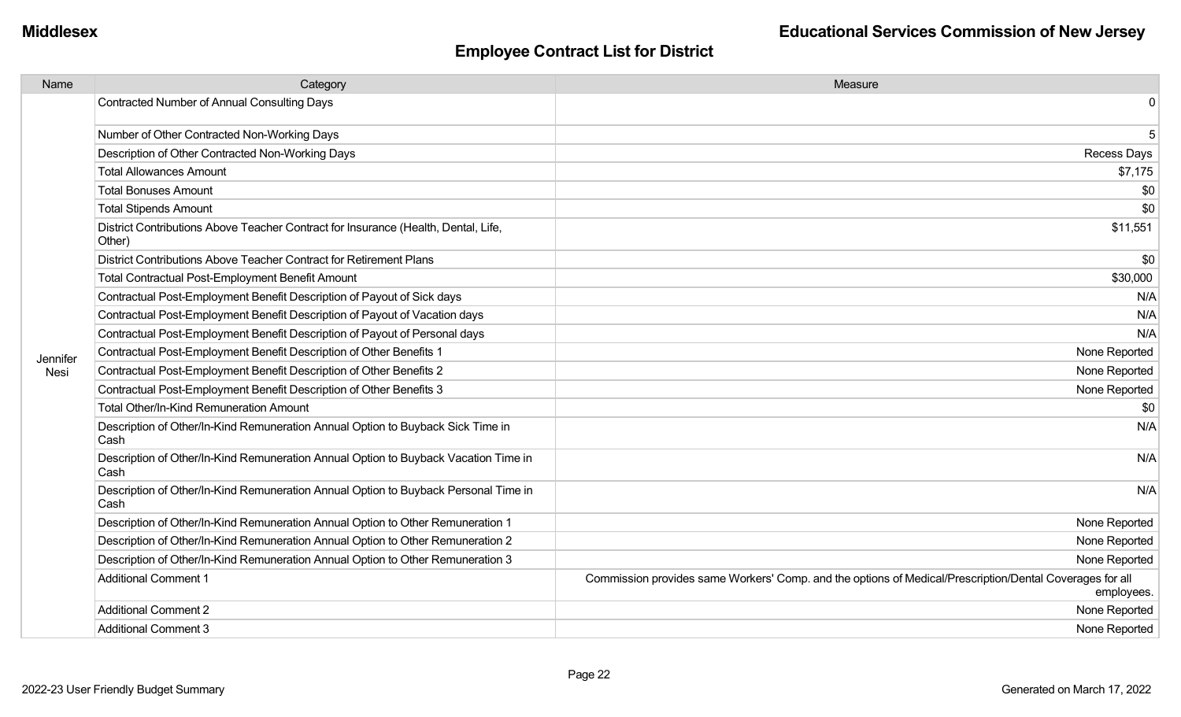**Middlesex** | **Educational Services Commission of New Jersey**

## Employee Contract List for District

| Name | Category | Measure |
|---|---|---|
| Jennifer Nesi | Contracted Number of Annual Consulting Days | 0 |
| | Number of Other Contracted Non-Working Days | 5 |
| | Description of Other Contracted Non-Working Days | Recess Days |
| | Total Allowances Amount | $7,175 |
| | Total Bonuses Amount | $0 |
| | Total Stipends Amount | $0 |
| | District Contributions Above Teacher Contract for Insurance (Health, Dental, Life, Other) | $11,551 |
| | District Contributions Above Teacher Contract for Retirement Plans | $0 |
| | Total Contractual Post-Employment Benefit Amount | $30,000 |
| | Contractual Post-Employment Benefit Description of Payout of Sick days | N/A |
| | Contractual Post-Employment Benefit Description of Payout of Vacation days | N/A |
| | Contractual Post-Employment Benefit Description of Payout of Personal days | N/A |
| | Contractual Post-Employment Benefit Description of Other Benefits 1 | None Reported |
| | Contractual Post-Employment Benefit Description of Other Benefits 2 | None Reported |
| | Contractual Post-Employment Benefit Description of Other Benefits 3 | None Reported |
| | Total Other/In-Kind Remuneration Amount | $0 |
| | Description of Other/In-Kind Remuneration Annual Option to Buyback Sick Time in Cash | N/A |
| | Description of Other/In-Kind Remuneration Annual Option to Buyback Vacation Time in Cash | N/A |
| | Description of Other/In-Kind Remuneration Annual Option to Buyback Personal Time in Cash | N/A |
| | Description of Other/In-Kind Remuneration Annual Option to Other Remuneration 1 | None Reported |
| | Description of Other/In-Kind Remuneration Annual Option to Other Remuneration 2 | None Reported |
| | Description of Other/In-Kind Remuneration Annual Option to Other Remuneration 3 | None Reported |
| | Additional Comment 1 | Commission provides same Workers' Comp. and the options of Medical/Prescription/Dental Coverages for all employees. |
| | Additional Comment 2 | None Reported |
| | Additional Comment 3 | None Reported |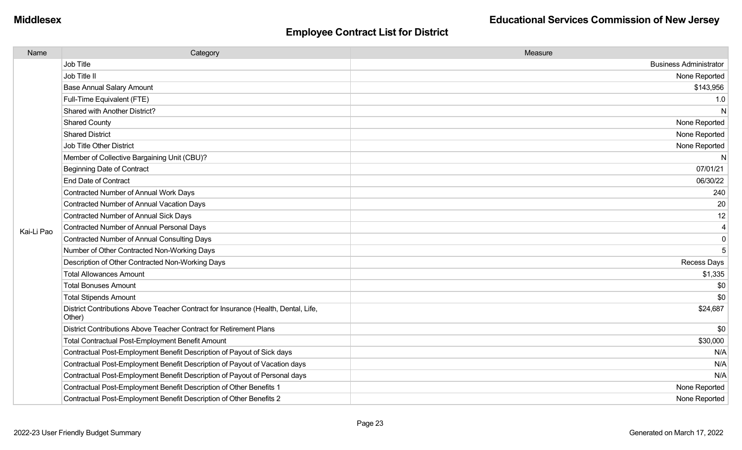## Employee Contract List for District

| Name | Category | Measure |
|---|---|---|
| Kai-Li Pao | Job Title | Business Administrator |
| | Job Title II | None Reported |
| | Base Annual Salary Amount | $143,956 |
| | Full-Time Equivalent (FTE) | 1.0 |
| | Shared with Another District? | N |
| | Shared County | None Reported |
| | Shared District | None Reported |
| | Job Title Other District | None Reported |
| | Member of Collective Bargaining Unit (CBU)? | N |
| | Beginning Date of Contract | 07/01/21 |
| | End Date of Contract | 06/30/22 |
| | Contracted Number of Annual Work Days | 240 |
| | Contracted Number of Annual Vacation Days | 20 |
| | Contracted Number of Annual Sick Days | 12 |
| | Contracted Number of Annual Personal Days | 4 |
| | Contracted Number of Annual Consulting Days | 0 |
| | Number of Other Contracted Non-Working Days | 5 |
| | Description of Other Contracted Non-Working Days | Recess Days |
| | Total Allowances Amount | $1,335 |
| | Total Bonuses Amount | $0 |
| | Total Stipends Amount | $0 |
| | District Contributions Above Teacher Contract for Insurance (Health, Dental, Life, Other) | $24,687 |
| | District Contributions Above Teacher Contract for Retirement Plans | $0 |
| | Total Contractual Post-Employment Benefit Amount | $30,000 |
| | Contractual Post-Employment Benefit Description of Payout of Sick days | N/A |
| | Contractual Post-Employment Benefit Description of Payout of Vacation days | N/A |
| | Contractual Post-Employment Benefit Description of Payout of Personal days | N/A |
| | Contractual Post-Employment Benefit Description of Other Benefits 1 | None Reported |
| | Contractual Post-Employment Benefit Description of Other Benefits 2 | None Reported |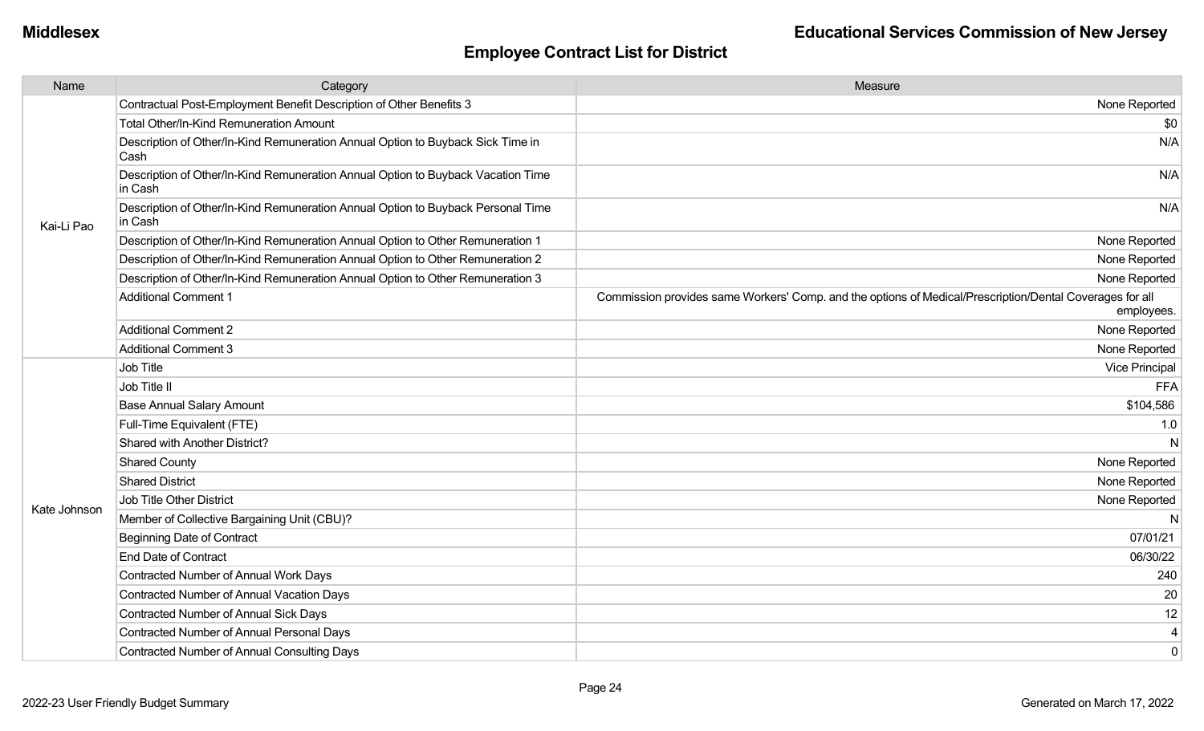## Employee Contract List for District

| Name | Category | Measure |
|---|---|---|
| Kai-Li Pao | Contractual Post-Employment Benefit Description of Other Benefits 3 | None Reported |
| | Total Other/In-Kind Remuneration Amount | $0 |
| | Description of Other/In-Kind Remuneration Annual Option to Buyback Sick Time in Cash | N/A |
| | Description of Other/In-Kind Remuneration Annual Option to Buyback Vacation Time in Cash | N/A |
| | Description of Other/In-Kind Remuneration Annual Option to Buyback Personal Time in Cash | N/A |
| | Description of Other/In-Kind Remuneration Annual Option to Other Remuneration 1 | None Reported |
| | Description of Other/In-Kind Remuneration Annual Option to Other Remuneration 2 | None Reported |
| | Description of Other/In-Kind Remuneration Annual Option to Other Remuneration 3 | None Reported |
| | Additional Comment 1 | Commission provides same Workers' Comp. and the options of Medical/Prescription/Dental Coverages for all employees. |
| | Additional Comment 2 | None Reported |
| | Additional Comment 3 | None Reported |
| Kate Johnson | Job Title | Vice Principal |
| | Job Title II | FFA |
| | Base Annual Salary Amount | $104,586 |
| | Full-Time Equivalent (FTE) | 1.0 |
| | Shared with Another District? | N |
| | Shared County | None Reported |
| | Shared District | None Reported |
| | Job Title Other District | None Reported |
| | Member of Collective Bargaining Unit (CBU)? | N |
| | Beginning Date of Contract | 07/01/21 |
| | End Date of Contract | 06/30/22 |
| | Contracted Number of Annual Work Days | 240 |
| | Contracted Number of Annual Vacation Days | 20 |
| | Contracted Number of Annual Sick Days | 12 |
| | Contracted Number of Annual Personal Days | 4 |
| | Contracted Number of Annual Consulting Days | 0 |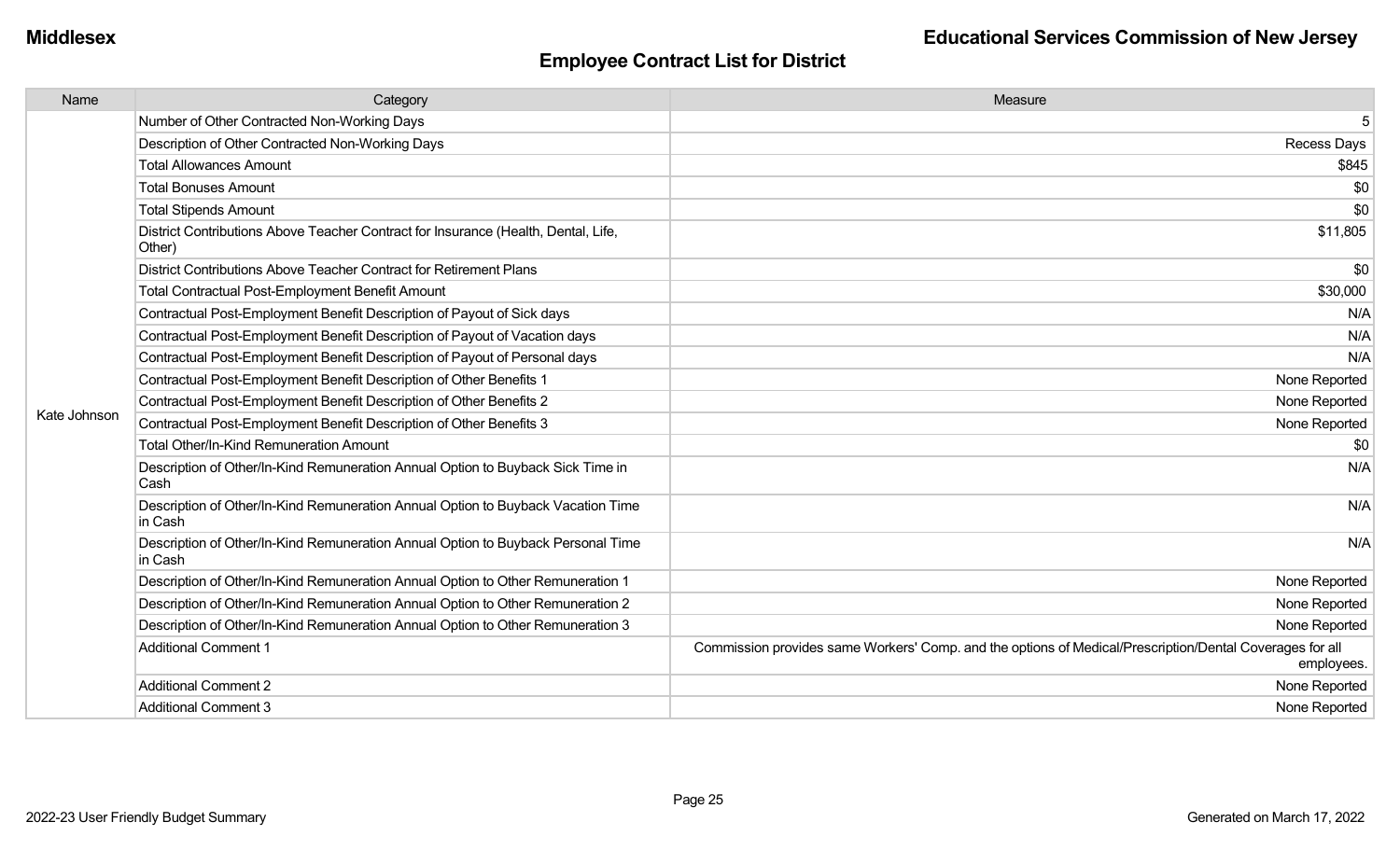## Employee Contract List for District

| Name | Category | Measure |
|---|---|---|
| Kate Johnson | Number of Other Contracted Non-Working Days | 5 |
| | Description of Other Contracted Non-Working Days | Recess Days |
| | Total Allowances Amount | $845 |
| | Total Bonuses Amount | $0 |
| | Total Stipends Amount | $0 |
| | District Contributions Above Teacher Contract for Insurance (Health, Dental, Life, Other) | $11,805 |
| | District Contributions Above Teacher Contract for Retirement Plans | $0 |
| | Total Contractual Post-Employment Benefit Amount | $30,000 |
| | Contractual Post-Employment Benefit Description of Payout of Sick days | N/A |
| | Contractual Post-Employment Benefit Description of Payout of Vacation days | N/A |
| | Contractual Post-Employment Benefit Description of Payout of Personal days | N/A |
| | Contractual Post-Employment Benefit Description of Other Benefits 1 | None Reported |
| | Contractual Post-Employment Benefit Description of Other Benefits 2 | None Reported |
| | Contractual Post-Employment Benefit Description of Other Benefits 3 | None Reported |
| | Total Other/In-Kind Remuneration Amount | $0 |
| | Description of Other/In-Kind Remuneration Annual Option to Buyback Sick Time in Cash | N/A |
| | Description of Other/In-Kind Remuneration Annual Option to Buyback Vacation Time in Cash | N/A |
| | Description of Other/In-Kind Remuneration Annual Option to Buyback Personal Time in Cash | N/A |
| | Description of Other/In-Kind Remuneration Annual Option to Other Remuneration 1 | None Reported |
| | Description of Other/In-Kind Remuneration Annual Option to Other Remuneration 2 | None Reported |
| | Description of Other/In-Kind Remuneration Annual Option to Other Remuneration 3 | None Reported |
| | Additional Comment 1 | Commission provides same Workers' Comp. and the options of Medical/Prescription/Dental Coverages for all employees. |
| | Additional Comment 2 | None Reported |
| | Additional Comment 3 | None Reported |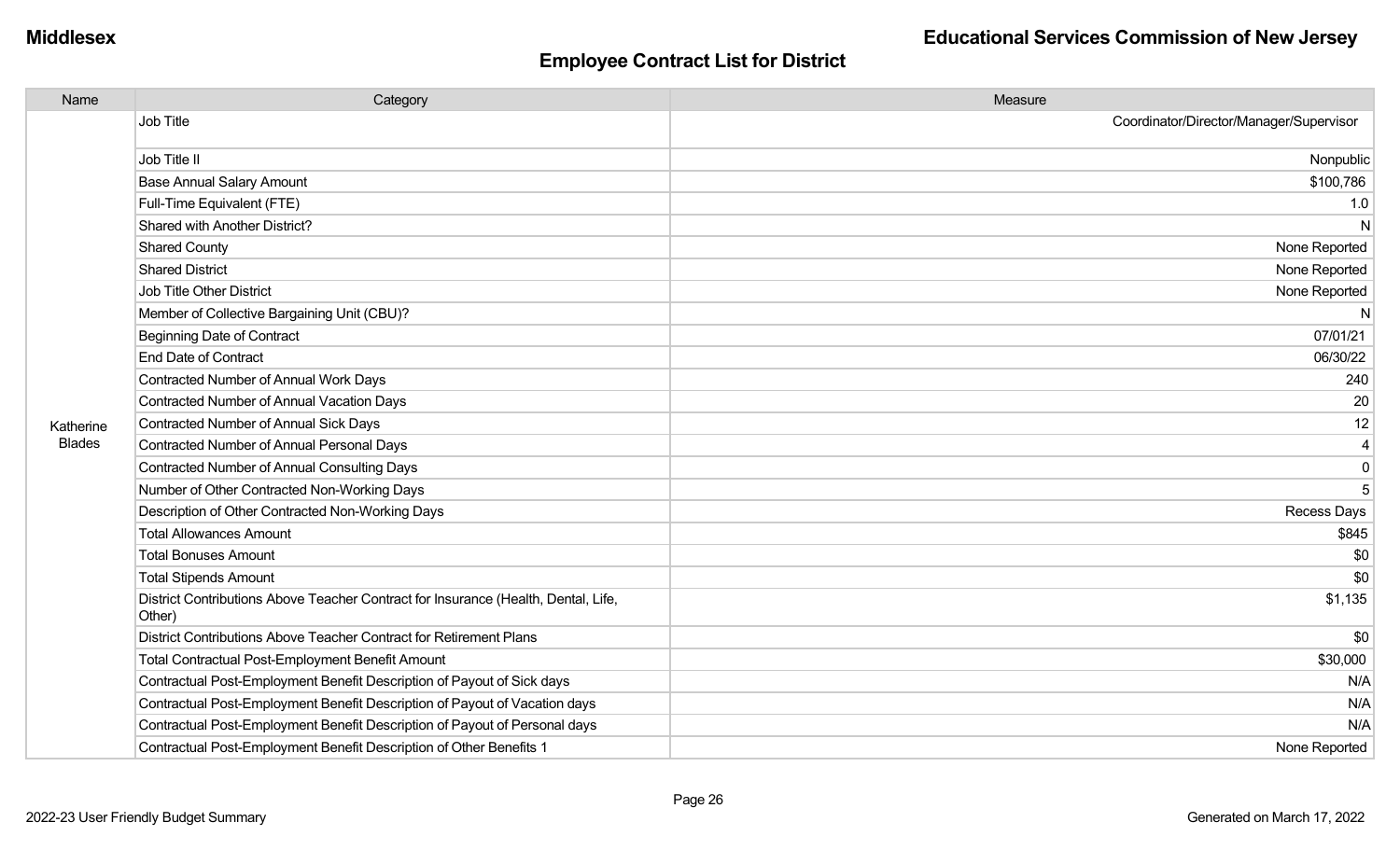## Employee Contract List for District

| Name | Category | Measure |
|---|---|---|
| Katherine Blades | Job Title | Coordinator/Director/Manager/Supervisor |
| | Job Title II | Nonpublic |
| | Base Annual Salary Amount | $100,786 |
| | Full-Time Equivalent (FTE) | 1.0 |
| | Shared with Another District? | N |
| | Shared County | None Reported |
| | Shared District | None Reported |
| | Job Title Other District | None Reported |
| | Member of Collective Bargaining Unit (CBU)? | N |
| | Beginning Date of Contract | 07/01/21 |
| | End Date of Contract | 06/30/22 |
| | Contracted Number of Annual Work Days | 240 |
| | Contracted Number of Annual Vacation Days | 20 |
| | Contracted Number of Annual Sick Days | 12 |
| | Contracted Number of Annual Personal Days | 4 |
| | Contracted Number of Annual Consulting Days | 0 |
| | Number of Other Contracted Non-Working Days | 5 |
| | Description of Other Contracted Non-Working Days | Recess Days |
| | Total Allowances Amount | $845 |
| | Total Bonuses Amount | $0 |
| | Total Stipends Amount | $0 |
| | District Contributions Above Teacher Contract for Insurance (Health, Dental, Life, Other) | $1,135 |
| | District Contributions Above Teacher Contract for Retirement Plans | $0 |
| | Total Contractual Post-Employment Benefit Amount | $30,000 |
| | Contractual Post-Employment Benefit Description of Payout of Sick days | N/A |
| | Contractual Post-Employment Benefit Description of Payout of Vacation days | N/A |
| | Contractual Post-Employment Benefit Description of Payout of Personal days | N/A |
| | Contractual Post-Employment Benefit Description of Other Benefits 1 | None Reported |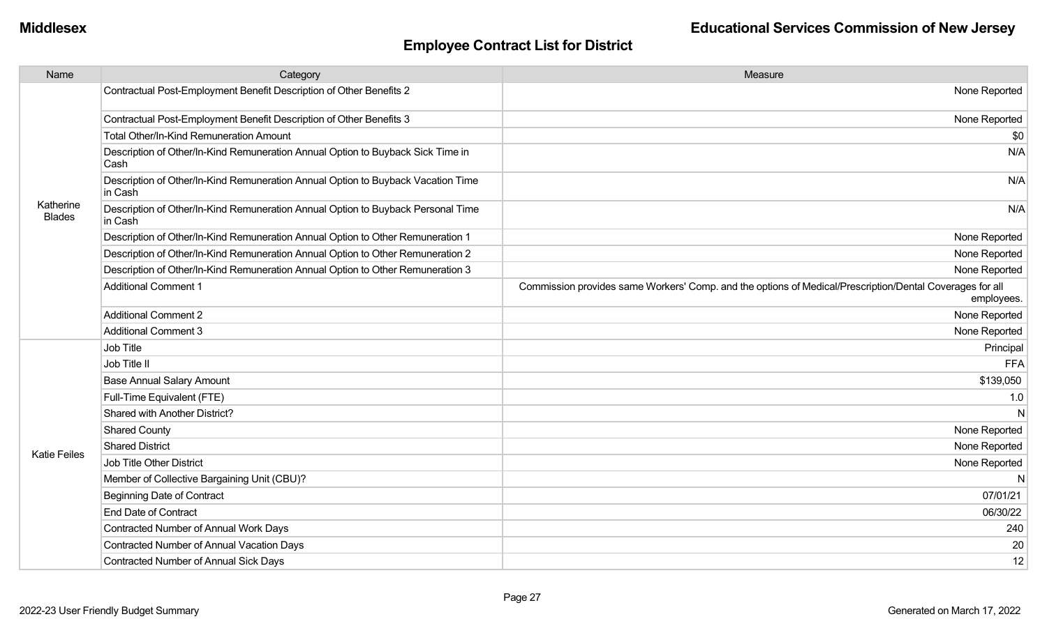## Employee Contract List for District

| Name | Category | Measure |
|---|---|---|
| Katherine Blades | Contractual Post-Employment Benefit Description of Other Benefits 2 | None Reported |
| | Contractual Post-Employment Benefit Description of Other Benefits 3 | None Reported |
| | Total Other/In-Kind Remuneration Amount | $0 |
| | Description of Other/In-Kind Remuneration Annual Option to Buyback Sick Time in Cash | N/A |
| | Description of Other/In-Kind Remuneration Annual Option to Buyback Vacation Time in Cash | N/A |
| | Description of Other/In-Kind Remuneration Annual Option to Buyback Personal Time in Cash | N/A |
| | Description of Other/In-Kind Remuneration Annual Option to Other Remuneration 1 | None Reported |
| | Description of Other/In-Kind Remuneration Annual Option to Other Remuneration 2 | None Reported |
| | Description of Other/In-Kind Remuneration Annual Option to Other Remuneration 3 | None Reported |
| | Additional Comment 1 | Commission provides same Workers' Comp. and the options of Medical/Prescription/Dental Coverages for all employees. |
| | Additional Comment 2 | None Reported |
| | Additional Comment 3 | None Reported |
| Katie Feiles | Job Title | Principal |
| | Job Title II | FFA |
| | Base Annual Salary Amount | $139,050 |
| | Full-Time Equivalent (FTE) | 1.0 |
| | Shared with Another District? | N |
| | Shared County | None Reported |
| | Shared District | None Reported |
| | Job Title Other District | None Reported |
| | Member of Collective Bargaining Unit (CBU)? | N |
| | Beginning Date of Contract | 07/01/21 |
| | End Date of Contract | 06/30/22 |
| | Contracted Number of Annual Work Days | 240 |
| | Contracted Number of Annual Vacation Days | 20 |
| | Contracted Number of Annual Sick Days | 12 |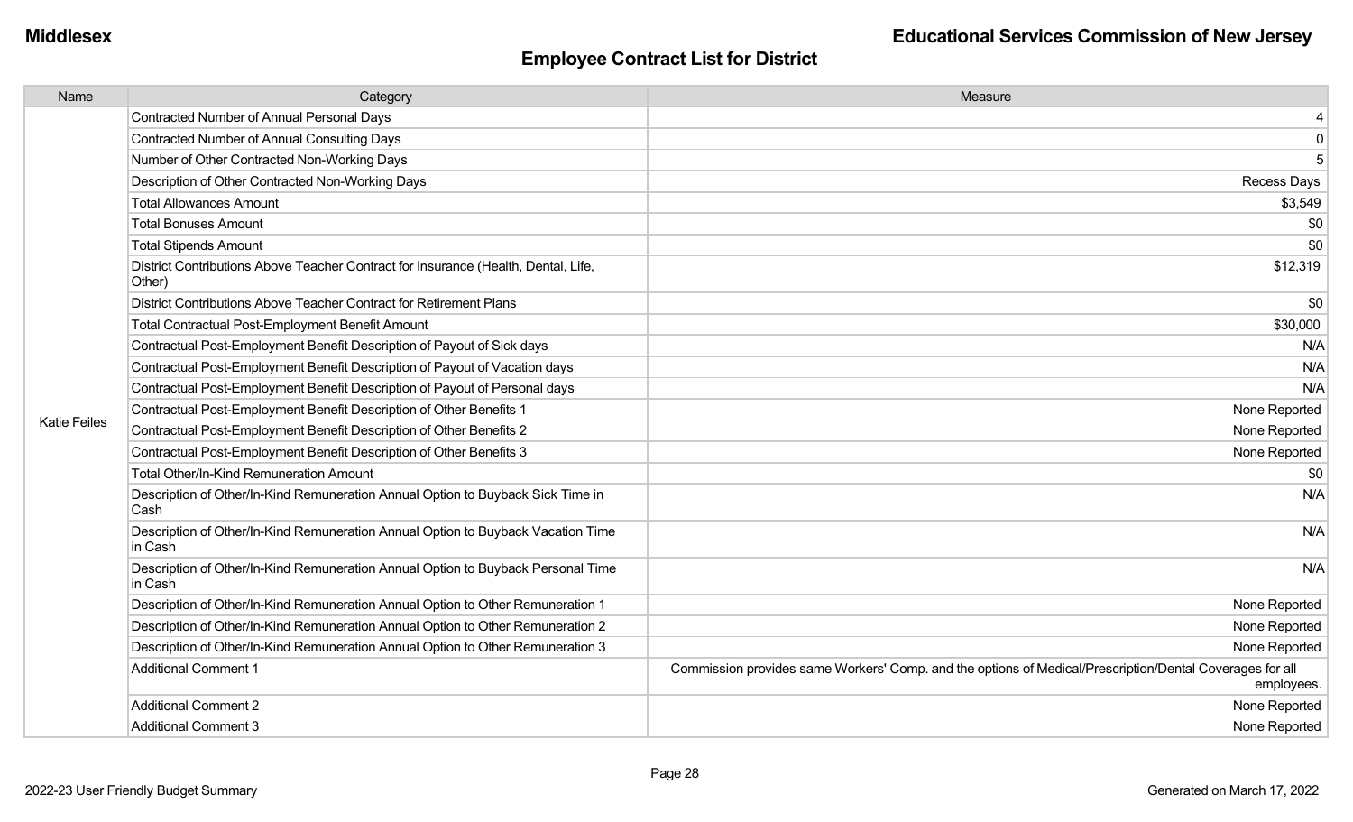## Employee Contract List for District

| Name | Category | Measure |
|---|---|---|
| Katie Feiles | Contracted Number of Annual Personal Days | 4 |
| | Contracted Number of Annual Consulting Days | 0 |
| | Number of Other Contracted Non-Working Days | 5 |
| | Description of Other Contracted Non-Working Days | Recess Days |
| | Total Allowances Amount | $3,549 |
| | Total Bonuses Amount | $0 |
| | Total Stipends Amount | $0 |
| | District Contributions Above Teacher Contract for Insurance (Health, Dental, Life, Other) | $12,319 |
| | District Contributions Above Teacher Contract for Retirement Plans | $0 |
| | Total Contractual Post-Employment Benefit Amount | $30,000 |
| | Contractual Post-Employment Benefit Description of Payout of Sick days | N/A |
| | Contractual Post-Employment Benefit Description of Payout of Vacation days | N/A |
| | Contractual Post-Employment Benefit Description of Payout of Personal days | N/A |
| | Contractual Post-Employment Benefit Description of Other Benefits 1 | None Reported |
| | Contractual Post-Employment Benefit Description of Other Benefits 2 | None Reported |
| | Contractual Post-Employment Benefit Description of Other Benefits 3 | None Reported |
| | Total Other/In-Kind Remuneration Amount | $0 |
| | Description of Other/In-Kind Remuneration Annual Option to Buyback Sick Time in Cash | N/A |
| | Description of Other/In-Kind Remuneration Annual Option to Buyback Vacation Time in Cash | N/A |
| | Description of Other/In-Kind Remuneration Annual Option to Buyback Personal Time in Cash | N/A |
| | Description of Other/In-Kind Remuneration Annual Option to Other Remuneration 1 | None Reported |
| | Description of Other/In-Kind Remuneration Annual Option to Other Remuneration 2 | None Reported |
| | Description of Other/In-Kind Remuneration Annual Option to Other Remuneration 3 | None Reported |
| | Additional Comment 1 | Commission provides same Workers' Comp. and the options of Medical/Prescription/Dental Coverages for all employees. |
| | Additional Comment 2 | None Reported |
| | Additional Comment 3 | None Reported |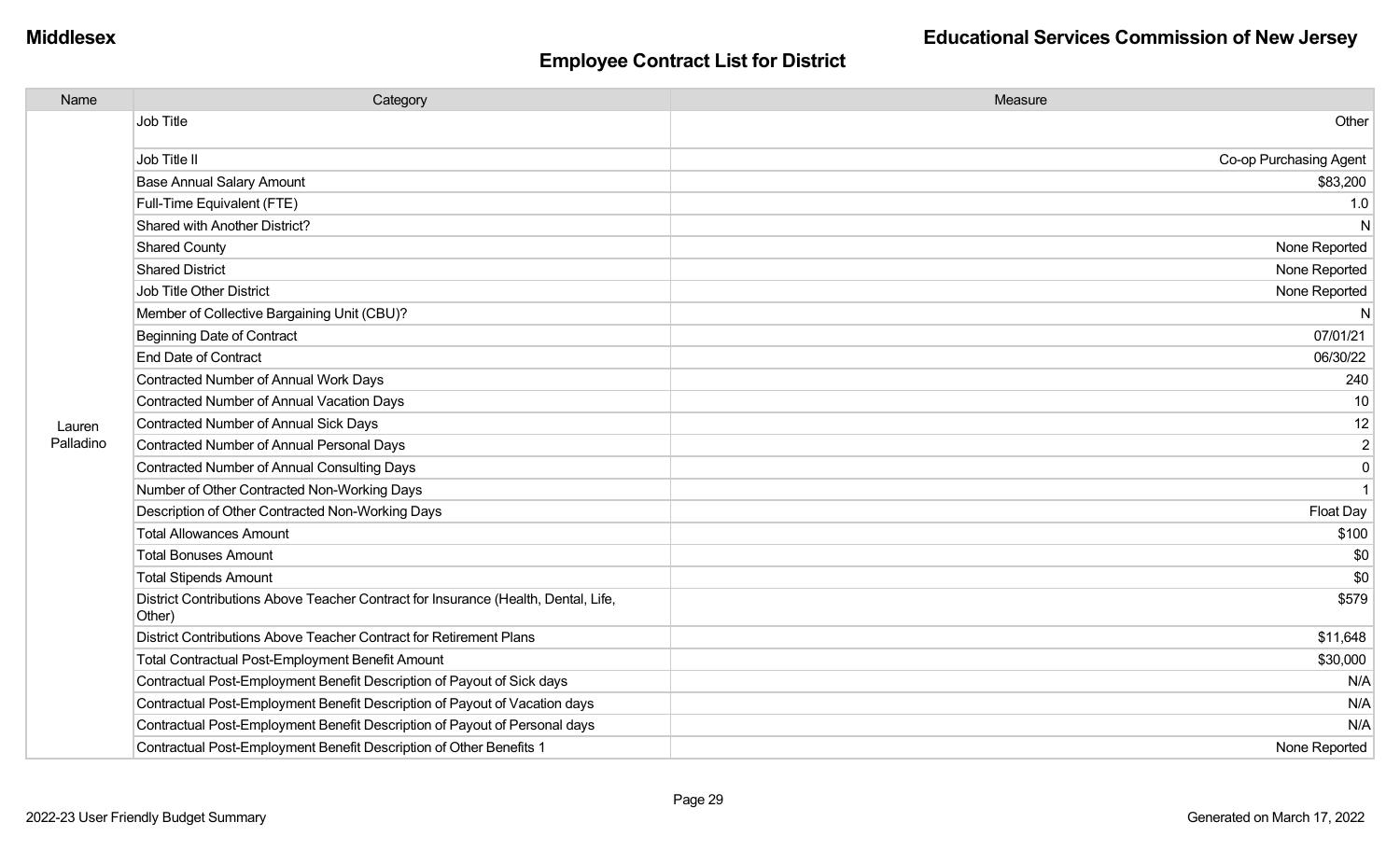**Middlesex** **Educational Services Commission of New Jersey**

## Employee Contract List for District

| Name | Category | Measure |
|---|---|---|
| Lauren Palladino | Job Title | Other |
| | Job Title II | Co-op Purchasing Agent |
| | Base Annual Salary Amount | $83,200 |
| | Full-Time Equivalent (FTE) | 1.0 |
| | Shared with Another District? | N |
| | Shared County | None Reported |
| | Shared District | None Reported |
| | Job Title Other District | None Reported |
| | Member of Collective Bargaining Unit (CBU)? | N |
| | Beginning Date of Contract | 07/01/21 |
| | End Date of Contract | 06/30/22 |
| | Contracted Number of Annual Work Days | 240 |
| | Contracted Number of Annual Vacation Days | 10 |
| | Contracted Number of Annual Sick Days | 12 |
| | Contracted Number of Annual Personal Days | 2 |
| | Contracted Number of Annual Consulting Days | 0 |
| | Number of Other Contracted Non-Working Days | 1 |
| | Description of Other Contracted Non-Working Days | Float Day |
| | Total Allowances Amount | $100 |
| | Total Bonuses Amount | $0 |
| | Total Stipends Amount | $0 |
| | District Contributions Above Teacher Contract for Insurance (Health, Dental, Life, Other) | $579 |
| | District Contributions Above Teacher Contract for Retirement Plans | $11,648 |
| | Total Contractual Post-Employment Benefit Amount | $30,000 |
| | Contractual Post-Employment Benefit Description of Payout of Sick days | N/A |
| | Contractual Post-Employment Benefit Description of Payout of Vacation days | N/A |
| | Contractual Post-Employment Benefit Description of Payout of Personal days | N/A |
| | Contractual Post-Employment Benefit Description of Other Benefits 1 | None Reported |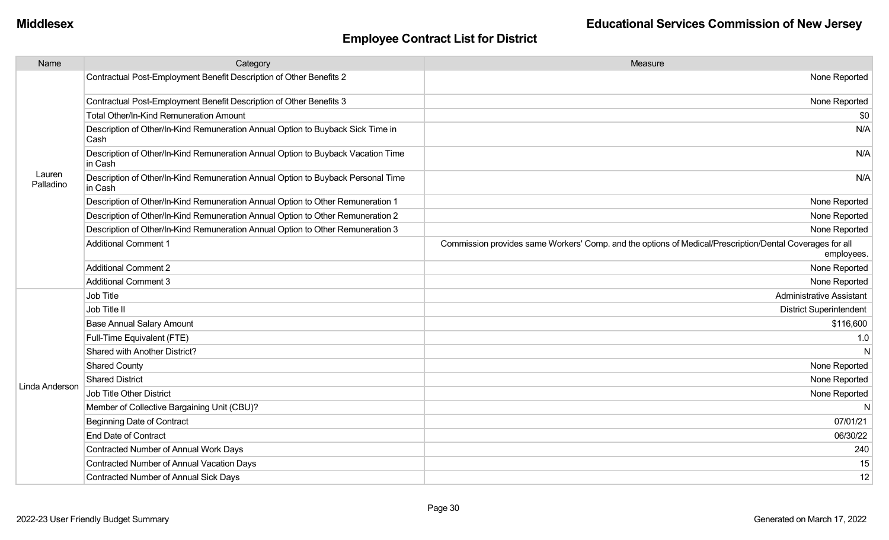## Employee Contract List for District

| Name | Category | Measure |
|---|---|---|
| Lauren Palladino | Contractual Post-Employment Benefit Description of Other Benefits 2 | None Reported |
| | Contractual Post-Employment Benefit Description of Other Benefits 3 | None Reported |
| | Total Other/In-Kind Remuneration Amount | $0 |
| | Description of Other/In-Kind Remuneration Annual Option to Buyback Sick Time in Cash | N/A |
| | Description of Other/In-Kind Remuneration Annual Option to Buyback Vacation Time in Cash | N/A |
| | Description of Other/In-Kind Remuneration Annual Option to Buyback Personal Time in Cash | N/A |
| | Description of Other/In-Kind Remuneration Annual Option to Other Remuneration 1 | None Reported |
| | Description of Other/In-Kind Remuneration Annual Option to Other Remuneration 2 | None Reported |
| | Description of Other/In-Kind Remuneration Annual Option to Other Remuneration 3 | None Reported |
| | Additional Comment 1 | Commission provides same Workers' Comp. and the options of Medical/Prescription/Dental Coverages for all employees. |
| | Additional Comment 2 | None Reported |
| | Additional Comment 3 | None Reported |
| Linda Anderson | Job Title | Administrative Assistant |
| | Job Title II | District Superintendent |
| | Base Annual Salary Amount | $116,600 |
| | Full-Time Equivalent (FTE) | 1.0 |
| | Shared with Another District? | N |
| | Shared County | None Reported |
| | Shared District | None Reported |
| | Job Title Other District | None Reported |
| | Member of Collective Bargaining Unit (CBU)? | N |
| | Beginning Date of Contract | 07/01/21 |
| | End Date of Contract | 06/30/22 |
| | Contracted Number of Annual Work Days | 240 |
| | Contracted Number of Annual Vacation Days | 15 |
| | Contracted Number of Annual Sick Days | 12 |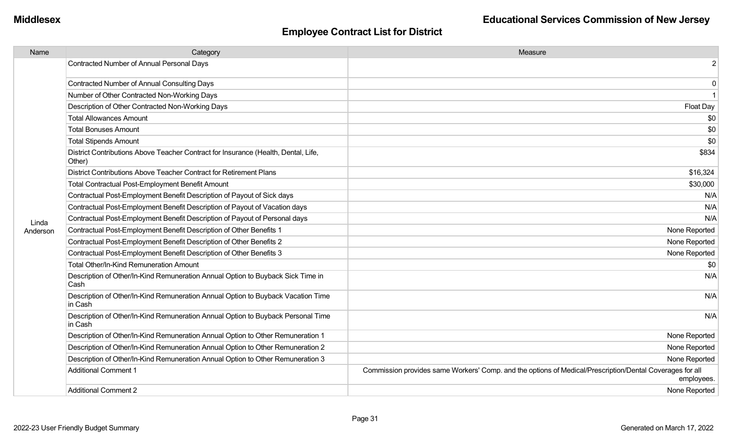**Middlesex** **Educational Services Commission of New Jersey**

## Employee Contract List for District

| Name | Category | Measure |
|---|---|---|
| Linda Anderson | Contracted Number of Annual Personal Days | 2 |
| | Contracted Number of Annual Consulting Days | 0 |
| | Number of Other Contracted Non-Working Days | 1 |
| | Description of Other Contracted Non-Working Days | Float Day |
| | Total Allowances Amount | $0 |
| | Total Bonuses Amount | $0 |
| | Total Stipends Amount | $0 |
| | District Contributions Above Teacher Contract for Insurance (Health, Dental, Life, Other) | $834 |
| | District Contributions Above Teacher Contract for Retirement Plans | $16,324 |
| | Total Contractual Post-Employment Benefit Amount | $30,000 |
| | Contractual Post-Employment Benefit Description of Payout of Sick days | N/A |
| | Contractual Post-Employment Benefit Description of Payout of Vacation days | N/A |
| | Contractual Post-Employment Benefit Description of Payout of Personal days | N/A |
| | Contractual Post-Employment Benefit Description of Other Benefits 1 | None Reported |
| | Contractual Post-Employment Benefit Description of Other Benefits 2 | None Reported |
| | Contractual Post-Employment Benefit Description of Other Benefits 3 | None Reported |
| | Total Other/In-Kind Remuneration Amount | $0 |
| | Description of Other/In-Kind Remuneration Annual Option to Buyback Sick Time in Cash | N/A |
| | Description of Other/In-Kind Remuneration Annual Option to Buyback Vacation Time in Cash | N/A |
| | Description of Other/In-Kind Remuneration Annual Option to Buyback Personal Time in Cash | N/A |
| | Description of Other/In-Kind Remuneration Annual Option to Other Remuneration 1 | None Reported |
| | Description of Other/In-Kind Remuneration Annual Option to Other Remuneration 2 | None Reported |
| | Description of Other/In-Kind Remuneration Annual Option to Other Remuneration 3 | None Reported |
| | Additional Comment 1 | Commission provides same Workers' Comp. and the options of Medical/Prescription/Dental Coverages for all employees. |
| | Additional Comment 2 | None Reported |

2022-23 User Friendly Budget Summary — Generated on March 17, 2022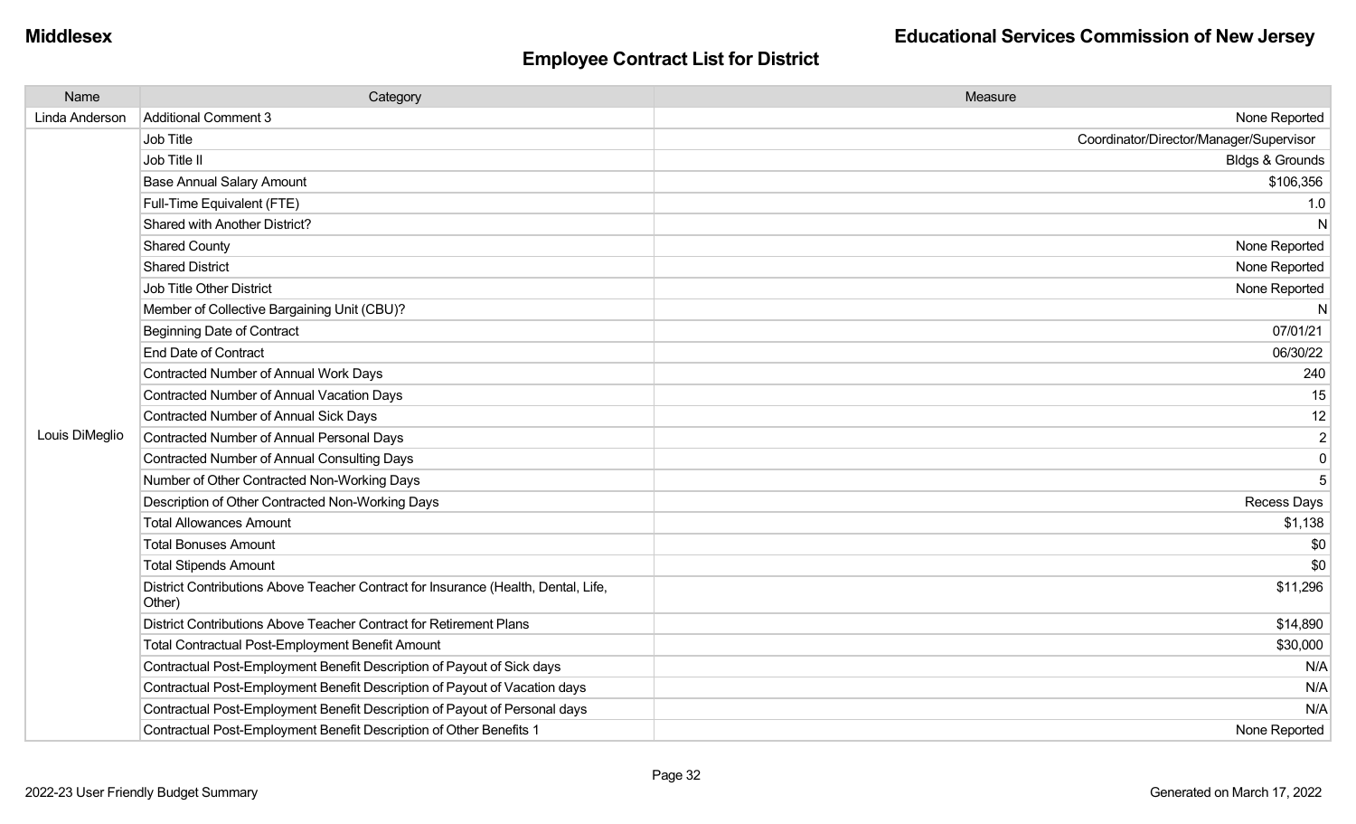## Employee Contract List for District

| Name | Category | Measure |
|---|---|---|
| Linda Anderson | Additional Comment 3 | None Reported |
| Louis DiMeglio | Job Title | Coordinator/Director/Manager/Supervisor |
| | Job Title II | Bldgs & Grounds |
| | Base Annual Salary Amount | $106,356 |
| | Full-Time Equivalent (FTE) | 1.0 |
| | Shared with Another District? | N |
| | Shared County | None Reported |
| | Shared District | None Reported |
| | Job Title Other District | None Reported |
| | Member of Collective Bargaining Unit (CBU)? | N |
| | Beginning Date of Contract | 07/01/21 |
| | End Date of Contract | 06/30/22 |
| | Contracted Number of Annual Work Days | 240 |
| | Contracted Number of Annual Vacation Days | 15 |
| | Contracted Number of Annual Sick Days | 12 |
| | Contracted Number of Annual Personal Days | 2 |
| | Contracted Number of Annual Consulting Days | 0 |
| | Number of Other Contracted Non-Working Days | 5 |
| | Description of Other Contracted Non-Working Days | Recess Days |
| | Total Allowances Amount | $1,138 |
| | Total Bonuses Amount | $0 |
| | Total Stipends Amount | $0 |
| | District Contributions Above Teacher Contract for Insurance (Health, Dental, Life, Other) | $11,296 |
| | District Contributions Above Teacher Contract for Retirement Plans | $14,890 |
| | Total Contractual Post-Employment Benefit Amount | $30,000 |
| | Contractual Post-Employment Benefit Description of Payout of Sick days | N/A |
| | Contractual Post-Employment Benefit Description of Payout of Vacation days | N/A |
| | Contractual Post-Employment Benefit Description of Payout of Personal days | N/A |
| | Contractual Post-Employment Benefit Description of Other Benefits 1 | None Reported |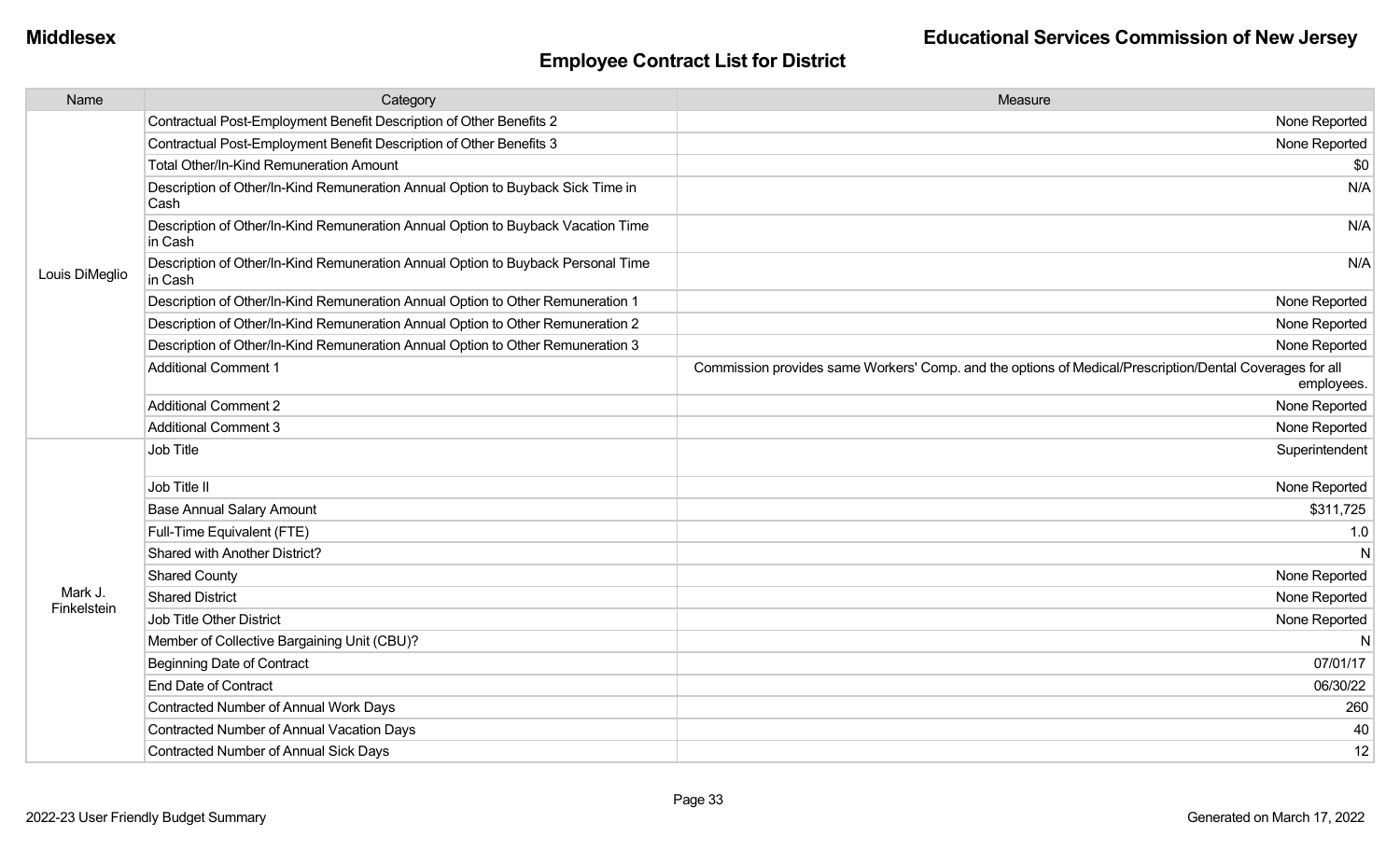# Employee Contract List for District

| Name | Category | Measure |
| --- | --- | --- |
| Louis DiMeglio | Contractual Post-Employment Benefit Description of Other Benefits 2 | None Reported |
| | Contractual Post-Employment Benefit Description of Other Benefits 3 | None Reported |
| | Total Other/In-Kind Remuneration Amount | $0 |
| | Description of Other/In-Kind Remuneration Annual Option to Buyback Sick Time in Cash | N/A |
| | Description of Other/In-Kind Remuneration Annual Option to Buyback Vacation Time in Cash | N/A |
| | Description of Other/In-Kind Remuneration Annual Option to Buyback Personal Time in Cash | N/A |
| | Description of Other/In-Kind Remuneration Annual Option to Other Remuneration 1 | None Reported |
| | Description of Other/In-Kind Remuneration Annual Option to Other Remuneration 2 | None Reported |
| | Description of Other/In-Kind Remuneration Annual Option to Other Remuneration 3 | None Reported |
| | Additional Comment 1 | Commission provides same Workers' Comp. and the options of Medical/Prescription/Dental Coverages for all employees. |
| | Additional Comment 2 | None Reported |
| | Additional Comment 3 | None Reported |
| Mark J. Finkelstein | Job Title | Superintendent |
| | Job Title II | None Reported |
| | Base Annual Salary Amount | $311,725 |
| | Full-Time Equivalent (FTE) | 1.0 |
| | Shared with Another District? | N |
| | Shared County | None Reported |
| | Shared District | None Reported |
| | Job Title Other District | None Reported |
| | Member of Collective Bargaining Unit (CBU)? | N |
| | Beginning Date of Contract | 07/01/17 |
| | End Date of Contract | 06/30/22 |
| | Contracted Number of Annual Work Days | 260 |
| | Contracted Number of Annual Vacation Days | 40 |
| | Contracted Number of Annual Sick Days | 12 |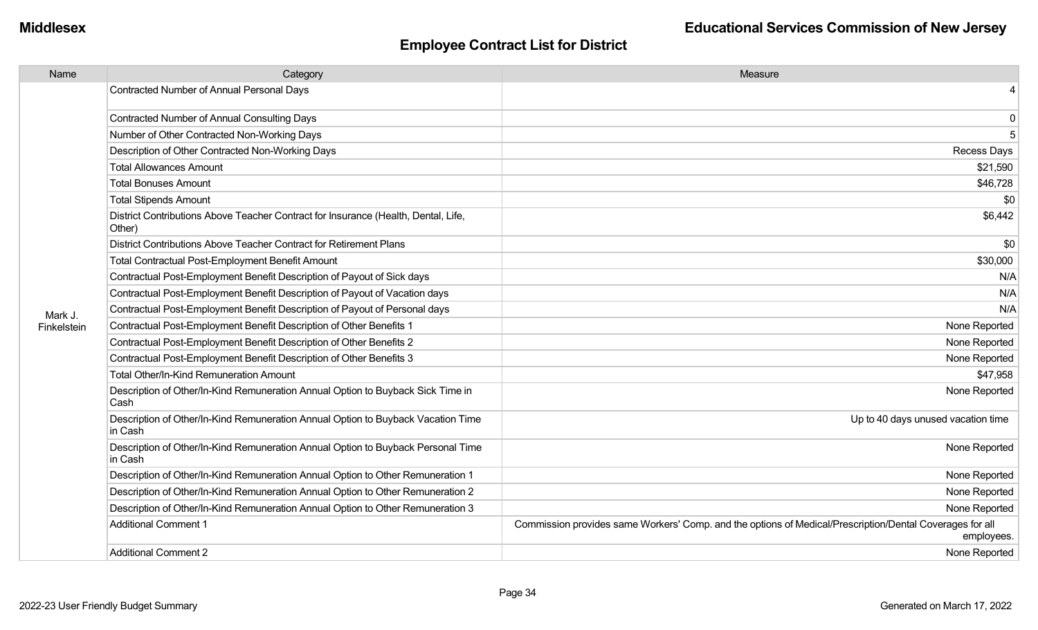## Employee Contract List for District

| Name | Category | Measure |
|---|---|---|
| Mark J. Finkelstein | Contracted Number of Annual Personal Days | 4 |
| | Contracted Number of Annual Consulting Days | 0 |
| | Number of Other Contracted Non-Working Days | 5 |
| | Description of Other Contracted Non-Working Days | Recess Days |
| | Total Allowances Amount | $21,590 |
| | Total Bonuses Amount | $46,728 |
| | Total Stipends Amount | $0 |
| | District Contributions Above Teacher Contract for Insurance (Health, Dental, Life, Other) | $6,442 |
| | District Contributions Above Teacher Contract for Retirement Plans | $0 |
| | Total Contractual Post-Employment Benefit Amount | $30,000 |
| | Contractual Post-Employment Benefit Description of Payout of Sick days | N/A |
| | Contractual Post-Employment Benefit Description of Payout of Vacation days | N/A |
| | Contractual Post-Employment Benefit Description of Payout of Personal days | N/A |
| | Contractual Post-Employment Benefit Description of Other Benefits 1 | None Reported |
| | Contractual Post-Employment Benefit Description of Other Benefits 2 | None Reported |
| | Contractual Post-Employment Benefit Description of Other Benefits 3 | None Reported |
| | Total Other/In-Kind Remuneration Amount | $47,958 |
| | Description of Other/In-Kind Remuneration Annual Option to Buyback Sick Time in Cash | None Reported |
| | Description of Other/In-Kind Remuneration Annual Option to Buyback Vacation Time in Cash | Up to 40 days unused vacation time |
| | Description of Other/In-Kind Remuneration Annual Option to Buyback Personal Time in Cash | None Reported |
| | Description of Other/In-Kind Remuneration Annual Option to Other Remuneration 1 | None Reported |
| | Description of Other/In-Kind Remuneration Annual Option to Other Remuneration 2 | None Reported |
| | Description of Other/In-Kind Remuneration Annual Option to Other Remuneration 3 | None Reported |
| | Additional Comment 1 | Commission provides same Workers' Comp. and the options of Medical/Prescription/Dental Coverages for all employees. |
| | Additional Comment 2 | None Reported |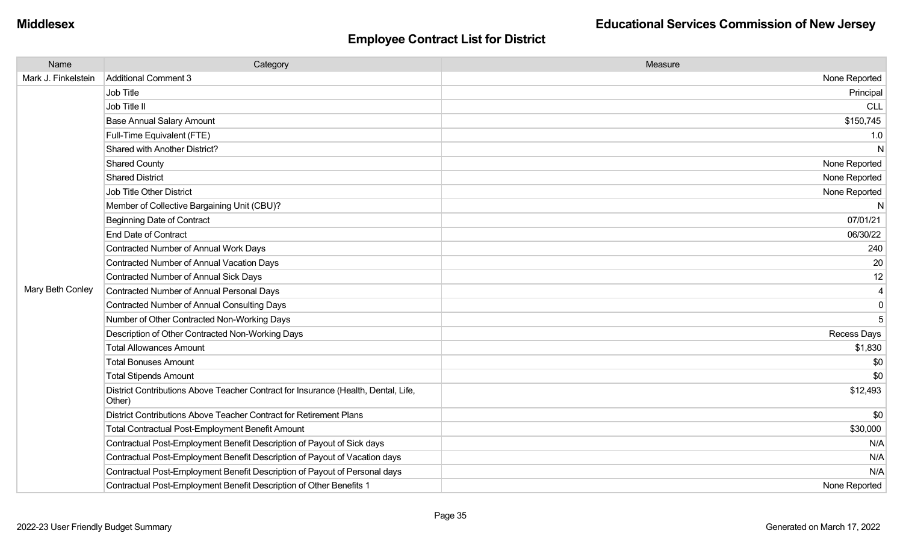## Employee Contract List for District

| Name | Category | Measure |
|---|---|---|
| Mark J. Finkelstein | Additional Comment 3 | None Reported |
| Mary Beth Conley | Job Title | Principal |
| | Job Title II | CLL |
| | Base Annual Salary Amount | $150,745 |
| | Full-Time Equivalent (FTE) | 1.0 |
| | Shared with Another District? | N |
| | Shared County | None Reported |
| | Shared District | None Reported |
| | Job Title Other District | None Reported |
| | Member of Collective Bargaining Unit (CBU)? | N |
| | Beginning Date of Contract | 07/01/21 |
| | End Date of Contract | 06/30/22 |
| | Contracted Number of Annual Work Days | 240 |
| | Contracted Number of Annual Vacation Days | 20 |
| | Contracted Number of Annual Sick Days | 12 |
| | Contracted Number of Annual Personal Days | 4 |
| | Contracted Number of Annual Consulting Days | 0 |
| | Number of Other Contracted Non-Working Days | 5 |
| | Description of Other Contracted Non-Working Days | Recess Days |
| | Total Allowances Amount | $1,830 |
| | Total Bonuses Amount | $0 |
| | Total Stipends Amount | $0 |
| | District Contributions Above Teacher Contract for Insurance (Health, Dental, Life, Other) | $12,493 |
| | District Contributions Above Teacher Contract for Retirement Plans | $0 |
| | Total Contractual Post-Employment Benefit Amount | $30,000 |
| | Contractual Post-Employment Benefit Description of Payout of Sick days | N/A |
| | Contractual Post-Employment Benefit Description of Payout of Vacation days | N/A |
| | Contractual Post-Employment Benefit Description of Payout of Personal days | N/A |
| | Contractual Post-Employment Benefit Description of Other Benefits 1 | None Reported |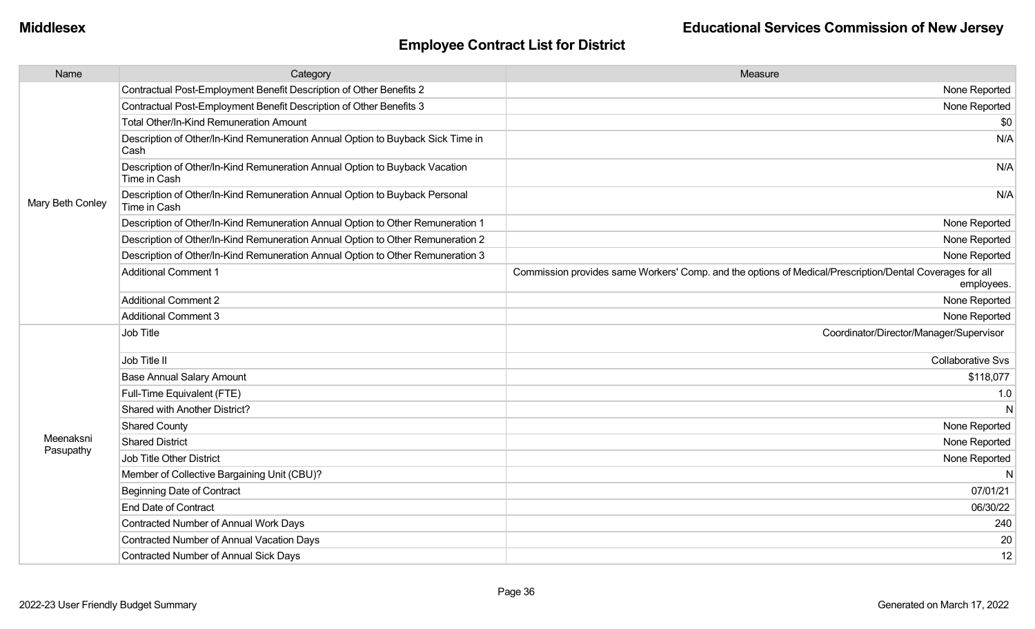# Employee Contract List for District

Middlesex — Educational Services Commission of New Jersey

| Name | Category | Measure |
|---|---|---|
| Mary Beth Conley | Contractual Post-Employment Benefit Description of Other Benefits 2 | None Reported |
| | Contractual Post-Employment Benefit Description of Other Benefits 3 | None Reported |
| | Total Other/In-Kind Remuneration Amount | $0 |
| | Description of Other/In-Kind Remuneration Annual Option to Buyback Sick Time in Cash | N/A |
| | Description of Other/In-Kind Remuneration Annual Option to Buyback Vacation Time in Cash | N/A |
| | Description of Other/In-Kind Remuneration Annual Option to Buyback Personal Time in Cash | N/A |
| | Description of Other/In-Kind Remuneration Annual Option to Other Remuneration 1 | None Reported |
| | Description of Other/In-Kind Remuneration Annual Option to Other Remuneration 2 | None Reported |
| | Description of Other/In-Kind Remuneration Annual Option to Other Remuneration 3 | None Reported |
| | Additional Comment 1 | Commission provides same Workers' Comp. and the options of Medical/Prescription/Dental Coverages for all employees. |
| | Additional Comment 2 | None Reported |
| | Additional Comment 3 | None Reported |
| Meenaksni Pasupathy | Job Title | Coordinator/Director/Manager/Supervisor |
| | Job Title II | Collaborative Svs |
| | Base Annual Salary Amount | $118,077 |
| | Full-Time Equivalent (FTE) | 1.0 |
| | Shared with Another District? | N |
| | Shared County | None Reported |
| | Shared District | None Reported |
| | Job Title Other District | None Reported |
| | Member of Collective Bargaining Unit (CBU)? | N |
| | Beginning Date of Contract | 07/01/21 |
| | End Date of Contract | 06/30/22 |
| | Contracted Number of Annual Work Days | 240 |
| | Contracted Number of Annual Vacation Days | 20 |
| | Contracted Number of Annual Sick Days | 12 |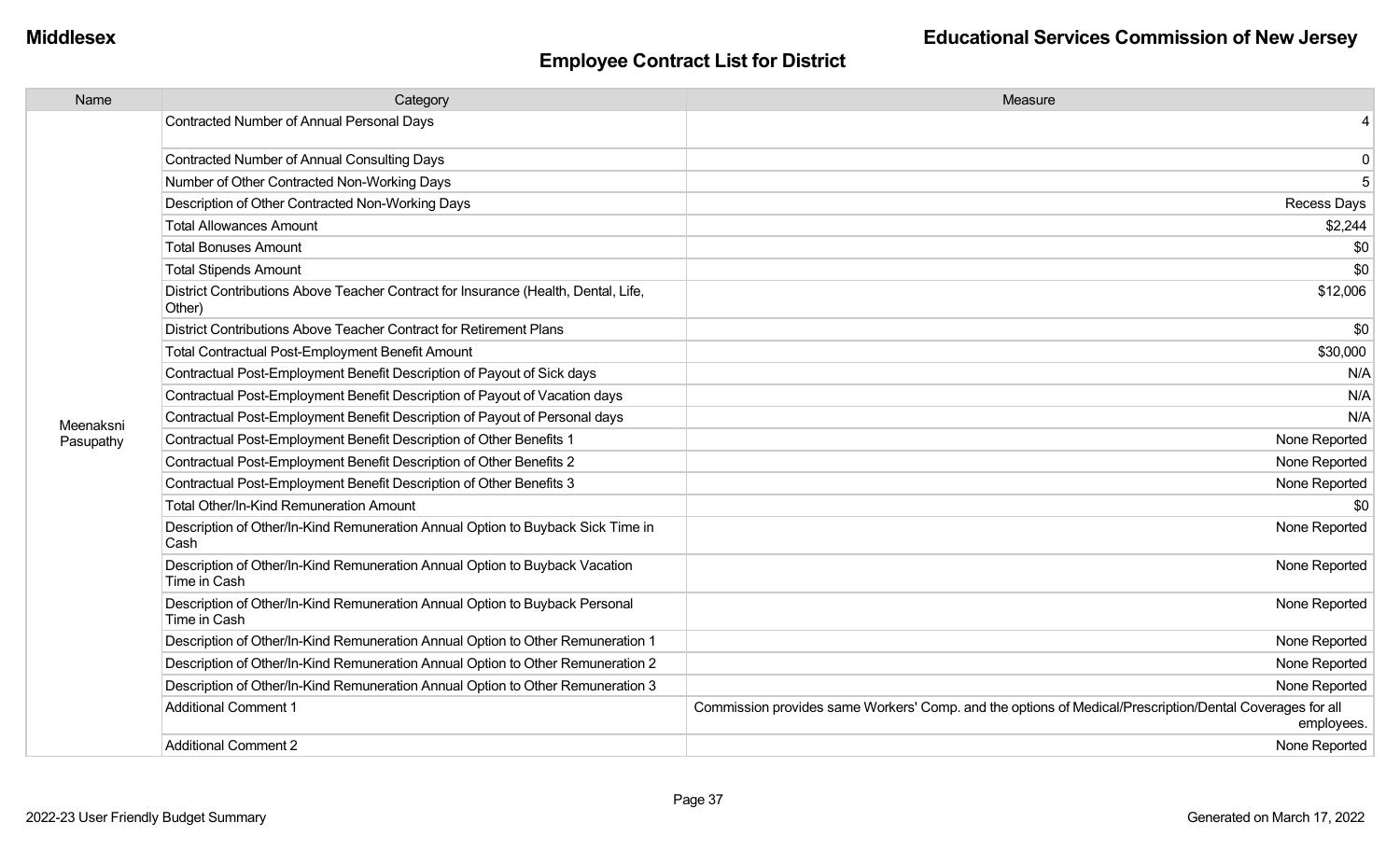Middlesex | Educational Services Commission of New Jersey

## Employee Contract List for District

| Name | Category | Measure |
|---|---|---|
| Meenaksni Pasupathy | Contracted Number of Annual Personal Days | 4 |
| | Contracted Number of Annual Consulting Days | 0 |
| | Number of Other Contracted Non-Working Days | 5 |
| | Description of Other Contracted Non-Working Days | Recess Days |
| | Total Allowances Amount | $2,244 |
| | Total Bonuses Amount | $0 |
| | Total Stipends Amount | $0 |
| | District Contributions Above Teacher Contract for Insurance (Health, Dental, Life, Other) | $12,006 |
| | District Contributions Above Teacher Contract for Retirement Plans | $0 |
| | Total Contractual Post-Employment Benefit Amount | $30,000 |
| | Contractual Post-Employment Benefit Description of Payout of Sick days | N/A |
| | Contractual Post-Employment Benefit Description of Payout of Vacation days | N/A |
| | Contractual Post-Employment Benefit Description of Payout of Personal days | N/A |
| | Contractual Post-Employment Benefit Description of Other Benefits 1 | None Reported |
| | Contractual Post-Employment Benefit Description of Other Benefits 2 | None Reported |
| | Contractual Post-Employment Benefit Description of Other Benefits 3 | None Reported |
| | Total Other/In-Kind Remuneration Amount | $0 |
| | Description of Other/In-Kind Remuneration Annual Option to Buyback Sick Time in Cash | None Reported |
| | Description of Other/In-Kind Remuneration Annual Option to Buyback Vacation Time in Cash | None Reported |
| | Description of Other/In-Kind Remuneration Annual Option to Buyback Personal Time in Cash | None Reported |
| | Description of Other/In-Kind Remuneration Annual Option to Other Remuneration 1 | None Reported |
| | Description of Other/In-Kind Remuneration Annual Option to Other Remuneration 2 | None Reported |
| | Description of Other/In-Kind Remuneration Annual Option to Other Remuneration 3 | None Reported |
| | Additional Comment 1 | Commission provides same Workers' Comp. and the options of Medical/Prescription/Dental Coverages for all employees. |
| | Additional Comment 2 | None Reported |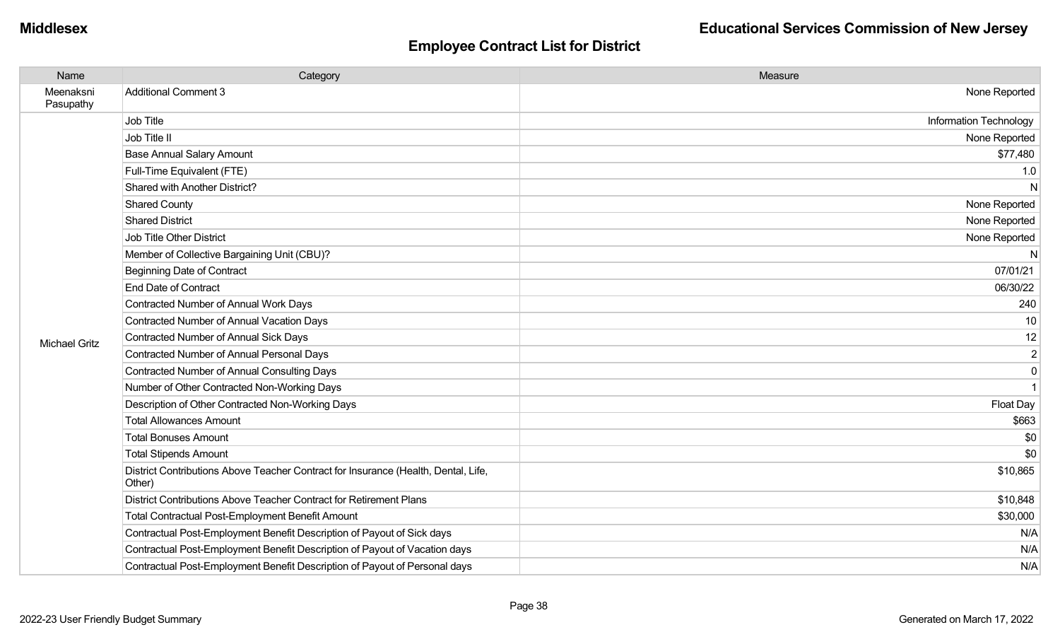## Employee Contract List for District

| Name | Category | Measure |
|---|---|---|
| Meenaksni Pasupathy | Additional Comment 3 | None Reported |
| Michael Gritz | Job Title | Information Technology |
| | Job Title II | None Reported |
| | Base Annual Salary Amount | $77,480 |
| | Full-Time Equivalent (FTE) | 1.0 |
| | Shared with Another District? | N |
| | Shared County | None Reported |
| | Shared District | None Reported |
| | Job Title Other District | None Reported |
| | Member of Collective Bargaining Unit (CBU)? | N |
| | Beginning Date of Contract | 07/01/21 |
| | End Date of Contract | 06/30/22 |
| | Contracted Number of Annual Work Days | 240 |
| | Contracted Number of Annual Vacation Days | 10 |
| | Contracted Number of Annual Sick Days | 12 |
| | Contracted Number of Annual Personal Days | 2 |
| | Contracted Number of Annual Consulting Days | 0 |
| | Number of Other Contracted Non-Working Days | 1 |
| | Description of Other Contracted Non-Working Days | Float Day |
| | Total Allowances Amount | $663 |
| | Total Bonuses Amount | $0 |
| | Total Stipends Amount | $0 |
| | District Contributions Above Teacher Contract for Insurance (Health, Dental, Life, Other) | $10,865 |
| | District Contributions Above Teacher Contract for Retirement Plans | $10,848 |
| | Total Contractual Post-Employment Benefit Amount | $30,000 |
| | Contractual Post-Employment Benefit Description of Payout of Sick days | N/A |
| | Contractual Post-Employment Benefit Description of Payout of Vacation days | N/A |
| | Contractual Post-Employment Benefit Description of Payout of Personal days | N/A |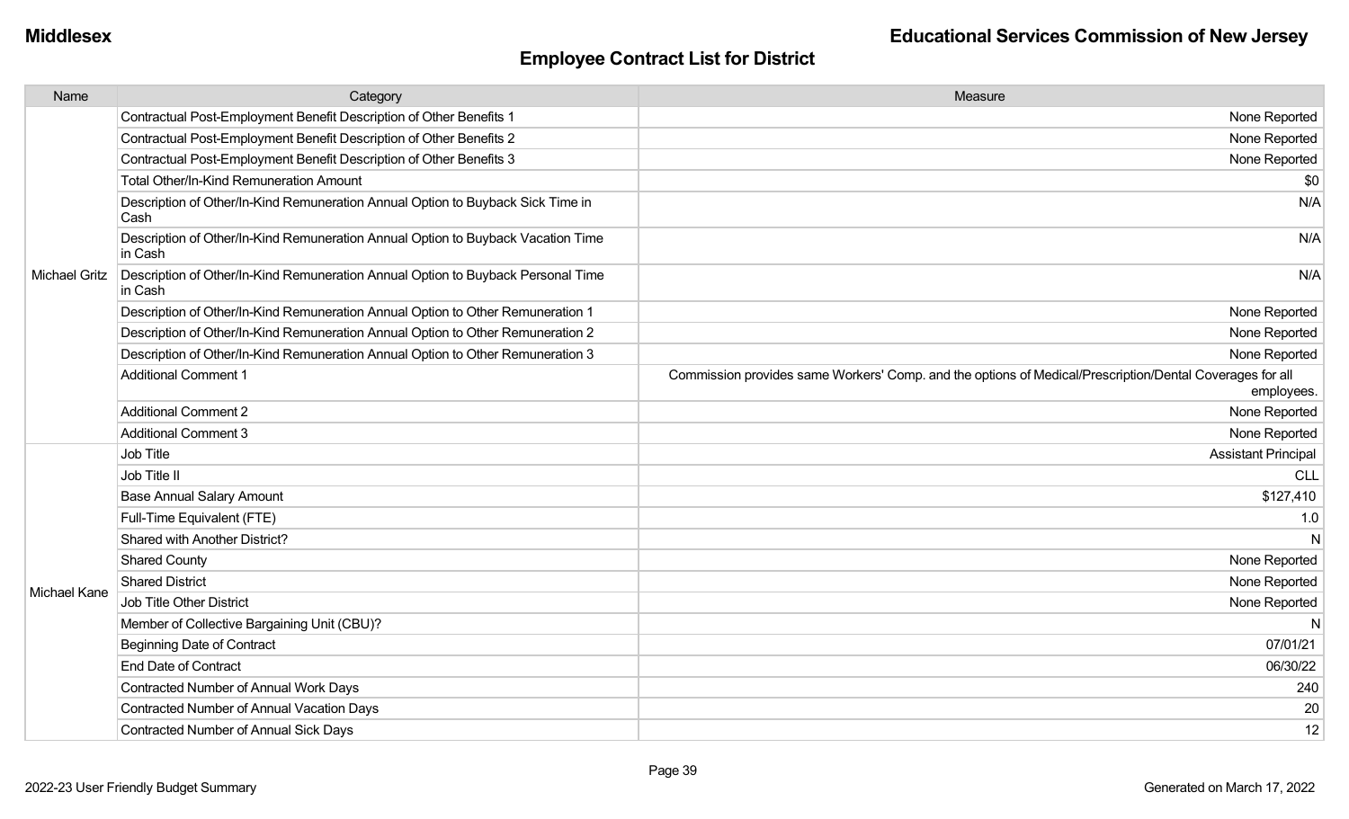Middlesex | Educational Services Commission of New Jersey

## Employee Contract List for District

| Name | Category | Measure |
| --- | --- | --- |
| Michael Gritz | Contractual Post-Employment Benefit Description of Other Benefits 1 | None Reported |
| | Contractual Post-Employment Benefit Description of Other Benefits 2 | None Reported |
| | Contractual Post-Employment Benefit Description of Other Benefits 3 | None Reported |
| | Total Other/In-Kind Remuneration Amount | $0 |
| | Description of Other/In-Kind Remuneration Annual Option to Buyback Sick Time in Cash | N/A |
| | Description of Other/In-Kind Remuneration Annual Option to Buyback Vacation Time in Cash | N/A |
| | Description of Other/In-Kind Remuneration Annual Option to Buyback Personal Time in Cash | N/A |
| | Description of Other/In-Kind Remuneration Annual Option to Other Remuneration 1 | None Reported |
| | Description of Other/In-Kind Remuneration Annual Option to Other Remuneration 2 | None Reported |
| | Description of Other/In-Kind Remuneration Annual Option to Other Remuneration 3 | None Reported |
| | Additional Comment 1 | Commission provides same Workers' Comp. and the options of Medical/Prescription/Dental Coverages for all employees. |
| | Additional Comment 2 | None Reported |
| | Additional Comment 3 | None Reported |
| Michael Kane | Job Title | Assistant Principal |
| | Job Title II | CLL |
| | Base Annual Salary Amount | $127,410 |
| | Full-Time Equivalent (FTE) | 1.0 |
| | Shared with Another District? | N |
| | Shared County | None Reported |
| | Shared District | None Reported |
| | Job Title Other District | None Reported |
| | Member of Collective Bargaining Unit (CBU)? | N |
| | Beginning Date of Contract | 07/01/21 |
| | End Date of Contract | 06/30/22 |
| | Contracted Number of Annual Work Days | 240 |
| | Contracted Number of Annual Vacation Days | 20 |
| | Contracted Number of Annual Sick Days | 12 |

2022-23 User Friendly Budget Summary | Generated on March 17, 2022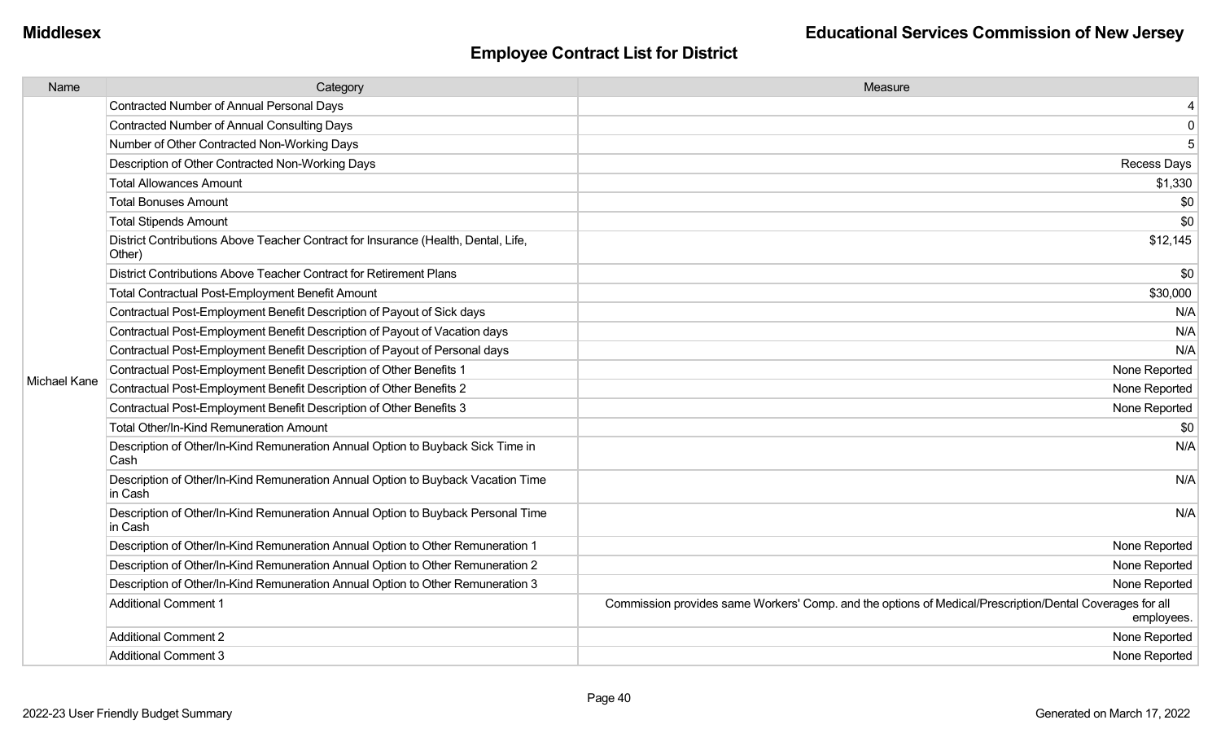Middlesex

**Educational Services Commission of New Jersey**

## Employee Contract List for District

| Name | Category | Measure |
|---|---|---|
| Michael Kane | Contracted Number of Annual Personal Days | 4 |
| | Contracted Number of Annual Consulting Days | 0 |
| | Number of Other Contracted Non-Working Days | 5 |
| | Description of Other Contracted Non-Working Days | Recess Days |
| | Total Allowances Amount | $1,330 |
| | Total Bonuses Amount | $0 |
| | Total Stipends Amount | $0 |
| | District Contributions Above Teacher Contract for Insurance (Health, Dental, Life, Other) | $12,145 |
| | District Contributions Above Teacher Contract for Retirement Plans | $0 |
| | Total Contractual Post-Employment Benefit Amount | $30,000 |
| | Contractual Post-Employment Benefit Description of Payout of Sick days | N/A |
| | Contractual Post-Employment Benefit Description of Payout of Vacation days | N/A |
| | Contractual Post-Employment Benefit Description of Payout of Personal days | N/A |
| | Contractual Post-Employment Benefit Description of Other Benefits 1 | None Reported |
| | Contractual Post-Employment Benefit Description of Other Benefits 2 | None Reported |
| | Contractual Post-Employment Benefit Description of Other Benefits 3 | None Reported |
| | Total Other/In-Kind Remuneration Amount | $0 |
| | Description of Other/In-Kind Remuneration Annual Option to Buyback Sick Time in Cash | N/A |
| | Description of Other/In-Kind Remuneration Annual Option to Buyback Vacation Time in Cash | N/A |
| | Description of Other/In-Kind Remuneration Annual Option to Buyback Personal Time in Cash | N/A |
| | Description of Other/In-Kind Remuneration Annual Option to Other Remuneration 1 | None Reported |
| | Description of Other/In-Kind Remuneration Annual Option to Other Remuneration 2 | None Reported |
| | Description of Other/In-Kind Remuneration Annual Option to Other Remuneration 3 | None Reported |
| | Additional Comment 1 | Commission provides same Workers' Comp. and the options of Medical/Prescription/Dental Coverages for all employees. |
| | Additional Comment 2 | None Reported |
| | Additional Comment 3 | None Reported |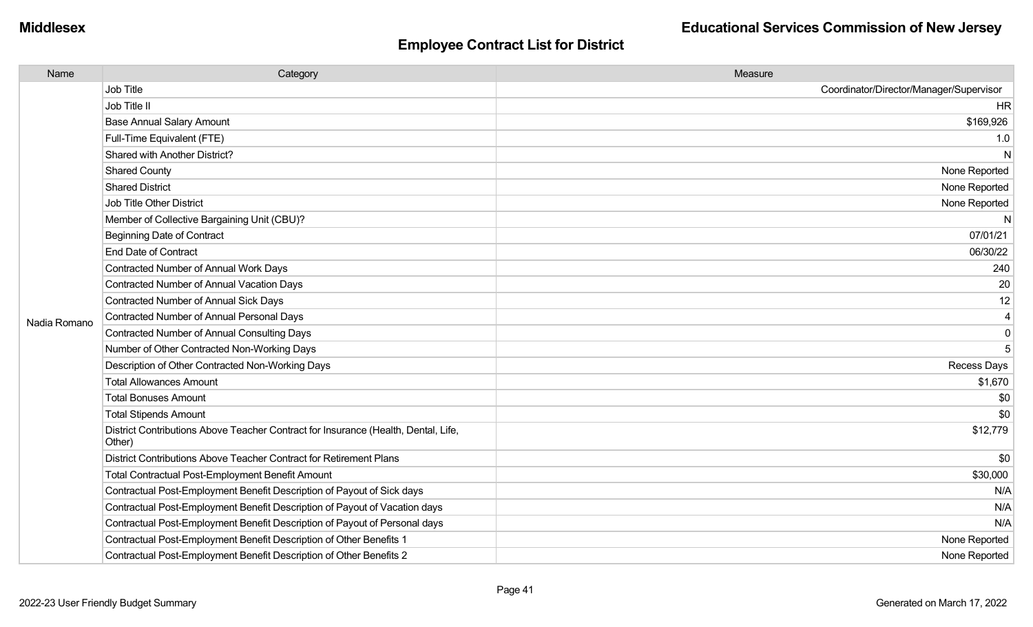## Employee Contract List for District

| Name | Category | Measure |
|---|---|---|
| Nadia Romano | Job Title | Coordinator/Director/Manager/Supervisor |
| | Job Title II | HR |
| | Base Annual Salary Amount | $169,926 |
| | Full-Time Equivalent (FTE) | 1.0 |
| | Shared with Another District? | N |
| | Shared County | None Reported |
| | Shared District | None Reported |
| | Job Title Other District | None Reported |
| | Member of Collective Bargaining Unit (CBU)? | N |
| | Beginning Date of Contract | 07/01/21 |
| | End Date of Contract | 06/30/22 |
| | Contracted Number of Annual Work Days | 240 |
| | Contracted Number of Annual Vacation Days | 20 |
| | Contracted Number of Annual Sick Days | 12 |
| | Contracted Number of Annual Personal Days | 4 |
| | Contracted Number of Annual Consulting Days | 0 |
| | Number of Other Contracted Non-Working Days | 5 |
| | Description of Other Contracted Non-Working Days | Recess Days |
| | Total Allowances Amount | $1,670 |
| | Total Bonuses Amount | $0 |
| | Total Stipends Amount | $0 |
| | District Contributions Above Teacher Contract for Insurance (Health, Dental, Life, Other) | $12,779 |
| | District Contributions Above Teacher Contract for Retirement Plans | $0 |
| | Total Contractual Post-Employment Benefit Amount | $30,000 |
| | Contractual Post-Employment Benefit Description of Payout of Sick days | N/A |
| | Contractual Post-Employment Benefit Description of Payout of Vacation days | N/A |
| | Contractual Post-Employment Benefit Description of Payout of Personal days | N/A |
| | Contractual Post-Employment Benefit Description of Other Benefits 1 | None Reported |
| | Contractual Post-Employment Benefit Description of Other Benefits 2 | None Reported |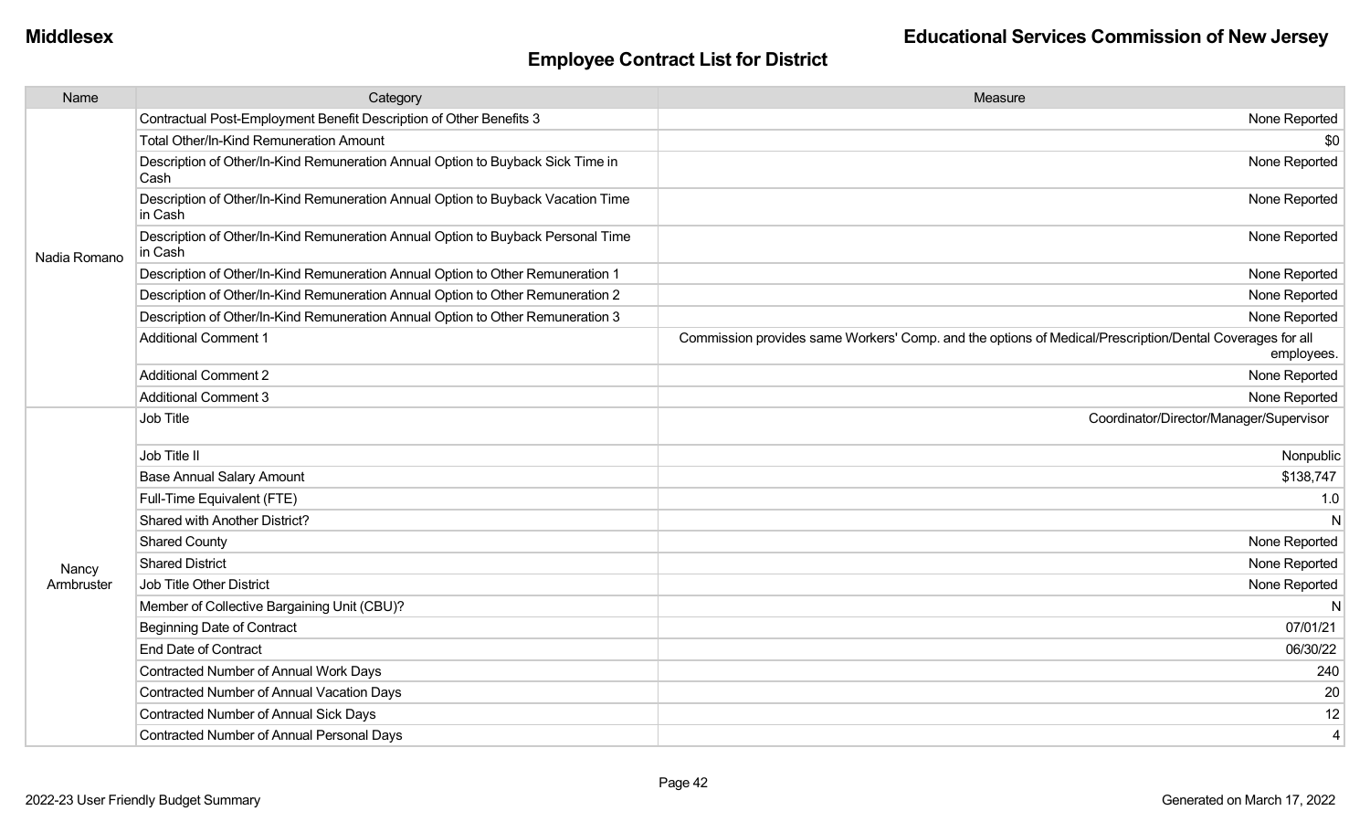## Employee Contract List for District

| Name | Category | Measure |
| --- | --- | --- |
| Nadia Romano | Contractual Post-Employment Benefit Description of Other Benefits 3 | None Reported |
| | Total Other/In-Kind Remuneration Amount | $0 |
| | Description of Other/In-Kind Remuneration Annual Option to Buyback Sick Time in Cash | None Reported |
| | Description of Other/In-Kind Remuneration Annual Option to Buyback Vacation Time in Cash | None Reported |
| | Description of Other/In-Kind Remuneration Annual Option to Buyback Personal Time in Cash | None Reported |
| | Description of Other/In-Kind Remuneration Annual Option to Other Remuneration 1 | None Reported |
| | Description of Other/In-Kind Remuneration Annual Option to Other Remuneration 2 | None Reported |
| | Description of Other/In-Kind Remuneration Annual Option to Other Remuneration 3 | None Reported |
| | Additional Comment 1 | Commission provides same Workers' Comp. and the options of Medical/Prescription/Dental Coverages for all employees. |
| | Additional Comment 2 | None Reported |
| | Additional Comment 3 | None Reported |
| Nancy Armbruster | Job Title | Coordinator/Director/Manager/Supervisor |
| | Job Title II | Nonpublic |
| | Base Annual Salary Amount | $138,747 |
| | Full-Time Equivalent (FTE) | 1.0 |
| | Shared with Another District? | N |
| | Shared County | None Reported |
| | Shared District | None Reported |
| | Job Title Other District | None Reported |
| | Member of Collective Bargaining Unit (CBU)? | N |
| | Beginning Date of Contract | 07/01/21 |
| | End Date of Contract | 06/30/22 |
| | Contracted Number of Annual Work Days | 240 |
| | Contracted Number of Annual Vacation Days | 20 |
| | Contracted Number of Annual Sick Days | 12 |
| | Contracted Number of Annual Personal Days | 4 |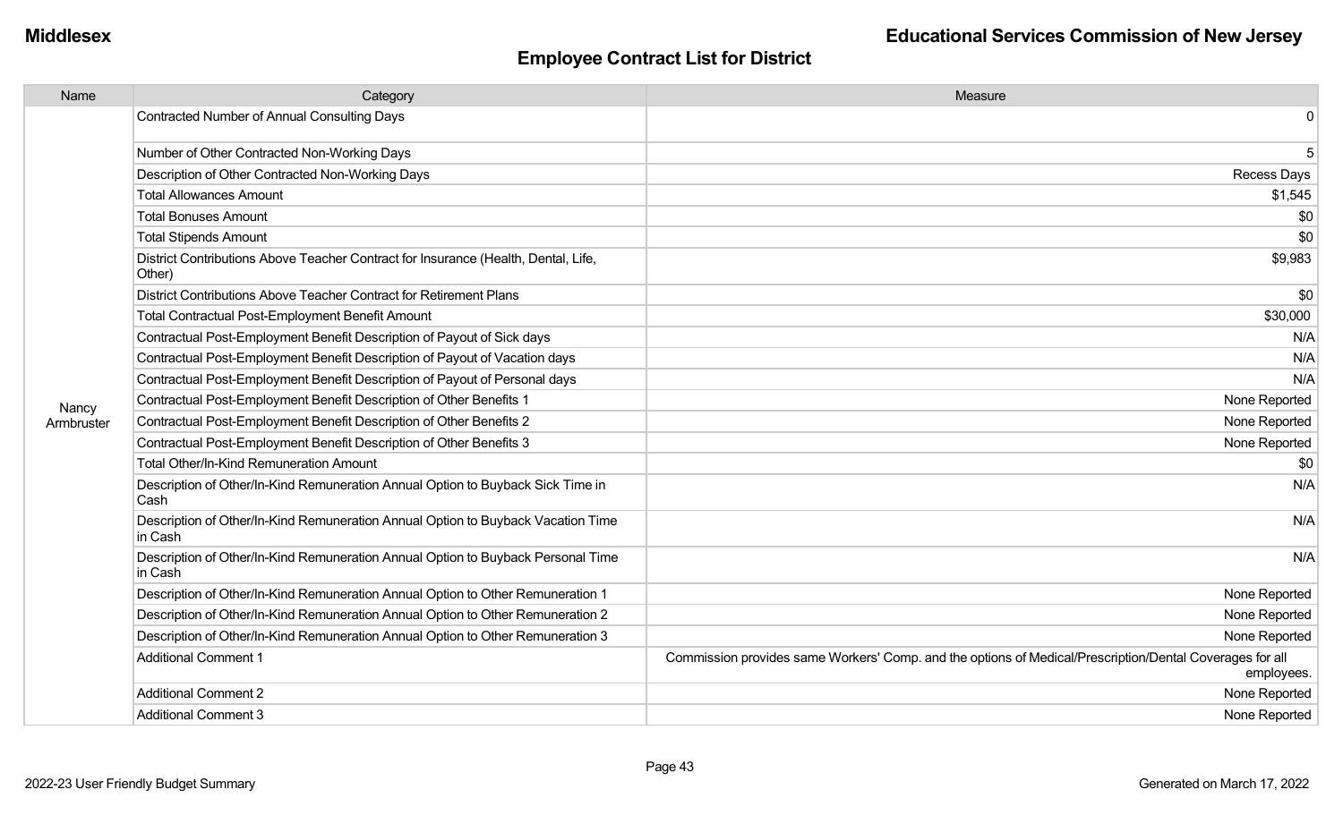## Employee Contract List for District

| Name | Category | Measure |
|---|---|---|
| Nancy Armbruster | Contracted Number of Annual Consulting Days | 0 |
| | Number of Other Contracted Non-Working Days | 5 |
| | Description of Other Contracted Non-Working Days | Recess Days |
| | Total Allowances Amount | $1,545 |
| | Total Bonuses Amount | $0 |
| | Total Stipends Amount | $0 |
| | District Contributions Above Teacher Contract for Insurance (Health, Dental, Life, Other) | $9,983 |
| | District Contributions Above Teacher Contract for Retirement Plans | $0 |
| | Total Contractual Post-Employment Benefit Amount | $30,000 |
| | Contractual Post-Employment Benefit Description of Payout of Sick days | N/A |
| | Contractual Post-Employment Benefit Description of Payout of Vacation days | N/A |
| | Contractual Post-Employment Benefit Description of Payout of Personal days | N/A |
| | Contractual Post-Employment Benefit Description of Other Benefits 1 | None Reported |
| | Contractual Post-Employment Benefit Description of Other Benefits 2 | None Reported |
| | Contractual Post-Employment Benefit Description of Other Benefits 3 | None Reported |
| | Total Other/In-Kind Remuneration Amount | $0 |
| | Description of Other/In-Kind Remuneration Annual Option to Buyback Sick Time in Cash | N/A |
| | Description of Other/In-Kind Remuneration Annual Option to Buyback Vacation Time in Cash | N/A |
| | Description of Other/In-Kind Remuneration Annual Option to Buyback Personal Time in Cash | N/A |
| | Description of Other/In-Kind Remuneration Annual Option to Other Remuneration 1 | None Reported |
| | Description of Other/In-Kind Remuneration Annual Option to Other Remuneration 2 | None Reported |
| | Description of Other/In-Kind Remuneration Annual Option to Other Remuneration 3 | None Reported |
| | Additional Comment 1 | Commission provides same Workers' Comp. and the options of Medical/Prescription/Dental Coverages for all employees. |
| | Additional Comment 2 | None Reported |
| | Additional Comment 3 | None Reported |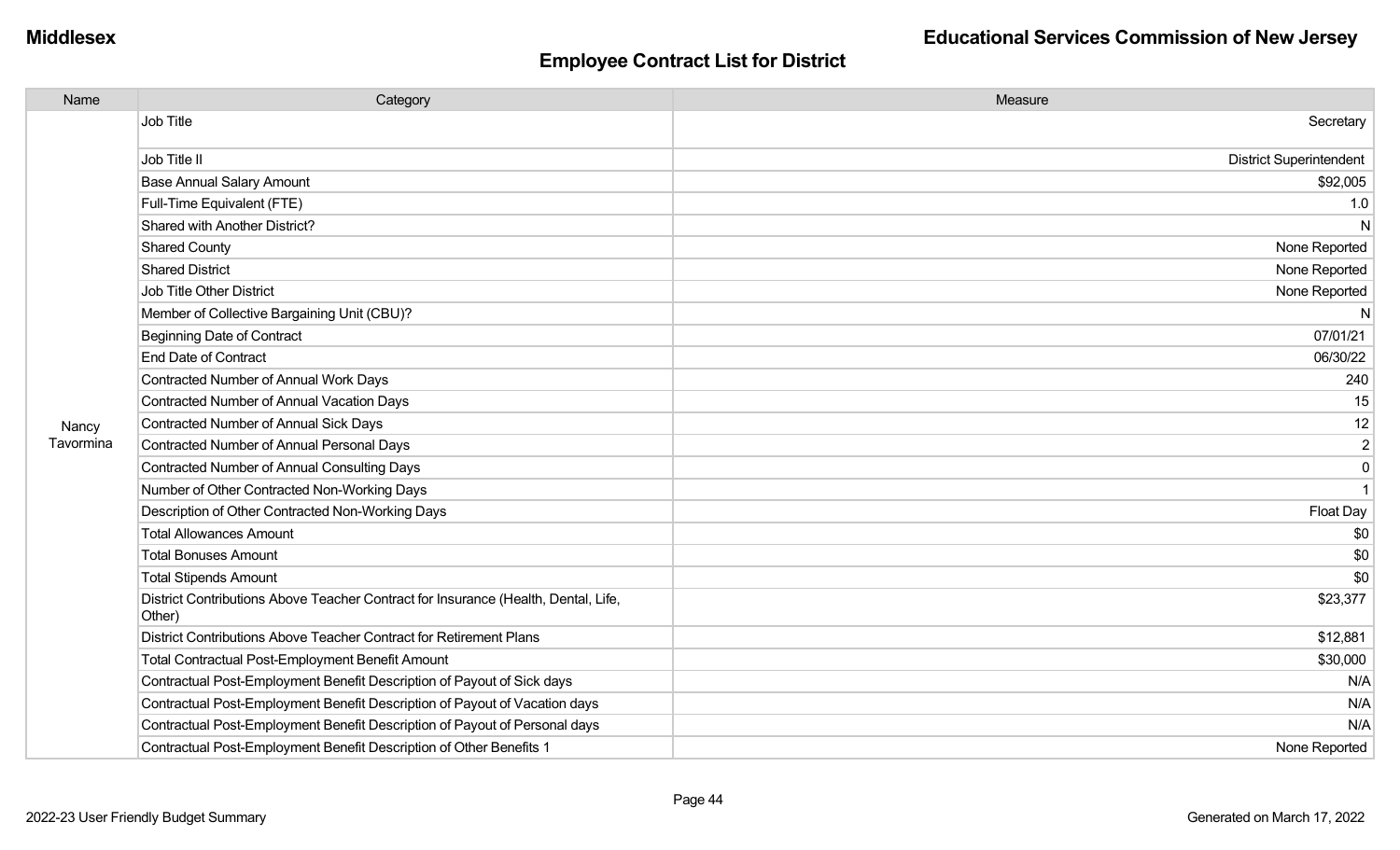Middlesex

Educational Services Commission of New Jersey

## Employee Contract List for District

| Name | Category | Measure |
|---|---|---|
| Nancy Tavormina | Job Title | Secretary |
| | Job Title II | District Superintendent |
| | Base Annual Salary Amount | $92,005 |
| | Full-Time Equivalent (FTE) | 1.0 |
| | Shared with Another District? | N |
| | Shared County | None Reported |
| | Shared District | None Reported |
| | Job Title Other District | None Reported |
| | Member of Collective Bargaining Unit (CBU)? | N |
| | Beginning Date of Contract | 07/01/21 |
| | End Date of Contract | 06/30/22 |
| | Contracted Number of Annual Work Days | 240 |
| | Contracted Number of Annual Vacation Days | 15 |
| | Contracted Number of Annual Sick Days | 12 |
| | Contracted Number of Annual Personal Days | 2 |
| | Contracted Number of Annual Consulting Days | 0 |
| | Number of Other Contracted Non-Working Days | 1 |
| | Description of Other Contracted Non-Working Days | Float Day |
| | Total Allowances Amount | $0 |
| | Total Bonuses Amount | $0 |
| | Total Stipends Amount | $0 |
| | District Contributions Above Teacher Contract for Insurance (Health, Dental, Life, Other) | $23,377 |
| | District Contributions Above Teacher Contract for Retirement Plans | $12,881 |
| | Total Contractual Post-Employment Benefit Amount | $30,000 |
| | Contractual Post-Employment Benefit Description of Payout of Sick days | N/A |
| | Contractual Post-Employment Benefit Description of Payout of Vacation days | N/A |
| | Contractual Post-Employment Benefit Description of Payout of Personal days | N/A |
| | Contractual Post-Employment Benefit Description of Other Benefits 1 | None Reported |

2022-23 User Friendly Budget Summary

Generated on March 17, 2022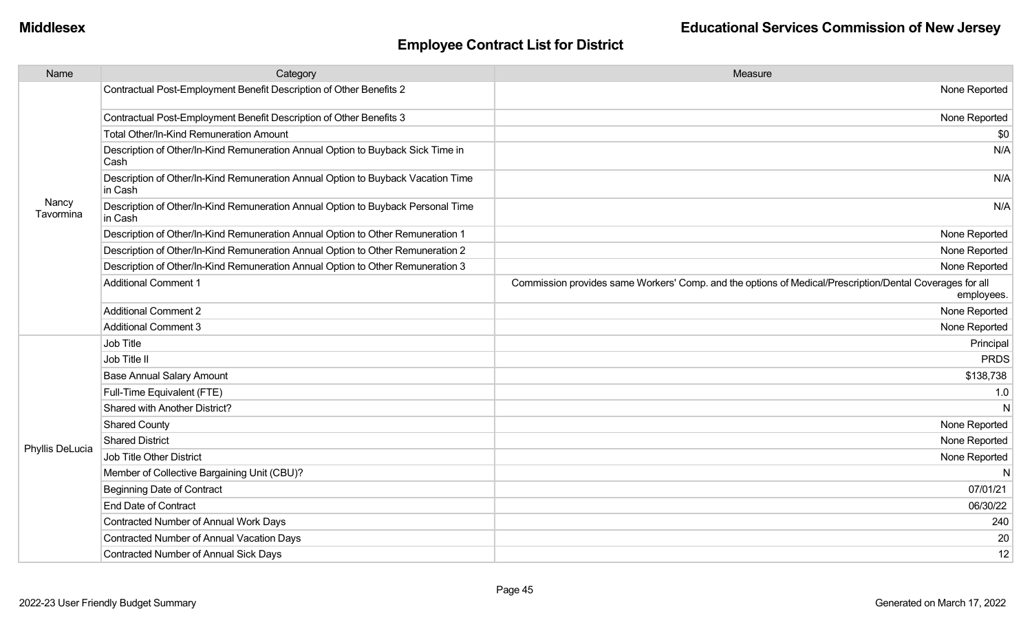**Middlesex** **Educational Services Commission of New Jersey**

## Employee Contract List for District

| Name | Category | Measure |
|---|---|---|
| Nancy Tavormina | Contractual Post-Employment Benefit Description of Other Benefits 2 | None Reported |
| | Contractual Post-Employment Benefit Description of Other Benefits 3 | None Reported |
| | Total Other/In-Kind Remuneration Amount | $0 |
| | Description of Other/In-Kind Remuneration Annual Option to Buyback Sick Time in Cash | N/A |
| | Description of Other/In-Kind Remuneration Annual Option to Buyback Vacation Time in Cash | N/A |
| | Description of Other/In-Kind Remuneration Annual Option to Buyback Personal Time in Cash | N/A |
| | Description of Other/In-Kind Remuneration Annual Option to Other Remuneration 1 | None Reported |
| | Description of Other/In-Kind Remuneration Annual Option to Other Remuneration 2 | None Reported |
| | Description of Other/In-Kind Remuneration Annual Option to Other Remuneration 3 | None Reported |
| | Additional Comment 1 | Commission provides same Workers' Comp. and the options of Medical/Prescription/Dental Coverages for all employees. |
| | Additional Comment 2 | None Reported |
| | Additional Comment 3 | None Reported |
| Phyllis DeLucia | Job Title | Principal |
| | Job Title II | PRDS |
| | Base Annual Salary Amount | $138,738 |
| | Full-Time Equivalent (FTE) | 1.0 |
| | Shared with Another District? | N |
| | Shared County | None Reported |
| | Shared District | None Reported |
| | Job Title Other District | None Reported |
| | Member of Collective Bargaining Unit (CBU)? | N |
| | Beginning Date of Contract | 07/01/21 |
| | End Date of Contract | 06/30/22 |
| | Contracted Number of Annual Work Days | 240 |
| | Contracted Number of Annual Vacation Days | 20 |
| | Contracted Number of Annual Sick Days | 12 |

2022-23 User Friendly Budget Summary — Generated on March 17, 2022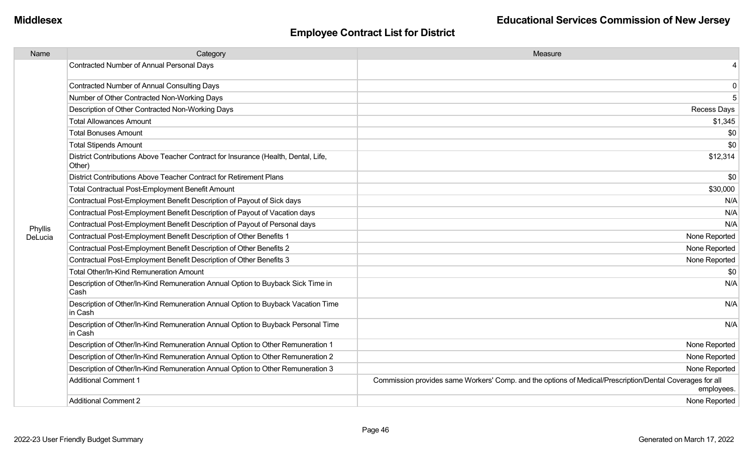## Employee Contract List for District

| Name | Category | Measure |
|---|---|---|
| Phyllis DeLucia | Contracted Number of Annual Personal Days | 4 |
| | Contracted Number of Annual Consulting Days | 0 |
| | Number of Other Contracted Non-Working Days | 5 |
| | Description of Other Contracted Non-Working Days | Recess Days |
| | Total Allowances Amount | $1,345 |
| | Total Bonuses Amount | $0 |
| | Total Stipends Amount | $0 |
| | District Contributions Above Teacher Contract for Insurance (Health, Dental, Life, Other) | $12,314 |
| | District Contributions Above Teacher Contract for Retirement Plans | $0 |
| | Total Contractual Post-Employment Benefit Amount | $30,000 |
| | Contractual Post-Employment Benefit Description of Payout of Sick days | N/A |
| | Contractual Post-Employment Benefit Description of Payout of Vacation days | N/A |
| | Contractual Post-Employment Benefit Description of Payout of Personal days | N/A |
| | Contractual Post-Employment Benefit Description of Other Benefits 1 | None Reported |
| | Contractual Post-Employment Benefit Description of Other Benefits 2 | None Reported |
| | Contractual Post-Employment Benefit Description of Other Benefits 3 | None Reported |
| | Total Other/In-Kind Remuneration Amount | $0 |
| | Description of Other/In-Kind Remuneration Annual Option to Buyback Sick Time in Cash | N/A |
| | Description of Other/In-Kind Remuneration Annual Option to Buyback Vacation Time in Cash | N/A |
| | Description of Other/In-Kind Remuneration Annual Option to Buyback Personal Time in Cash | N/A |
| | Description of Other/In-Kind Remuneration Annual Option to Other Remuneration 1 | None Reported |
| | Description of Other/In-Kind Remuneration Annual Option to Other Remuneration 2 | None Reported |
| | Description of Other/In-Kind Remuneration Annual Option to Other Remuneration 3 | None Reported |
| | Additional Comment 1 | Commission provides same Workers' Comp. and the options of Medical/Prescription/Dental Coverages for all employees. |
| | Additional Comment 2 | None Reported |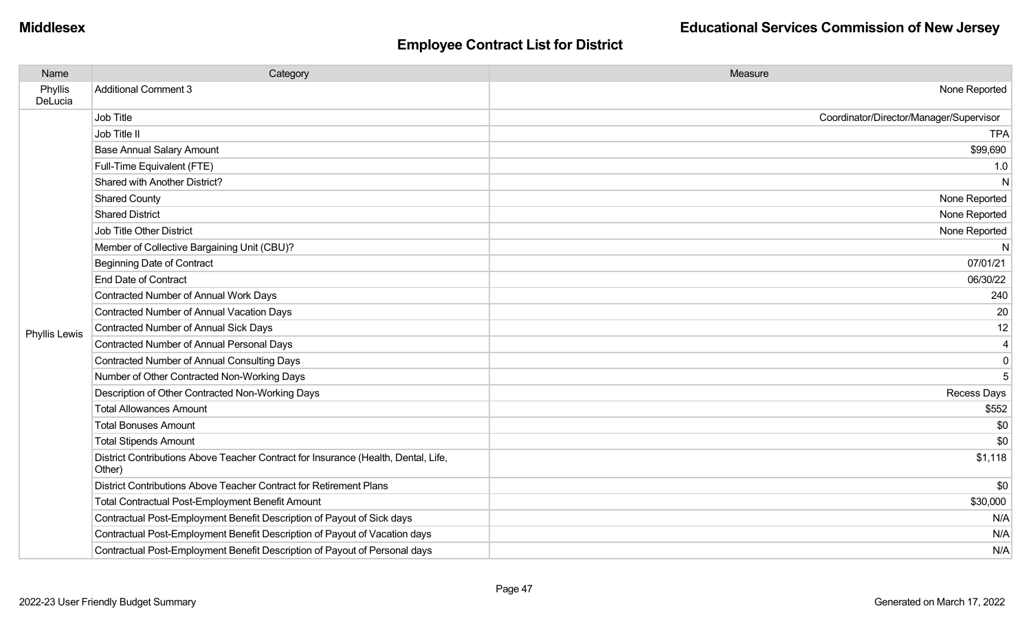## Employee Contract List for District

| Name | Category | Measure |
| --- | --- | --- |
| Phyllis DeLucia | Additional Comment 3 | None Reported |
| Phyllis Lewis | Job Title | Coordinator/Director/Manager/Supervisor |
| | Job Title II | TPA |
| | Base Annual Salary Amount | $99,690 |
| | Full-Time Equivalent (FTE) | 1.0 |
| | Shared with Another District? | N |
| | Shared County | None Reported |
| | Shared District | None Reported |
| | Job Title Other District | None Reported |
| | Member of Collective Bargaining Unit (CBU)? | N |
| | Beginning Date of Contract | 07/01/21 |
| | End Date of Contract | 06/30/22 |
| | Contracted Number of Annual Work Days | 240 |
| | Contracted Number of Annual Vacation Days | 20 |
| | Contracted Number of Annual Sick Days | 12 |
| | Contracted Number of Annual Personal Days | 4 |
| | Contracted Number of Annual Consulting Days | 0 |
| | Number of Other Contracted Non-Working Days | 5 |
| | Description of Other Contracted Non-Working Days | Recess Days |
| | Total Allowances Amount | $552 |
| | Total Bonuses Amount | $0 |
| | Total Stipends Amount | $0 |
| | District Contributions Above Teacher Contract for Insurance (Health, Dental, Life, Other) | $1,118 |
| | District Contributions Above Teacher Contract for Retirement Plans | $0 |
| | Total Contractual Post-Employment Benefit Amount | $30,000 |
| | Contractual Post-Employment Benefit Description of Payout of Sick days | N/A |
| | Contractual Post-Employment Benefit Description of Payout of Vacation days | N/A |
| | Contractual Post-Employment Benefit Description of Payout of Personal days | N/A |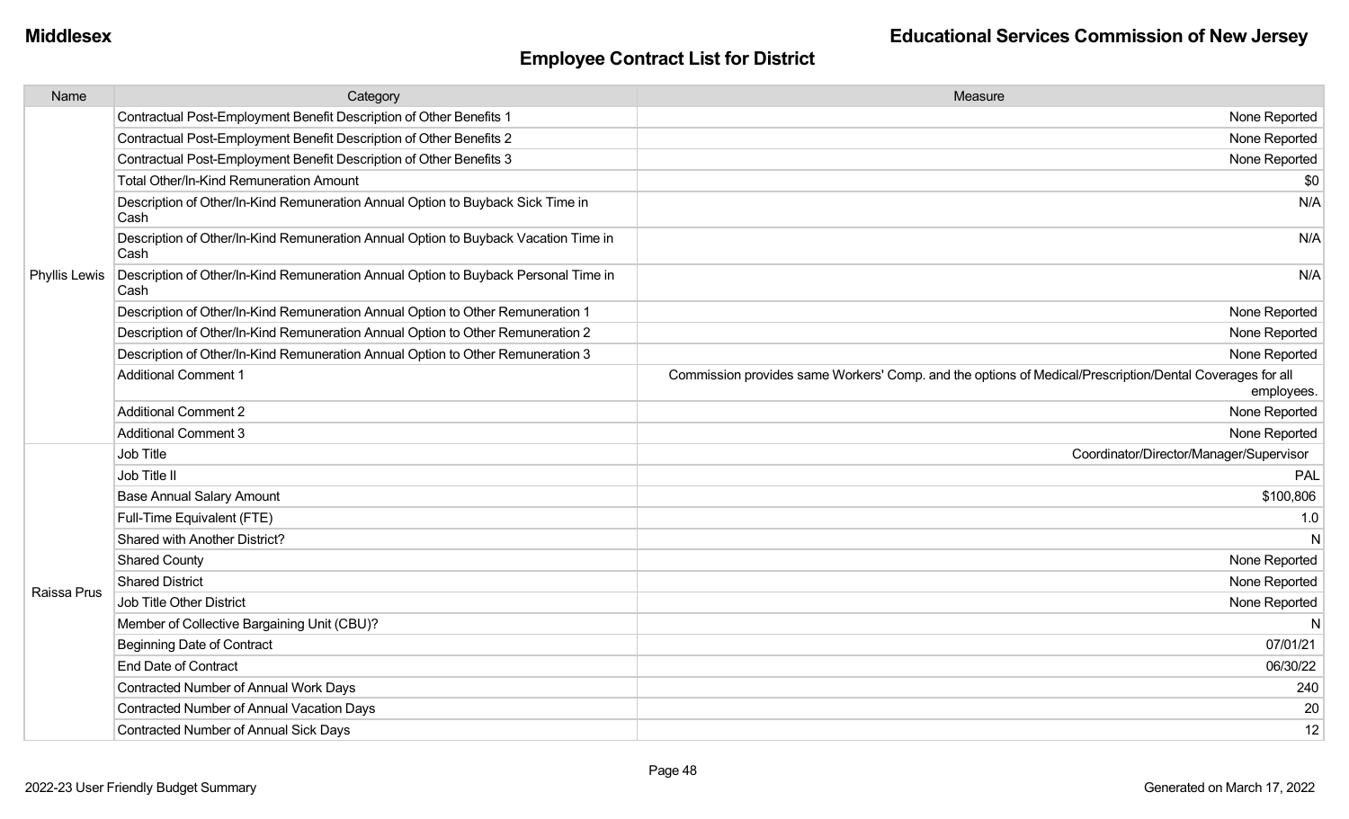## Employee Contract List for District

| Name | Category | Measure |
|---|---|---|
| Phyllis Lewis | Contractual Post-Employment Benefit Description of Other Benefits 1 | None Reported |
| | Contractual Post-Employment Benefit Description of Other Benefits 2 | None Reported |
| | Contractual Post-Employment Benefit Description of Other Benefits 3 | None Reported |
| | Total Other/In-Kind Remuneration Amount | $0 |
| | Description of Other/In-Kind Remuneration Annual Option to Buyback Sick Time in Cash | N/A |
| | Description of Other/In-Kind Remuneration Annual Option to Buyback Vacation Time in Cash | N/A |
| | Description of Other/In-Kind Remuneration Annual Option to Buyback Personal Time in Cash | N/A |
| | Description of Other/In-Kind Remuneration Annual Option to Other Remuneration 1 | None Reported |
| | Description of Other/In-Kind Remuneration Annual Option to Other Remuneration 2 | None Reported |
| | Description of Other/In-Kind Remuneration Annual Option to Other Remuneration 3 | None Reported |
| | Additional Comment 1 | Commission provides same Workers' Comp. and the options of Medical/Prescription/Dental Coverages for all employees. |
| | Additional Comment 2 | None Reported |
| | Additional Comment 3 | None Reported |
| Raissa Prus | Job Title | Coordinator/Director/Manager/Supervisor |
| | Job Title II | PAL |
| | Base Annual Salary Amount | $100,806 |
| | Full-Time Equivalent (FTE) | 1.0 |
| | Shared with Another District? | N |
| | Shared County | None Reported |
| | Shared District | None Reported |
| | Job Title Other District | None Reported |
| | Member of Collective Bargaining Unit (CBU)? | N |
| | Beginning Date of Contract | 07/01/21 |
| | End Date of Contract | 06/30/22 |
| | Contracted Number of Annual Work Days | 240 |
| | Contracted Number of Annual Vacation Days | 20 |
| | Contracted Number of Annual Sick Days | 12 |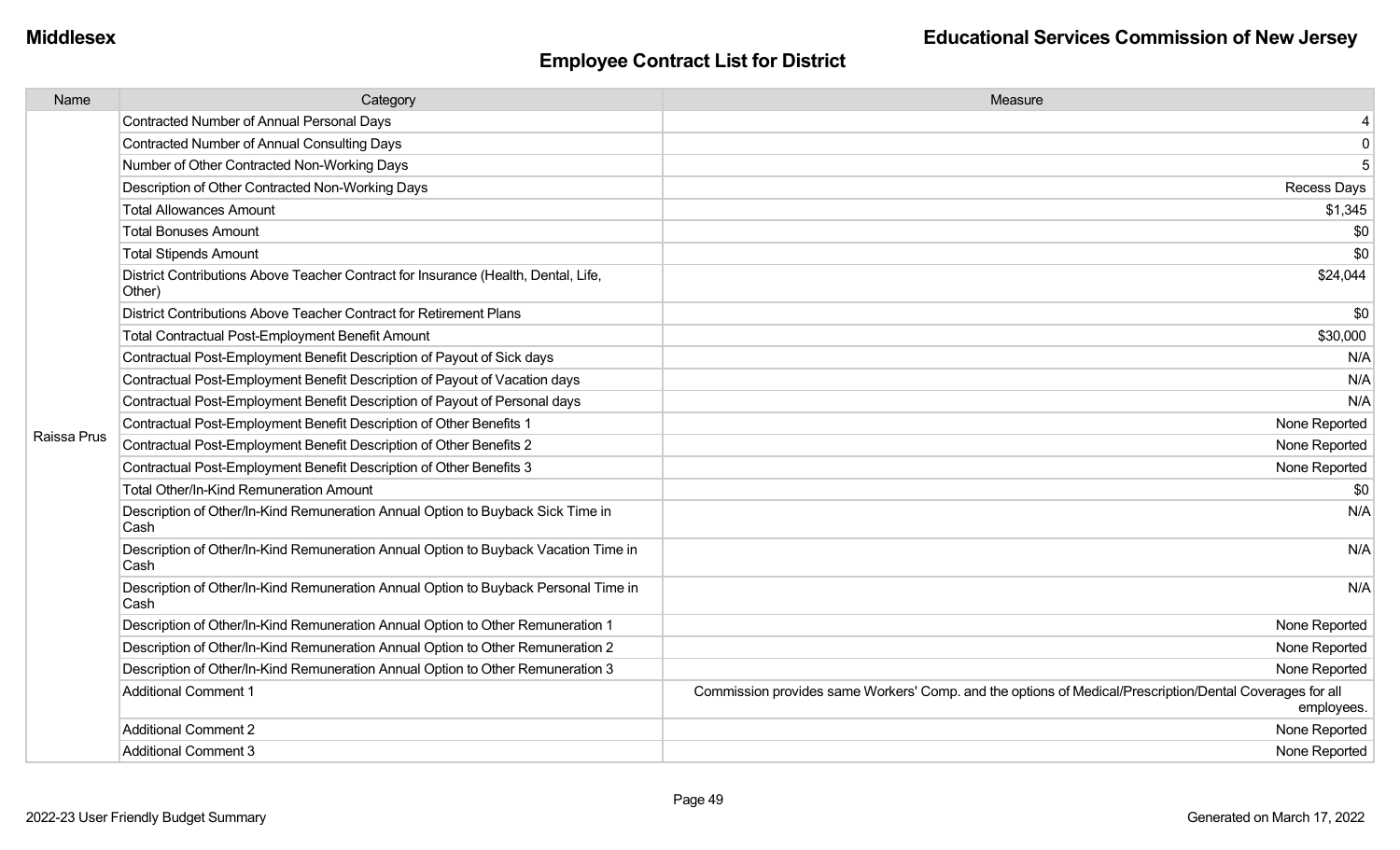Middlesex

Educational Services Commission of New Jersey

## Employee Contract List for District

| Name | Category | Measure |
|---|---|---|
| Raissa Prus | Contracted Number of Annual Personal Days | 4 |
| | Contracted Number of Annual Consulting Days | 0 |
| | Number of Other Contracted Non-Working Days | 5 |
| | Description of Other Contracted Non-Working Days | Recess Days |
| | Total Allowances Amount | $1,345 |
| | Total Bonuses Amount | $0 |
| | Total Stipends Amount | $0 |
| | District Contributions Above Teacher Contract for Insurance (Health, Dental, Life, Other) | $24,044 |
| | District Contributions Above Teacher Contract for Retirement Plans | $0 |
| | Total Contractual Post-Employment Benefit Amount | $30,000 |
| | Contractual Post-Employment Benefit Description of Payout of Sick days | N/A |
| | Contractual Post-Employment Benefit Description of Payout of Vacation days | N/A |
| | Contractual Post-Employment Benefit Description of Payout of Personal days | N/A |
| | Contractual Post-Employment Benefit Description of Other Benefits 1 | None Reported |
| | Contractual Post-Employment Benefit Description of Other Benefits 2 | None Reported |
| | Contractual Post-Employment Benefit Description of Other Benefits 3 | None Reported |
| | Total Other/In-Kind Remuneration Amount | $0 |
| | Description of Other/In-Kind Remuneration Annual Option to Buyback Sick Time in Cash | N/A |
| | Description of Other/In-Kind Remuneration Annual Option to Buyback Vacation Time in Cash | N/A |
| | Description of Other/In-Kind Remuneration Annual Option to Buyback Personal Time in Cash | N/A |
| | Description of Other/In-Kind Remuneration Annual Option to Other Remuneration 1 | None Reported |
| | Description of Other/In-Kind Remuneration Annual Option to Other Remuneration 2 | None Reported |
| | Description of Other/In-Kind Remuneration Annual Option to Other Remuneration 3 | None Reported |
| | Additional Comment 1 | Commission provides same Workers' Comp. and the options of Medical/Prescription/Dental Coverages for all employees. |
| | Additional Comment 2 | None Reported |
| | Additional Comment 3 | None Reported |

2022-23 User Friendly Budget Summary

Generated on March 17, 2022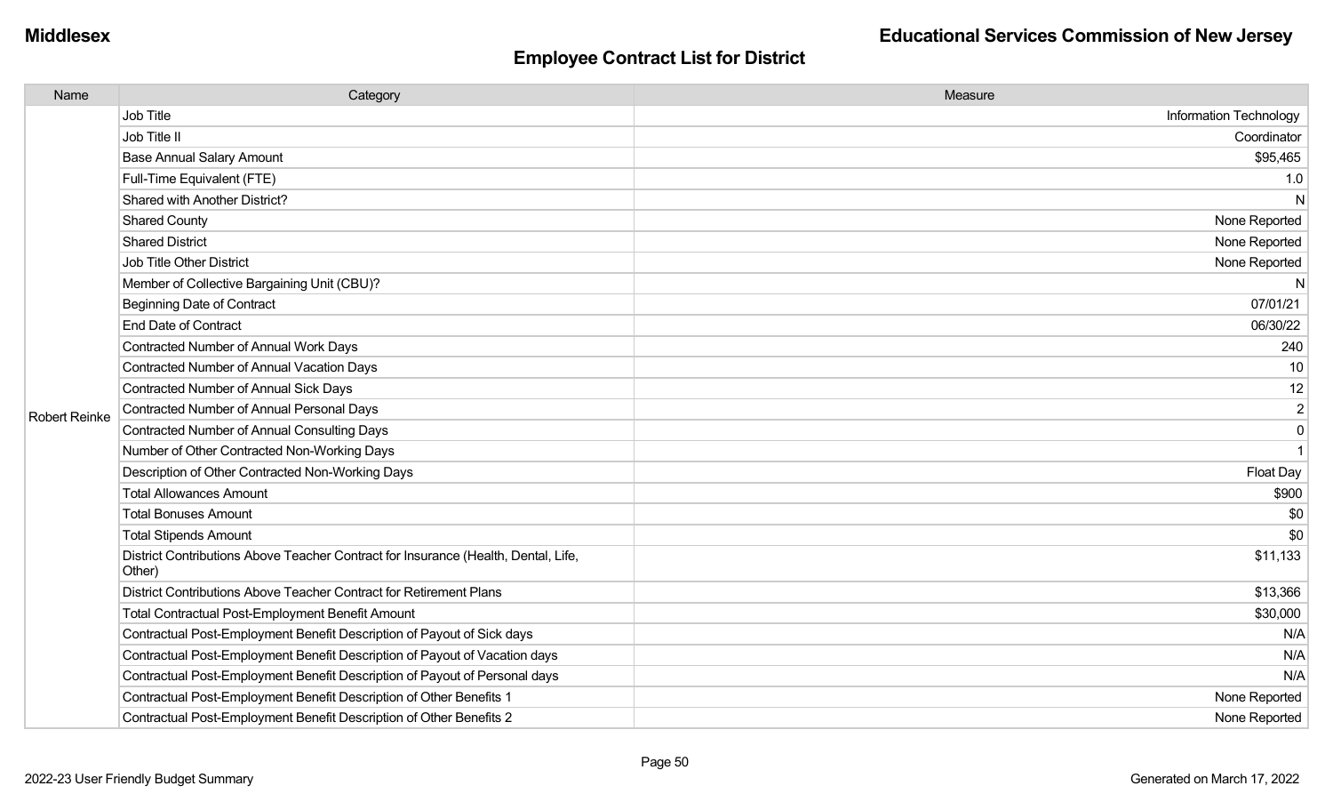## Employee Contract List for District

| Name | Category | Measure |
|---|---|---|
| Robert Reinke | Job Title | Information Technology |
| | Job Title II | Coordinator |
| | Base Annual Salary Amount | $95,465 |
| | Full-Time Equivalent (FTE) | 1.0 |
| | Shared with Another District? | N |
| | Shared County | None Reported |
| | Shared District | None Reported |
| | Job Title Other District | None Reported |
| | Member of Collective Bargaining Unit (CBU)? | N |
| | Beginning Date of Contract | 07/01/21 |
| | End Date of Contract | 06/30/22 |
| | Contracted Number of Annual Work Days | 240 |
| | Contracted Number of Annual Vacation Days | 10 |
| | Contracted Number of Annual Sick Days | 12 |
| | Contracted Number of Annual Personal Days | 2 |
| | Contracted Number of Annual Consulting Days | 0 |
| | Number of Other Contracted Non-Working Days | 1 |
| | Description of Other Contracted Non-Working Days | Float Day |
| | Total Allowances Amount | $900 |
| | Total Bonuses Amount | $0 |
| | Total Stipends Amount | $0 |
| | District Contributions Above Teacher Contract for Insurance (Health, Dental, Life, Other) | $11,133 |
| | District Contributions Above Teacher Contract for Retirement Plans | $13,366 |
| | Total Contractual Post-Employment Benefit Amount | $30,000 |
| | Contractual Post-Employment Benefit Description of Payout of Sick days | N/A |
| | Contractual Post-Employment Benefit Description of Payout of Vacation days | N/A |
| | Contractual Post-Employment Benefit Description of Payout of Personal days | N/A |
| | Contractual Post-Employment Benefit Description of Other Benefits 1 | None Reported |
| | Contractual Post-Employment Benefit Description of Other Benefits 2 | None Reported |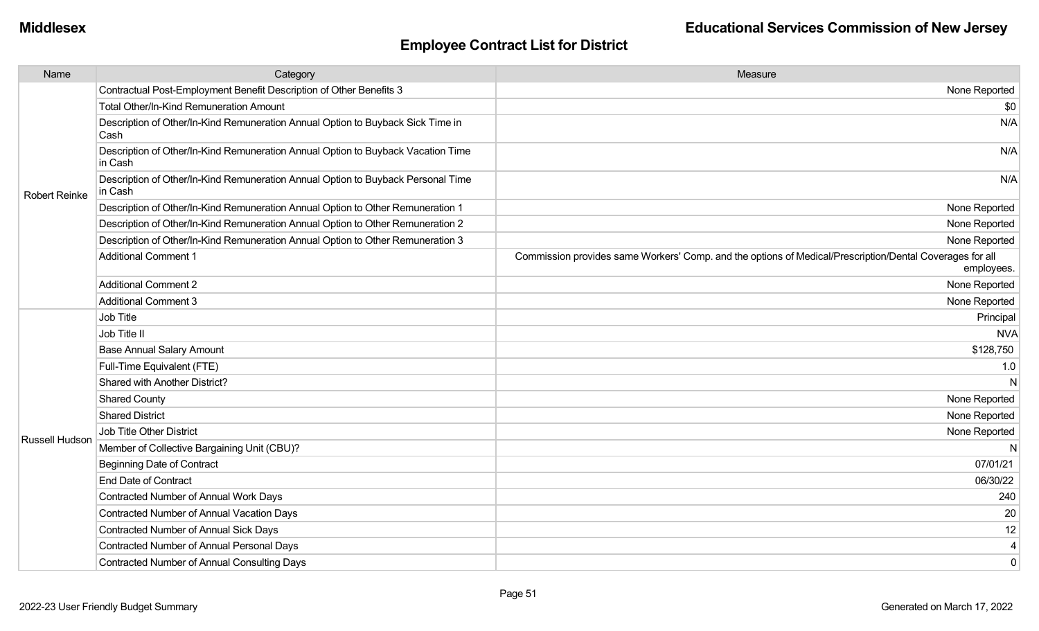**Middlesex** **Educational Services Commission of New Jersey**

## Employee Contract List for District

| Name | Category | Measure |
|---|---|---|
| Robert Reinke | Contractual Post-Employment Benefit Description of Other Benefits 3 | None Reported |
| | Total Other/In-Kind Remuneration Amount | $0 |
| | Description of Other/In-Kind Remuneration Annual Option to Buyback Sick Time in Cash | N/A |
| | Description of Other/In-Kind Remuneration Annual Option to Buyback Vacation Time in Cash | N/A |
| | Description of Other/In-Kind Remuneration Annual Option to Buyback Personal Time in Cash | N/A |
| | Description of Other/In-Kind Remuneration Annual Option to Other Remuneration 1 | None Reported |
| | Description of Other/In-Kind Remuneration Annual Option to Other Remuneration 2 | None Reported |
| | Description of Other/In-Kind Remuneration Annual Option to Other Remuneration 3 | None Reported |
| | Additional Comment 1 | Commission provides same Workers' Comp. and the options of Medical/Prescription/Dental Coverages for all employees. |
| | Additional Comment 2 | None Reported |
| | Additional Comment 3 | None Reported |
| Russell Hudson | Job Title | Principal |
| | Job Title II | NVA |
| | Base Annual Salary Amount | $128,750 |
| | Full-Time Equivalent (FTE) | 1.0 |
| | Shared with Another District? | N |
| | Shared County | None Reported |
| | Shared District | None Reported |
| | Job Title Other District | None Reported |
| | Member of Collective Bargaining Unit (CBU)? | N |
| | Beginning Date of Contract | 07/01/21 |
| | End Date of Contract | 06/30/22 |
| | Contracted Number of Annual Work Days | 240 |
| | Contracted Number of Annual Vacation Days | 20 |
| | Contracted Number of Annual Sick Days | 12 |
| | Contracted Number of Annual Personal Days | 4 |
| | Contracted Number of Annual Consulting Days | 0 |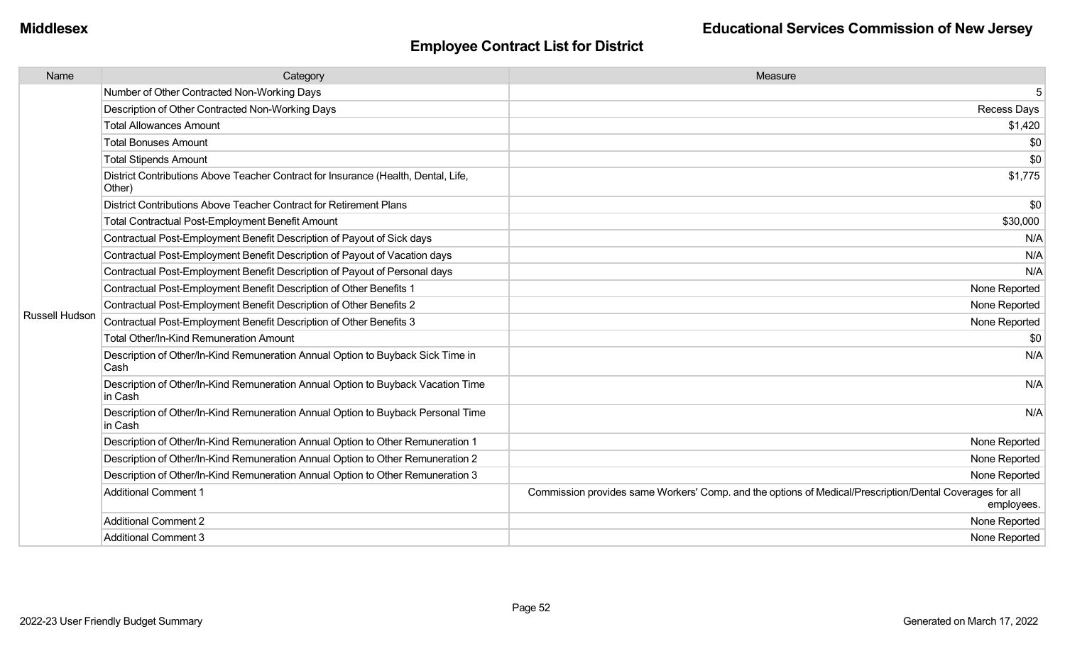## Employee Contract List for District

| Name | Category | Measure |
|---|---|---|
| Russell Hudson | Number of Other Contracted Non-Working Days | 5 |
| | Description of Other Contracted Non-Working Days | Recess Days |
| | Total Allowances Amount | $1,420 |
| | Total Bonuses Amount | $0 |
| | Total Stipends Amount | $0 |
| | District Contributions Above Teacher Contract for Insurance (Health, Dental, Life, Other) | $1,775 |
| | District Contributions Above Teacher Contract for Retirement Plans | $0 |
| | Total Contractual Post-Employment Benefit Amount | $30,000 |
| | Contractual Post-Employment Benefit Description of Payout of Sick days | N/A |
| | Contractual Post-Employment Benefit Description of Payout of Vacation days | N/A |
| | Contractual Post-Employment Benefit Description of Payout of Personal days | N/A |
| | Contractual Post-Employment Benefit Description of Other Benefits 1 | None Reported |
| | Contractual Post-Employment Benefit Description of Other Benefits 2 | None Reported |
| | Contractual Post-Employment Benefit Description of Other Benefits 3 | None Reported |
| | Total Other/In-Kind Remuneration Amount | $0 |
| | Description of Other/In-Kind Remuneration Annual Option to Buyback Sick Time in Cash | N/A |
| | Description of Other/In-Kind Remuneration Annual Option to Buyback Vacation Time in Cash | N/A |
| | Description of Other/In-Kind Remuneration Annual Option to Buyback Personal Time in Cash | N/A |
| | Description of Other/In-Kind Remuneration Annual Option to Other Remuneration 1 | None Reported |
| | Description of Other/In-Kind Remuneration Annual Option to Other Remuneration 2 | None Reported |
| | Description of Other/In-Kind Remuneration Annual Option to Other Remuneration 3 | None Reported |
| | Additional Comment 1 | Commission provides same Workers' Comp. and the options of Medical/Prescription/Dental Coverages for all employees. |
| | Additional Comment 2 | None Reported |
| | Additional Comment 3 | None Reported |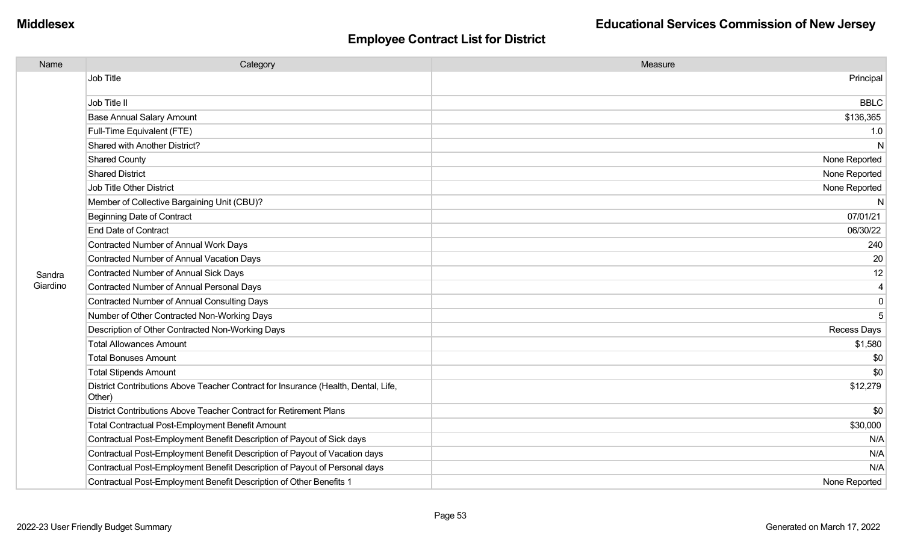**Middlesex** **Educational Services Commission of New Jersey**

## Employee Contract List for District

| Name | Category | Measure |
|---|---|---|
| Sandra Giardino | Job Title | Principal |
| | Job Title II | BBLC |
| | Base Annual Salary Amount | $136,365 |
| | Full-Time Equivalent (FTE) | 1.0 |
| | Shared with Another District? | N |
| | Shared County | None Reported |
| | Shared District | None Reported |
| | Job Title Other District | None Reported |
| | Member of Collective Bargaining Unit (CBU)? | N |
| | Beginning Date of Contract | 07/01/21 |
| | End Date of Contract | 06/30/22 |
| | Contracted Number of Annual Work Days | 240 |
| | Contracted Number of Annual Vacation Days | 20 |
| | Contracted Number of Annual Sick Days | 12 |
| | Contracted Number of Annual Personal Days | 4 |
| | Contracted Number of Annual Consulting Days | 0 |
| | Number of Other Contracted Non-Working Days | 5 |
| | Description of Other Contracted Non-Working Days | Recess Days |
| | Total Allowances Amount | $1,580 |
| | Total Bonuses Amount | $0 |
| | Total Stipends Amount | $0 |
| | District Contributions Above Teacher Contract for Insurance (Health, Dental, Life, Other) | $12,279 |
| | District Contributions Above Teacher Contract for Retirement Plans | $0 |
| | Total Contractual Post-Employment Benefit Amount | $30,000 |
| | Contractual Post-Employment Benefit Description of Payout of Sick days | N/A |
| | Contractual Post-Employment Benefit Description of Payout of Vacation days | N/A |
| | Contractual Post-Employment Benefit Description of Payout of Personal days | N/A |
| | Contractual Post-Employment Benefit Description of Other Benefits 1 | None Reported |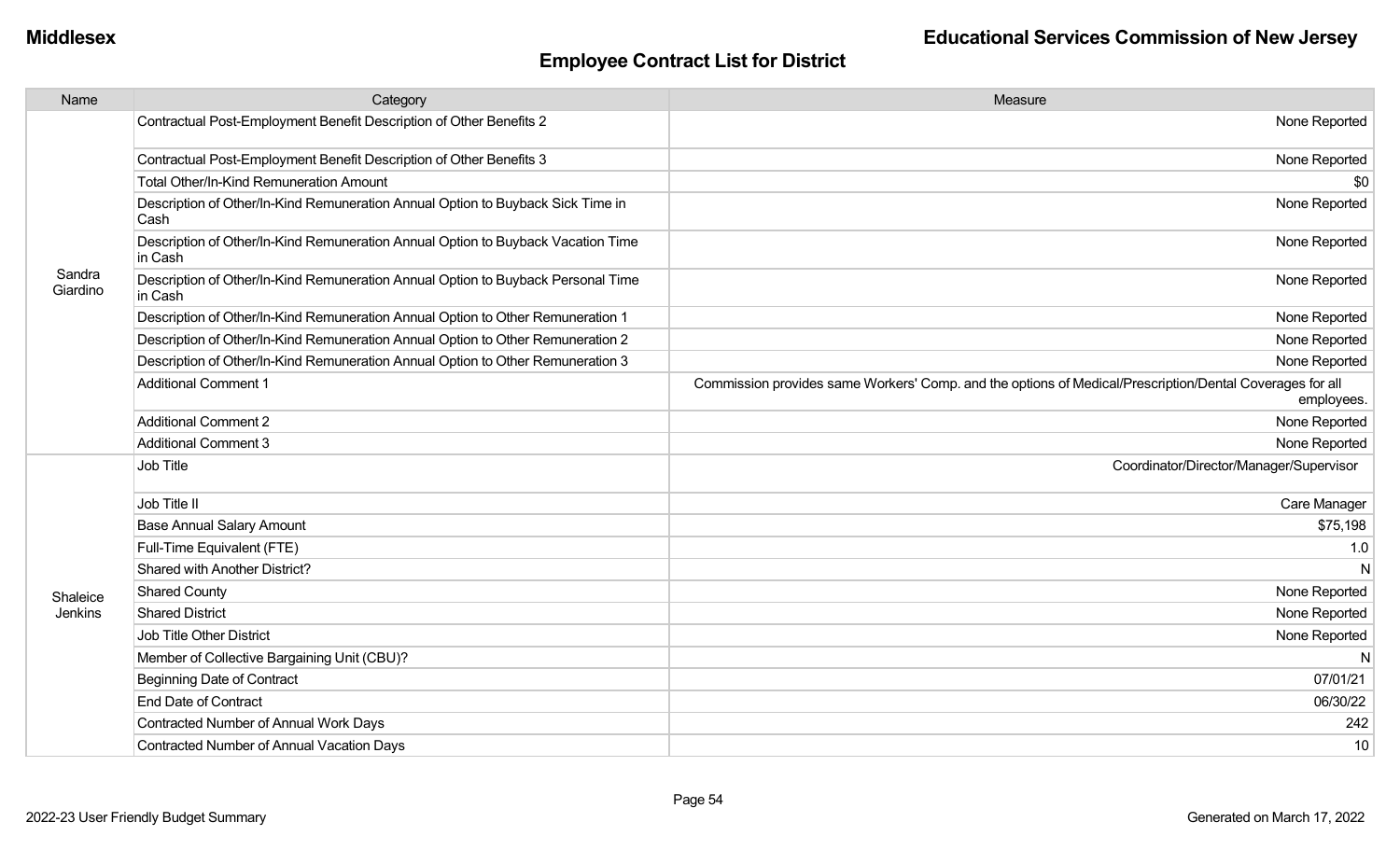## Employee Contract List for District

| Name | Category | Measure |
|---|---|---|
| Sandra Giardino | Contractual Post-Employment Benefit Description of Other Benefits 2 | None Reported |
| | Contractual Post-Employment Benefit Description of Other Benefits 3 | None Reported |
| | Total Other/In-Kind Remuneration Amount | $0 |
| | Description of Other/In-Kind Remuneration Annual Option to Buyback Sick Time in Cash | None Reported |
| | Description of Other/In-Kind Remuneration Annual Option to Buyback Vacation Time in Cash | None Reported |
| | Description of Other/In-Kind Remuneration Annual Option to Buyback Personal Time in Cash | None Reported |
| | Description of Other/In-Kind Remuneration Annual Option to Other Remuneration 1 | None Reported |
| | Description of Other/In-Kind Remuneration Annual Option to Other Remuneration 2 | None Reported |
| | Description of Other/In-Kind Remuneration Annual Option to Other Remuneration 3 | None Reported |
| | Additional Comment 1 | Commission provides same Workers' Comp. and the options of Medical/Prescription/Dental Coverages for all employees. |
| | Additional Comment 2 | None Reported |
| | Additional Comment 3 | None Reported |
| Shaleice Jenkins | Job Title | Coordinator/Director/Manager/Supervisor |
| | Job Title II | Care Manager |
| | Base Annual Salary Amount | $75,198 |
| | Full-Time Equivalent (FTE) | 1.0 |
| | Shared with Another District? | N |
| | Shared County | None Reported |
| | Shared District | None Reported |
| | Job Title Other District | None Reported |
| | Member of Collective Bargaining Unit (CBU)? | N |
| | Beginning Date of Contract | 07/01/21 |
| | End Date of Contract | 06/30/22 |
| | Contracted Number of Annual Work Days | 242 |
| | Contracted Number of Annual Vacation Days | 10 |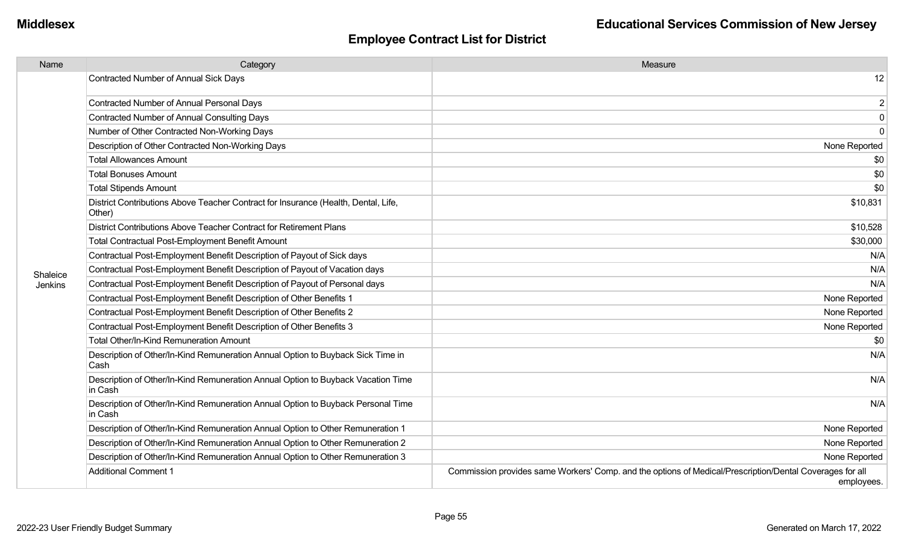## Employee Contract List for District

| Name | Category | Measure |
|---|---|---|
| Shaleice Jenkins | Contracted Number of Annual Sick Days | 12 |
| | Contracted Number of Annual Personal Days | 2 |
| | Contracted Number of Annual Consulting Days | 0 |
| | Number of Other Contracted Non-Working Days | 0 |
| | Description of Other Contracted Non-Working Days | None Reported |
| | Total Allowances Amount | $0 |
| | Total Bonuses Amount | $0 |
| | Total Stipends Amount | $0 |
| | District Contributions Above Teacher Contract for Insurance (Health, Dental, Life, Other) | $10,831 |
| | District Contributions Above Teacher Contract for Retirement Plans | $10,528 |
| | Total Contractual Post-Employment Benefit Amount | $30,000 |
| | Contractual Post-Employment Benefit Description of Payout of Sick days | N/A |
| | Contractual Post-Employment Benefit Description of Payout of Vacation days | N/A |
| | Contractual Post-Employment Benefit Description of Payout of Personal days | N/A |
| | Contractual Post-Employment Benefit Description of Other Benefits 1 | None Reported |
| | Contractual Post-Employment Benefit Description of Other Benefits 2 | None Reported |
| | Contractual Post-Employment Benefit Description of Other Benefits 3 | None Reported |
| | Total Other/In-Kind Remuneration Amount | $0 |
| | Description of Other/In-Kind Remuneration Annual Option to Buyback Sick Time in Cash | N/A |
| | Description of Other/In-Kind Remuneration Annual Option to Buyback Vacation Time in Cash | N/A |
| | Description of Other/In-Kind Remuneration Annual Option to Buyback Personal Time in Cash | N/A |
| | Description of Other/In-Kind Remuneration Annual Option to Other Remuneration 1 | None Reported |
| | Description of Other/In-Kind Remuneration Annual Option to Other Remuneration 2 | None Reported |
| | Description of Other/In-Kind Remuneration Annual Option to Other Remuneration 3 | None Reported |
| | Additional Comment 1 | Commission provides same Workers' Comp. and the options of Medical/Prescription/Dental Coverages for all employees. |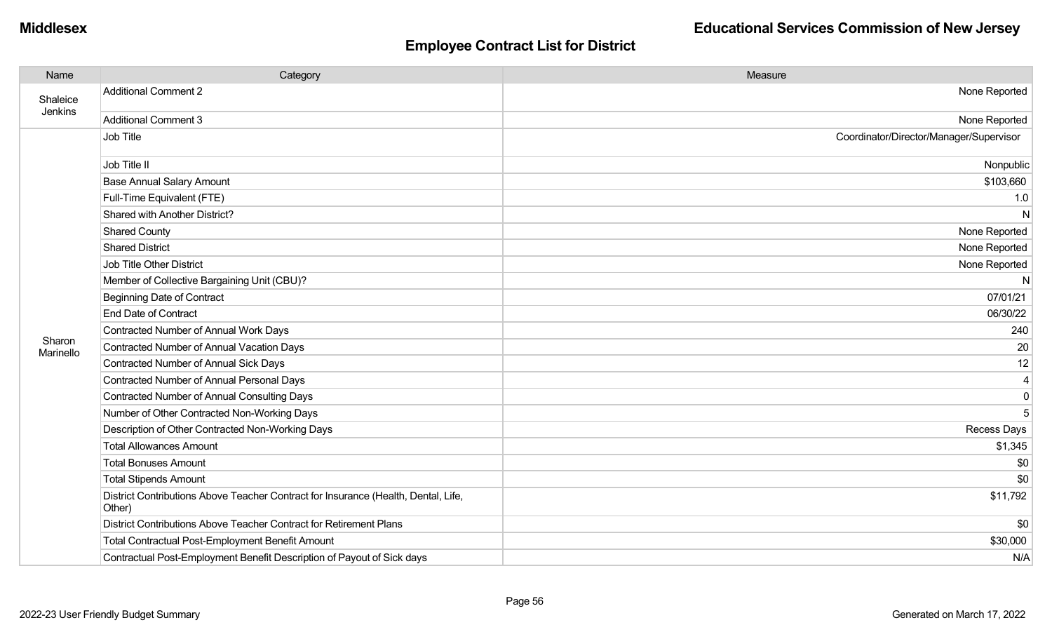## Employee Contract List for District

| Name | Category | Measure |
| --- | --- | --- |
| Shaleice Jenkins | Additional Comment 2 | None Reported |
| | Additional Comment 3 | None Reported |
| Sharon Marinello | Job Title | Coordinator/Director/Manager/Supervisor |
| | Job Title II | Nonpublic |
| | Base Annual Salary Amount | $103,660 |
| | Full-Time Equivalent (FTE) | 1.0 |
| | Shared with Another District? | N |
| | Shared County | None Reported |
| | Shared District | None Reported |
| | Job Title Other District | None Reported |
| | Member of Collective Bargaining Unit (CBU)? | N |
| | Beginning Date of Contract | 07/01/21 |
| | End Date of Contract | 06/30/22 |
| | Contracted Number of Annual Work Days | 240 |
| | Contracted Number of Annual Vacation Days | 20 |
| | Contracted Number of Annual Sick Days | 12 |
| | Contracted Number of Annual Personal Days | 4 |
| | Contracted Number of Annual Consulting Days | 0 |
| | Number of Other Contracted Non-Working Days | 5 |
| | Description of Other Contracted Non-Working Days | Recess Days |
| | Total Allowances Amount | $1,345 |
| | Total Bonuses Amount | $0 |
| | Total Stipends Amount | $0 |
| | District Contributions Above Teacher Contract for Insurance (Health, Dental, Life, Other) | $11,792 |
| | District Contributions Above Teacher Contract for Retirement Plans | $0 |
| | Total Contractual Post-Employment Benefit Amount | $30,000 |
| | Contractual Post-Employment Benefit Description of Payout of Sick days | N/A |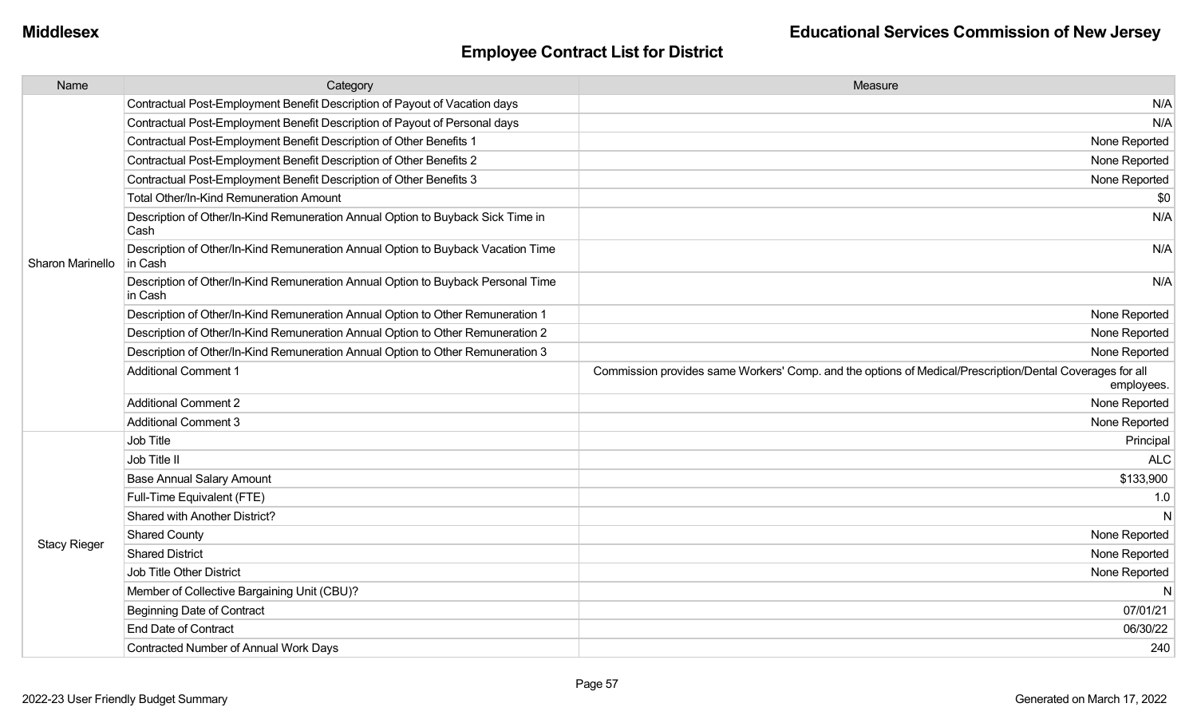## Employee Contract List for District

| Name | Category | Measure |
| --- | --- | --- |
| Sharon Marinello | Contractual Post-Employment Benefit Description of Payout of Vacation days | N/A |
| | Contractual Post-Employment Benefit Description of Payout of Personal days | N/A |
| | Contractual Post-Employment Benefit Description of Other Benefits 1 | None Reported |
| | Contractual Post-Employment Benefit Description of Other Benefits 2 | None Reported |
| | Contractual Post-Employment Benefit Description of Other Benefits 3 | None Reported |
| | Total Other/In-Kind Remuneration Amount | $0 |
| | Description of Other/In-Kind Remuneration Annual Option to Buyback Sick Time in Cash | N/A |
| | Description of Other/In-Kind Remuneration Annual Option to Buyback Vacation Time in Cash | N/A |
| | Description of Other/In-Kind Remuneration Annual Option to Buyback Personal Time in Cash | N/A |
| | Description of Other/In-Kind Remuneration Annual Option to Other Remuneration 1 | None Reported |
| | Description of Other/In-Kind Remuneration Annual Option to Other Remuneration 2 | None Reported |
| | Description of Other/In-Kind Remuneration Annual Option to Other Remuneration 3 | None Reported |
| | Additional Comment 1 | Commission provides same Workers' Comp. and the options of Medical/Prescription/Dental Coverages for all employees. |
| | Additional Comment 2 | None Reported |
| | Additional Comment 3 | None Reported |
| Stacy Rieger | Job Title | Principal |
| | Job Title II | ALC |
| | Base Annual Salary Amount | $133,900 |
| | Full-Time Equivalent (FTE) | 1.0 |
| | Shared with Another District? | N |
| | Shared County | None Reported |
| | Shared District | None Reported |
| | Job Title Other District | None Reported |
| | Member of Collective Bargaining Unit (CBU)? | N |
| | Beginning Date of Contract | 07/01/21 |
| | End Date of Contract | 06/30/22 |
| | Contracted Number of Annual Work Days | 240 |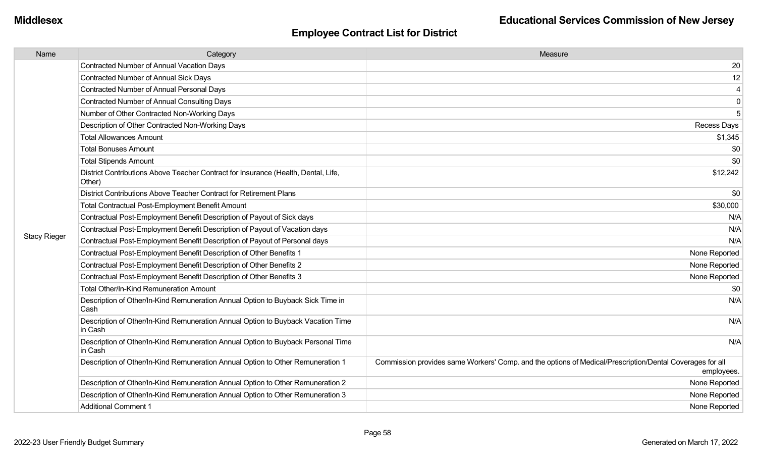**Middlesex** | **Educational Services Commission of New Jersey**

## Employee Contract List for District

| Name | Category | Measure |
|---|---|---|
| Stacy Rieger | Contracted Number of Annual Vacation Days | 20 |
| | Contracted Number of Annual Sick Days | 12 |
| | Contracted Number of Annual Personal Days | 4 |
| | Contracted Number of Annual Consulting Days | 0 |
| | Number of Other Contracted Non-Working Days | 5 |
| | Description of Other Contracted Non-Working Days | Recess Days |
| | Total Allowances Amount | $1,345 |
| | Total Bonuses Amount | $0 |
| | Total Stipends Amount | $0 |
| | District Contributions Above Teacher Contract for Insurance (Health, Dental, Life, Other) | $12,242 |
| | District Contributions Above Teacher Contract for Retirement Plans | $0 |
| | Total Contractual Post-Employment Benefit Amount | $30,000 |
| | Contractual Post-Employment Benefit Description of Payout of Sick days | N/A |
| | Contractual Post-Employment Benefit Description of Payout of Vacation days | N/A |
| | Contractual Post-Employment Benefit Description of Payout of Personal days | N/A |
| | Contractual Post-Employment Benefit Description of Other Benefits 1 | None Reported |
| | Contractual Post-Employment Benefit Description of Other Benefits 2 | None Reported |
| | Contractual Post-Employment Benefit Description of Other Benefits 3 | None Reported |
| | Total Other/In-Kind Remuneration Amount | $0 |
| | Description of Other/In-Kind Remuneration Annual Option to Buyback Sick Time in Cash | N/A |
| | Description of Other/In-Kind Remuneration Annual Option to Buyback Vacation Time in Cash | N/A |
| | Description of Other/In-Kind Remuneration Annual Option to Buyback Personal Time in Cash | N/A |
| | Description of Other/In-Kind Remuneration Annual Option to Other Remuneration 1 | Commission provides same Workers' Comp. and the options of Medical/Prescription/Dental Coverages for all employees. |
| | Description of Other/In-Kind Remuneration Annual Option to Other Remuneration 2 | None Reported |
| | Description of Other/In-Kind Remuneration Annual Option to Other Remuneration 3 | None Reported |
| | Additional Comment 1 | None Reported |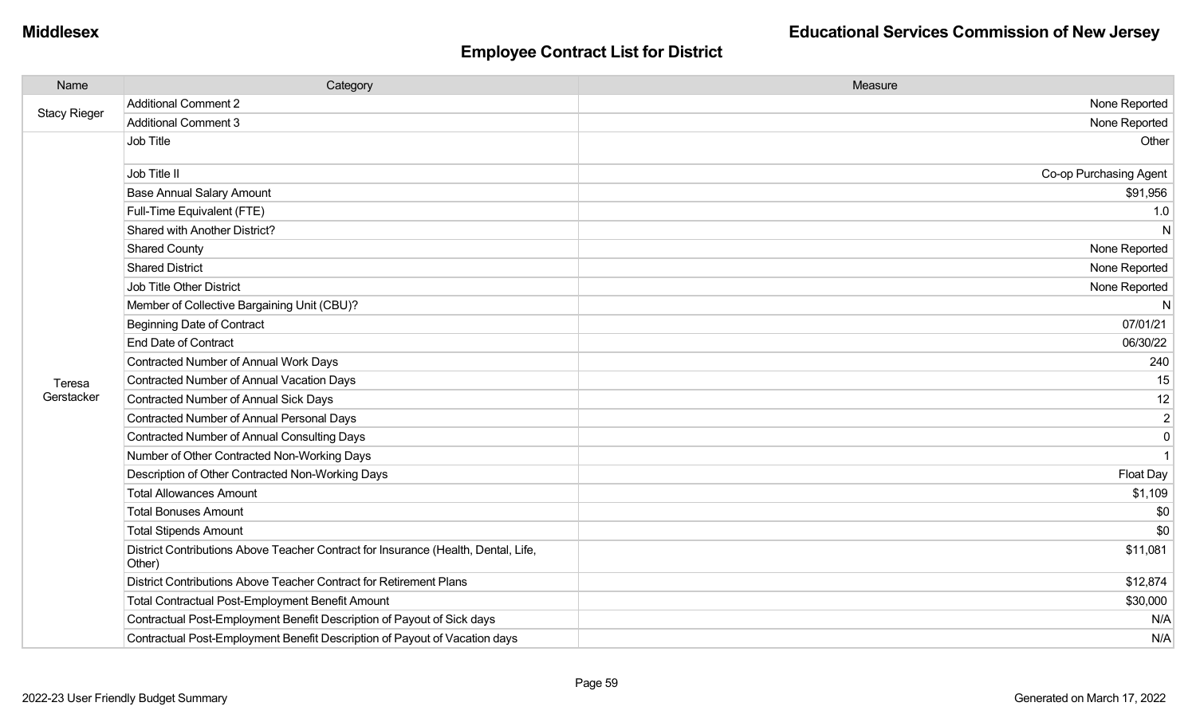## Employee Contract List for District

| Name | Category | Measure |
|---|---|---|
| Stacy Rieger | Additional Comment 2 | None Reported |
| | Additional Comment 3 | None Reported |
| Teresa Gerstacker | Job Title | Other |
| | Job Title II | Co-op Purchasing Agent |
| | Base Annual Salary Amount | $91,956 |
| | Full-Time Equivalent (FTE) | 1.0 |
| | Shared with Another District? | N |
| | Shared County | None Reported |
| | Shared District | None Reported |
| | Job Title Other District | None Reported |
| | Member of Collective Bargaining Unit (CBU)? | N |
| | Beginning Date of Contract | 07/01/21 |
| | End Date of Contract | 06/30/22 |
| | Contracted Number of Annual Work Days | 240 |
| | Contracted Number of Annual Vacation Days | 15 |
| | Contracted Number of Annual Sick Days | 12 |
| | Contracted Number of Annual Personal Days | 2 |
| | Contracted Number of Annual Consulting Days | 0 |
| | Number of Other Contracted Non-Working Days | 1 |
| | Description of Other Contracted Non-Working Days | Float Day |
| | Total Allowances Amount | $1,109 |
| | Total Bonuses Amount | $0 |
| | Total Stipends Amount | $0 |
| | District Contributions Above Teacher Contract for Insurance (Health, Dental, Life, Other) | $11,081 |
| | District Contributions Above Teacher Contract for Retirement Plans | $12,874 |
| | Total Contractual Post-Employment Benefit Amount | $30,000 |
| | Contractual Post-Employment Benefit Description of Payout of Sick days | N/A |
| | Contractual Post-Employment Benefit Description of Payout of Vacation days | N/A |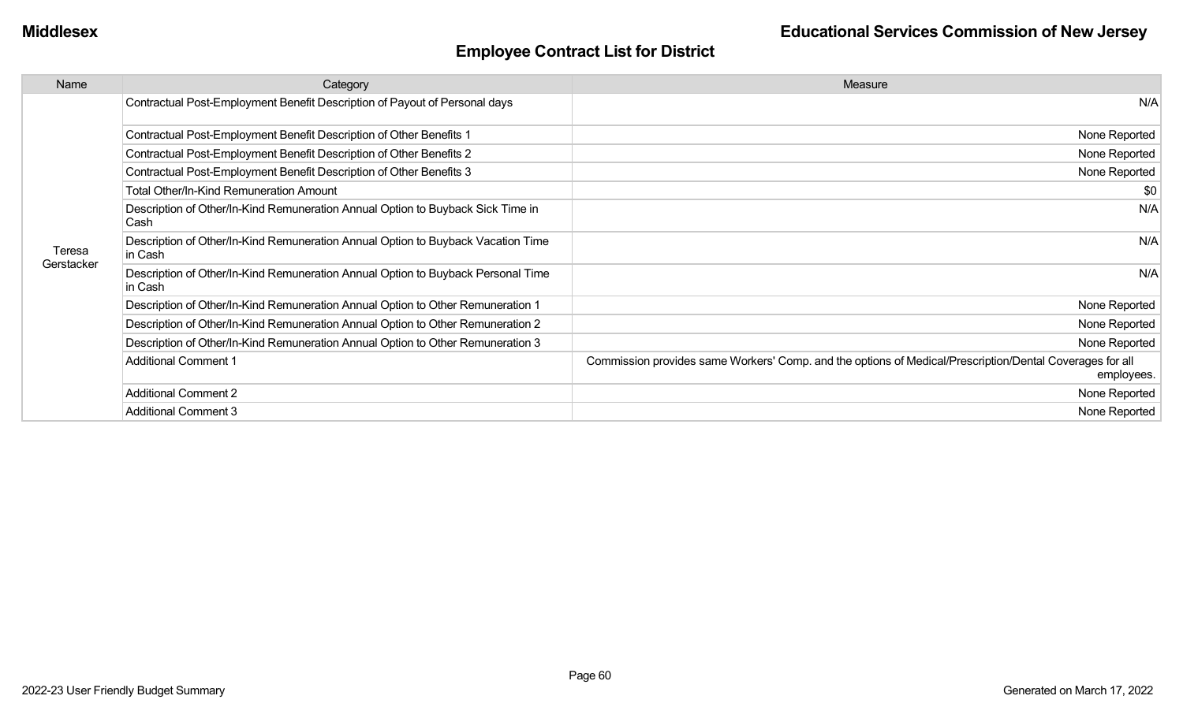# Employee Contract List for District

| Name | Category | Measure |
| --- | --- | --- |
| Teresa Gerstacker | Contractual Post-Employment Benefit Description of Payout of Personal days | N/A |
| | Contractual Post-Employment Benefit Description of Other Benefits 1 | None Reported |
| | Contractual Post-Employment Benefit Description of Other Benefits 2 | None Reported |
| | Contractual Post-Employment Benefit Description of Other Benefits 3 | None Reported |
| | Total Other/In-Kind Remuneration Amount | $0 |
| | Description of Other/In-Kind Remuneration Annual Option to Buyback Sick Time in Cash | N/A |
| | Description of Other/In-Kind Remuneration Annual Option to Buyback Vacation Time in Cash | N/A |
| | Description of Other/In-Kind Remuneration Annual Option to Buyback Personal Time in Cash | N/A |
| | Description of Other/In-Kind Remuneration Annual Option to Other Remuneration 1 | None Reported |
| | Description of Other/In-Kind Remuneration Annual Option to Other Remuneration 2 | None Reported |
| | Description of Other/In-Kind Remuneration Annual Option to Other Remuneration 3 | None Reported |
| | Additional Comment 1 | Commission provides same Workers' Comp. and the options of Medical/Prescription/Dental Coverages for all employees. |
| | Additional Comment 2 | None Reported |
| | Additional Comment 3 | None Reported |